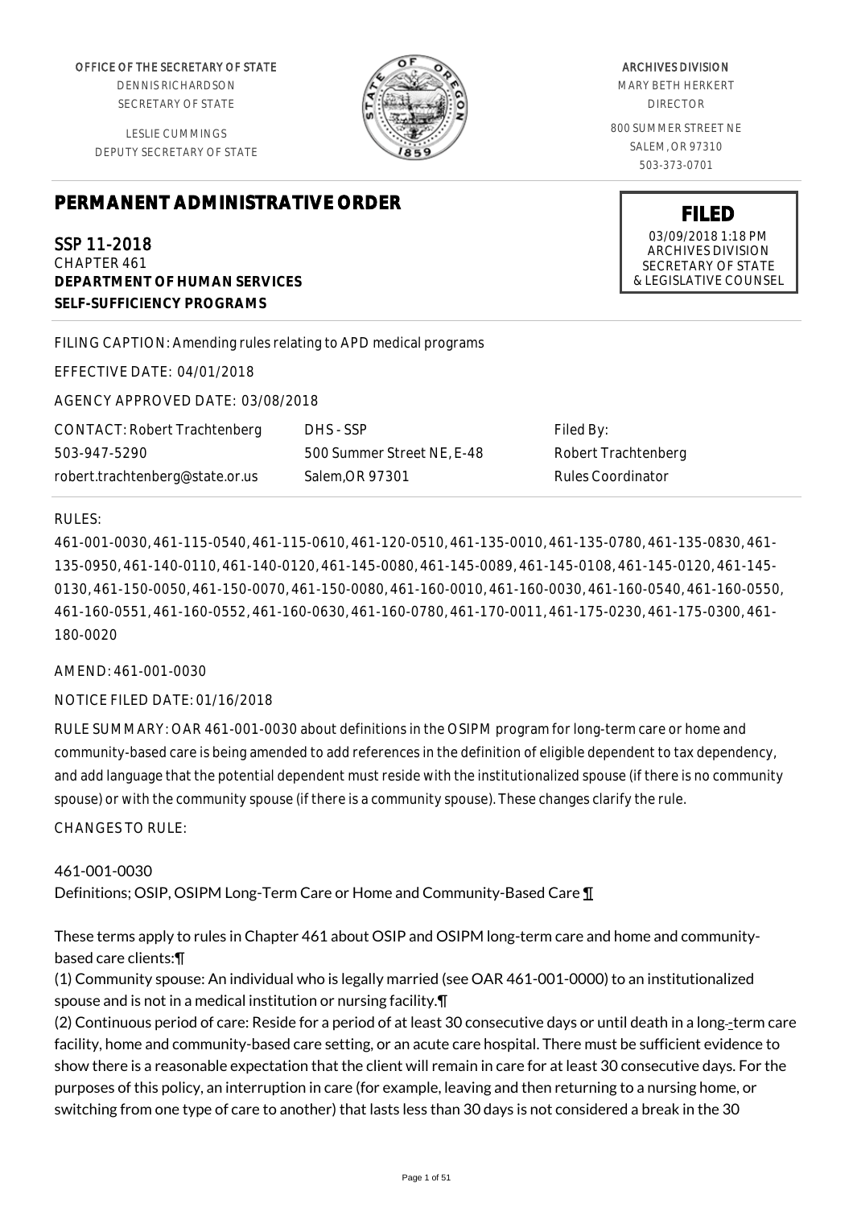OFFICE OF THE SECRETARY OF STATE
DENNIS RICHARDSON
SECRETARY OF STATE

LESLIE CUMMINGS
DEPUTY SECRETARY OF STATE

ARCHIVES DIVISION
MARY BETH HERKERT
DIRECTOR

800 SUMMER STREET NE
SALEM, OR 97310
503-373-0701

**FILED**
03/09/2018 1:18 PM
ARCHIVES DIVISION
SECRETARY OF STATE
& LEGISLATIVE COUNSEL

# PERMANENT ADMINISTRATIVE ORDER

SSP 11-2018
CHAPTER 461
**DEPARTMENT OF HUMAN SERVICES**
**SELF-SUFFICIENCY PROGRAMS**

FILING CAPTION: Amending rules relating to APD medical programs

EFFECTIVE DATE: 04/01/2018

AGENCY APPROVED DATE: 03/08/2018

| CONTACT: Robert Trachtenberg | DHS - SSP | Filed By: |
|---|---|---|
| 503-947-5290 | 500 Summer Street NE, E-48 | Robert Trachtenberg |
| robert.trachtenberg@state.or.us | Salem,OR 97301 | Rules Coordinator |

RULES:

461-001-0030, 461-115-0540, 461-115-0610, 461-120-0510, 461-135-0010, 461-135-0780, 461-135-0830, 461-135-0950, 461-140-0110, 461-140-0120, 461-145-0080, 461-145-0089, 461-145-0108, 461-145-0120, 461-145-0130, 461-150-0050, 461-150-0070, 461-150-0080, 461-160-0010, 461-160-0030, 461-160-0540, 461-160-0550, 461-160-0551, 461-160-0552, 461-160-0630, 461-160-0780, 461-170-0011, 461-175-0230, 461-175-0300, 461-180-0020

AMEND: 461-001-0030

NOTICE FILED DATE: 01/16/2018

RULE SUMMARY: OAR 461-001-0030 about definitions in the OSIPM program for long-term care or home and community-based care is being amended to add references in the definition of eligible dependent to tax dependency, and add language that the potential dependent must reside with the institutionalized spouse (if there is no community spouse) or with the community spouse (if there is a community spouse). These changes clarify the rule.

CHANGES TO RULE:

461-001-0030
Definitions; OSIP, OSIPM Long-Term Care or Home and Community-Based Care ¶

These terms apply to rules in Chapter 461 about OSIP and OSIPM long-term care and home and community-based care clients:¶
(1) Community spouse: An individual who is legally married (see OAR 461-001-0000) to an institutionalized spouse and is not in a medical institution or nursing facility.¶
(2) Continuous period of care: Reside for a period of at least 30 consecutive days or until death in a long--term care facility, home and community-based care setting, or an acute care hospital. There must be sufficient evidence to show there is a reasonable expectation that the client will remain in care for at least 30 consecutive days. For the purposes of this policy, an interruption in care (for example, leaving and then returning to a nursing home, or switching from one type of care to another) that lasts less than 30 days is not considered a break in the 30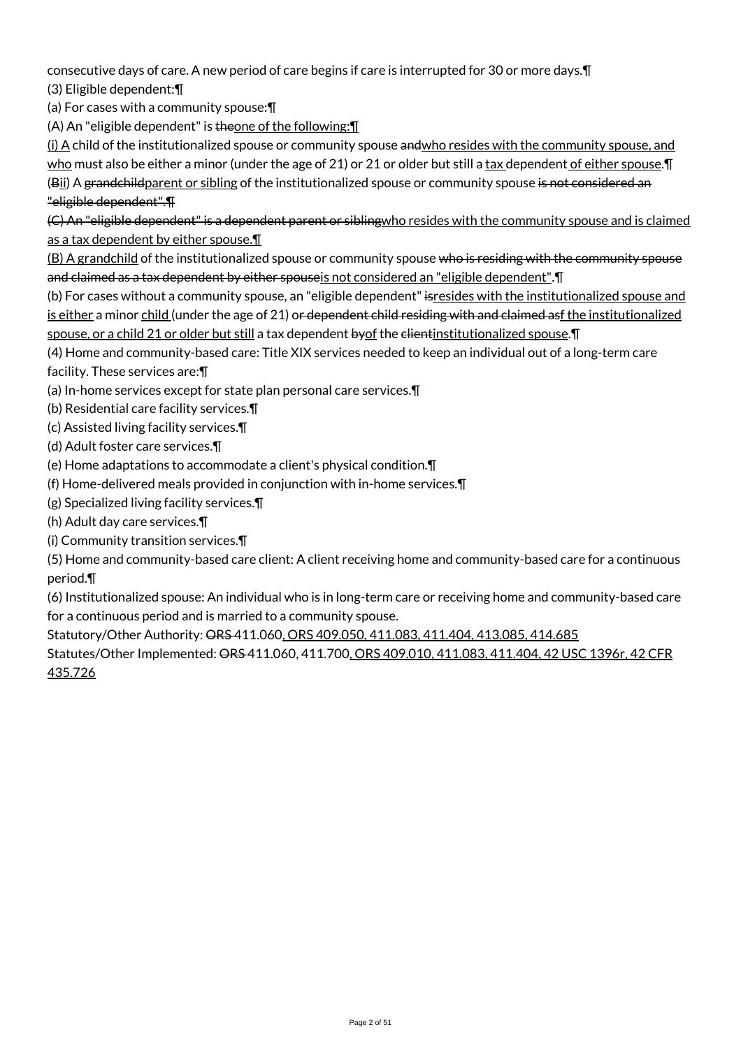consecutive days of care. A new period of care begins if care is interrupted for 30 or more days.¶

(3) Eligible dependent:¶

(a) For cases with a community spouse:¶

(A) An "eligible dependent" is ~~the~~one of the following:¶

(i) A child of the institutionalized spouse or community spouse ~~and~~who resides with the community spouse, and who must also be either a minor (under the age of 21) or 21 or older but still a tax dependent of either spouse.¶

(~~B~~ii) A ~~grandchild~~parent or sibling of the institutionalized spouse or community spouse ~~is not considered an "eligible dependent".¶~~

~~(C) An "eligible dependent" is a dependent parent or sibling~~who resides with the community spouse and is claimed as a tax dependent by either spouse.¶

(B) A grandchild of the institutionalized spouse or community spouse ~~who is residing with the community spouse and claimed as a tax dependent by either spouse~~is not considered an "eligible dependent".¶

(b) For cases without a community spouse, an "eligible dependent" ~~is~~resides with the institutionalized spouse and is either a minor child (under the age of 21) o~~r dependent child residing with and claimed as~~f the institutionalized spouse, or a child 21 or older but still a tax dependent ~~by~~of the ~~client~~institutionalized spouse.¶

(4) Home and community-based care: Title XIX services needed to keep an individual out of a long-term care facility. These services are:¶

(a) In-home services except for state plan personal care services.¶

(b) Residential care facility services.¶

(c) Assisted living facility services.¶

(d) Adult foster care services.¶

(e) Home adaptations to accommodate a client's physical condition.¶

(f) Home-delivered meals provided in conjunction with in-home services.¶

(g) Specialized living facility services.¶

(h) Adult day care services.¶

(i) Community transition services.¶

(5) Home and community-based care client: A client receiving home and community-based care for a continuous period.¶

(6) Institutionalized spouse: An individual who is in long-term care or receiving home and community-based care for a continuous period and is married to a community spouse.

Statutory/Other Authority: ~~ORS~~ 411.060, ORS 409.050, 411.083, 411.404, 413.085, 414.685

Statutes/Other Implemented: ~~ORS~~ 411.060, 411.700, ORS 409.010, 411.083, 411.404, 42 USC 1396r, 42 CFR 435.726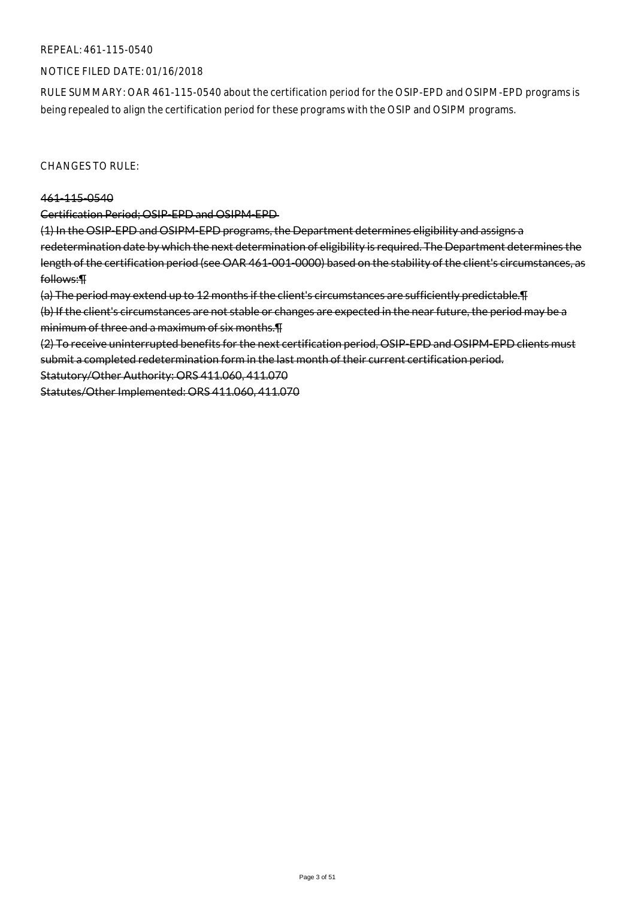REPEAL: 461-115-0540

NOTICE FILED DATE: 01/16/2018

RULE SUMMARY: OAR 461-115-0540 about the certification period for the OSIP-EPD and OSIPM-EPD programs is being repealed to align the certification period for these programs with the OSIP and OSIPM programs.

CHANGES TO RULE:

~~461-115-0540~~

~~Certification Period; OSIP-EPD and OSIPM-EPD~~

~~(1) In the OSIP-EPD and OSIPM-EPD programs, the Department determines eligibility and assigns a redetermination date by which the next determination of eligibility is required. The Department determines the length of the certification period (see OAR 461-001-0000) based on the stability of the client's circumstances, as follows:¶~~

~~(a) The period may extend up to 12 months if the client's circumstances are sufficiently predictable.¶~~

~~(b) If the client's circumstances are not stable or changes are expected in the near future, the period may be a minimum of three and a maximum of six months.¶~~

~~(2) To receive uninterrupted benefits for the next certification period, OSIP-EPD and OSIPM-EPD clients must submit a completed redetermination form in the last month of their current certification period.~~

~~Statutory/Other Authority: ORS 411.060, 411.070~~

~~Statutes/Other Implemented: ORS 411.060, 411.070~~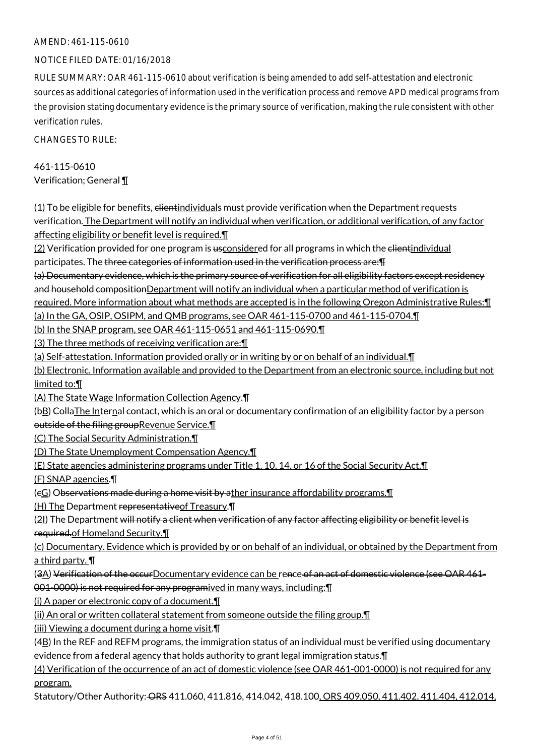AMEND: 461-115-0610

NOTICE FILED DATE: 01/16/2018

RULE SUMMARY: OAR 461-115-0610 about verification is being amended to add self-attestation and electronic sources as additional categories of information used in the verification process and remove APD medical programs from the provision stating documentary evidence is the primary source of verification, making the rule consistent with other verification rules.

CHANGES TO RULE:

461-115-0610
Verification; General ¶

(1) To be eligible for benefits, ~~client~~individuals must provide verification when the Department requests verification. The Department will notify an individual when verification, or additional verification, of any factor affecting eligibility or benefit level is required.¶
(2) Verification provided for one program is ~~us~~considered for all programs in which the ~~client~~individual participates. The ~~three categories of information used in the verification process are:¶~~
~~(a) Documentary evidence, which is the primary source of verification for all eligibility factors except residency and household composition~~Department will notify an individual when a particular method of verification is required. More information about what methods are accepted is in the following Oregon Administrative Rules:¶
(a) In the GA, OSIP, OSIPM, and QMB programs, see OAR 461-115-0700 and 461-115-0704.¶
(b) In the SNAP program, see OAR 461-115-0651 and 461-115-0690.¶
(3) The three methods of receiving verification are:¶
(a) Self-attestation. Information provided orally or in writing by or on behalf of an individual.¶
(b) Electronic. Information available and provided to the Department from an electronic source, including but not limited to:¶
(A) The State Wage Information Collection Agency.¶
(~~b~~B) ~~Colla~~The Internal ~~contact, which is an oral or documentary confirmation of an eligibility factor by a person outside of the filing group~~Revenue Service.¶
(C) The Social Security Administration.¶
(D) The State Unemployment Compensation Agency.¶
(E) State agencies administering programs under Title 1, 10, 14, or 16 of the Social Security Act.¶
(F) SNAP agencies.¶
(~~c~~G) O~~bservations made during a home visit by a~~ther insurance affordability programs.¶
(H) The Department ~~representative~~of Treasury.¶
(~~2~~I) The Department ~~will notify a client when verification of any factor affecting eligibility or benefit level is required.~~of Homeland Security.¶
(c) Documentary. Evidence which is provided by or on behalf of an individual, or obtained by the Department from a third party. ¶
(~~3~~A) ~~Verification of the occur~~Documentary evidence can be re~~n~~ce~~ of an act of domestic violence (see OAR 461-001-0000) is not required for any progra~~ived in many ways, including:¶
(i) A paper or electronic copy of a document.¶
(ii) An oral or written collateral statement from someone outside the filing group.¶
(iii) Viewing a document during a home visit.¶
(~~4~~B) In the REF and REFM programs, the immigration status of an individual must be verified using documentary evidence from a federal agency that holds authority to grant legal immigration status.¶
(4) Verification of the occurrence of an act of domestic violence (see OAR 461-001-0000) is not required for any program.

Statutory/Other Authority: ~~ORS~~ 411.060, 411.816, 414.042, 418.100, ORS 409.050, 411.402, 411.404, 412.014,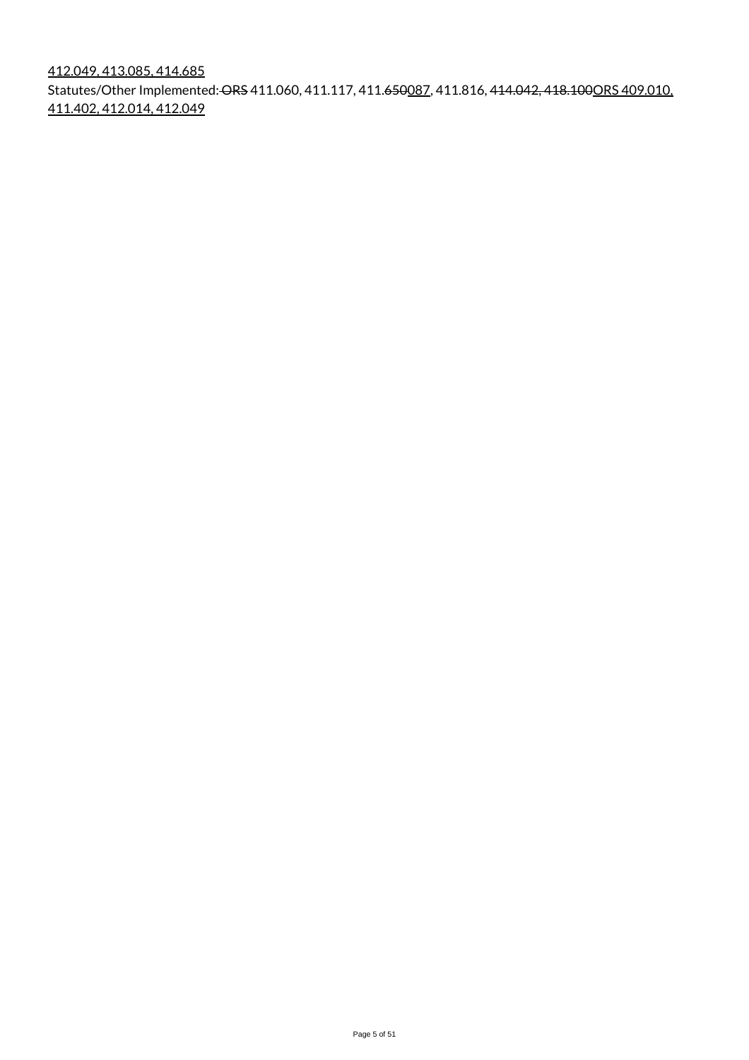412.049, 413.085, 414.685

Statutes/Other Implemented: ~~ORS~~ 411.060, 411.117, 411.~~650~~087, 411.816, 4~~14.042, 418.100~~ORS 409.010, 411.402, 412.014, 412.049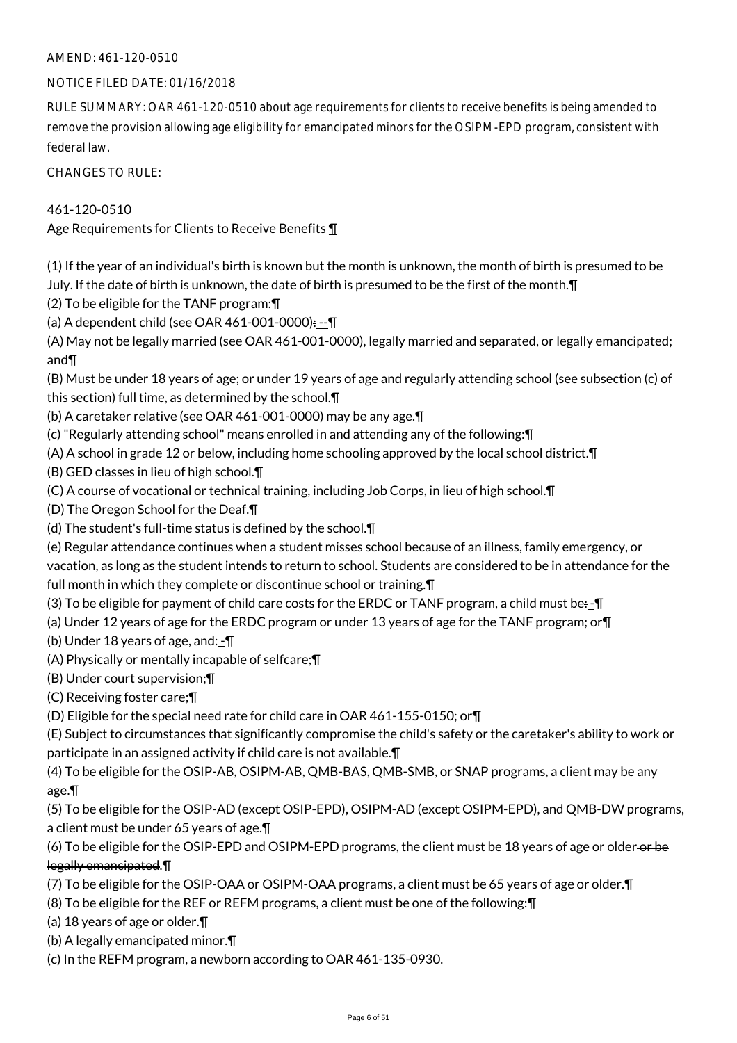AMEND: 461-120-0510

NOTICE FILED DATE: 01/16/2018

RULE SUMMARY: OAR 461-120-0510 about age requirements for clients to receive benefits is being amended to remove the provision allowing age eligibility for emancipated minors for the OSIPM-EPD program, consistent with federal law.

CHANGES TO RULE:

461-120-0510
Age Requirements for Clients to Receive Benefits ¶

(1) If the year of an individual's birth is known but the month is unknown, the month of birth is presumed to be July. If the date of birth is unknown, the date of birth is presumed to be the first of the month.¶
(2) To be eligible for the TANF program:¶
(a) A dependent child (see OAR 461-001-0000): --¶
(A) May not be legally married (see OAR 461-001-0000), legally married and separated, or legally emancipated; and¶
(B) Must be under 18 years of age; or under 19 years of age and regularly attending school (see subsection (c) of this section) full time, as determined by the school.¶
(b) A caretaker relative (see OAR 461-001-0000) may be any age.¶
(c) "Regularly attending school" means enrolled in and attending any of the following:¶
(A) A school in grade 12 or below, including home schooling approved by the local school district.¶
(B) GED classes in lieu of high school.¶
(C) A course of vocational or technical training, including Job Corps, in lieu of high school.¶
(D) The Oregon School for the Deaf.¶
(d) The student's full-time status is defined by the school.¶
(e) Regular attendance continues when a student misses school because of an illness, family emergency, or vacation, as long as the student intends to return to school. Students are considered to be in attendance for the full month in which they complete or discontinue school or training.¶
(3) To be eligible for payment of child care costs for the ERDC or TANF program, a child must be: -¶
(a) Under 12 years of age for the ERDC program or under 13 years of age for the TANF program; or¶
(b) Under 18 years of age, and: -¶
(A) Physically or mentally incapable of selfcare;¶
(B) Under court supervision;¶
(C) Receiving foster care;¶
(D) Eligible for the special need rate for child care in OAR 461-155-0150; or¶
(E) Subject to circumstances that significantly compromise the child's safety or the caretaker's ability to work or participate in an assigned activity if child care is not available.¶
(4) To be eligible for the OSIP-AB, OSIPM-AB, QMB-BAS, QMB-SMB, or SNAP programs, a client may be any age.¶
(5) To be eligible for the OSIP-AD (except OSIP-EPD), OSIPM-AD (except OSIPM-EPD), and QMB-DW programs, a client must be under 65 years of age.¶
(6) To be eligible for the OSIP-EPD and OSIPM-EPD programs, the client must be 18 years of age or older ~~or be legally emancipated~~.¶
(7) To be eligible for the OSIP-OAA or OSIPM-OAA programs, a client must be 65 years of age or older.¶
(8) To be eligible for the REF or REFM programs, a client must be one of the following:¶
(a) 18 years of age or older.¶
(b) A legally emancipated minor.¶
(c) In the REFM program, a newborn according to OAR 461-135-0930.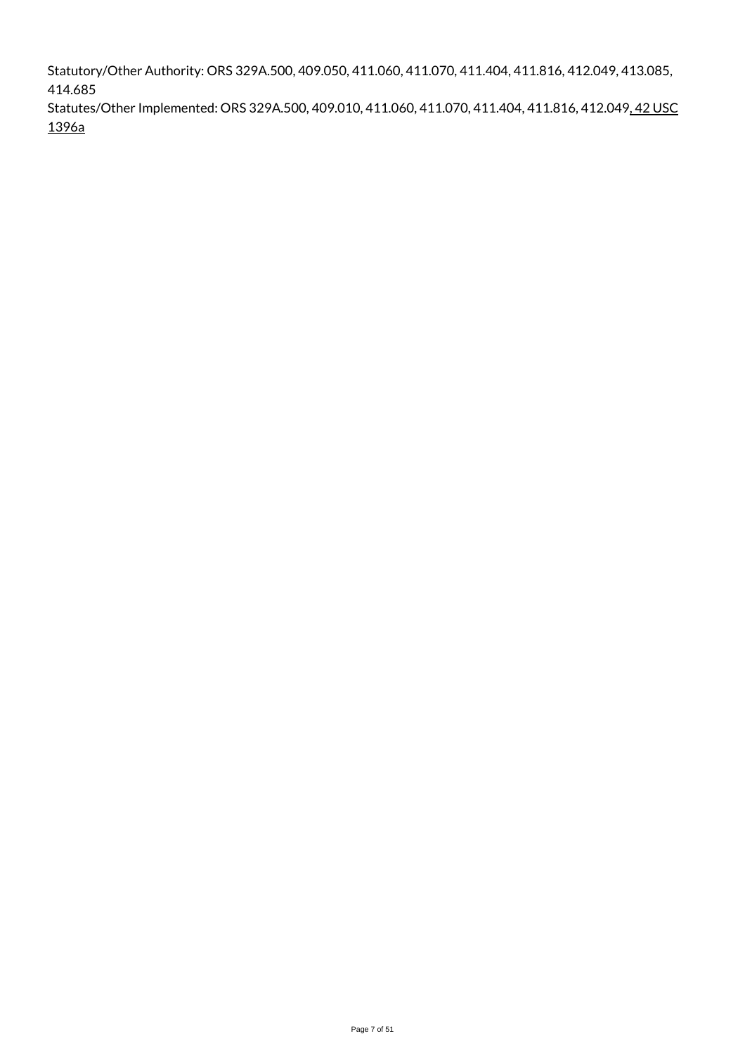Statutory/Other Authority: ORS 329A.500, 409.050, 411.060, 411.070, 411.404, 411.816, 412.049, 413.085, 414.685

Statutes/Other Implemented: ORS 329A.500, 409.010, 411.060, 411.070, 411.404, 411.816, 412.049, 42 USC 1396a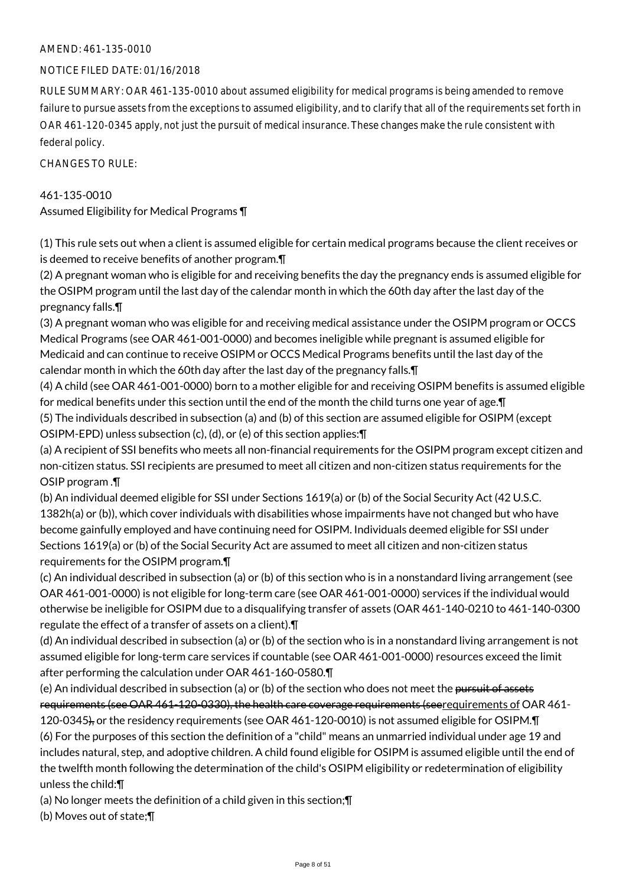AMEND: 461-135-0010

NOTICE FILED DATE: 01/16/2018

RULE SUMMARY: OAR 461-135-0010 about assumed eligibility for medical programs is being amended to remove failure to pursue assets from the exceptions to assumed eligibility, and to clarify that all of the requirements set forth in OAR 461-120-0345 apply, not just the pursuit of medical insurance. These changes make the rule consistent with federal policy.

CHANGES TO RULE:

461-135-0010
Assumed Eligibility for Medical Programs ¶

(1) This rule sets out when a client is assumed eligible for certain medical programs because the client receives or is deemed to receive benefits of another program.¶

(2) A pregnant woman who is eligible for and receiving benefits the day the pregnancy ends is assumed eligible for the OSIPM program until the last day of the calendar month in which the 60th day after the last day of the pregnancy falls.¶

(3) A pregnant woman who was eligible for and receiving medical assistance under the OSIPM program or OCCS Medical Programs (see OAR 461-001-0000) and becomes ineligible while pregnant is assumed eligible for Medicaid and can continue to receive OSIPM or OCCS Medical Programs benefits until the last day of the calendar month in which the 60th day after the last day of the pregnancy falls.¶

(4) A child (see OAR 461-001-0000) born to a mother eligible for and receiving OSIPM benefits is assumed eligible for medical benefits under this section until the end of the month the child turns one year of age.¶

(5) The individuals described in subsection (a) and (b) of this section are assumed eligible for OSIPM (except OSIPM-EPD) unless subsection (c), (d), or (e) of this section applies:¶

(a) A recipient of SSI benefits who meets all non-financial requirements for the OSIPM program except citizen and non-citizen status. SSI recipients are presumed to meet all citizen and non-citizen status requirements for the OSIP program .¶

(b) An individual deemed eligible for SSI under Sections 1619(a) or (b) of the Social Security Act (42 U.S.C. 1382h(a) or (b)), which cover individuals with disabilities whose impairments have not changed but who have become gainfully employed and have continuing need for OSIPM. Individuals deemed eligible for SSI under Sections 1619(a) or (b) of the Social Security Act are assumed to meet all citizen and non-citizen status requirements for the OSIPM program.¶

(c) An individual described in subsection (a) or (b) of this section who is in a nonstandard living arrangement (see OAR 461-001-0000) is not eligible for long-term care (see OAR 461-001-0000) services if the individual would otherwise be ineligible for OSIPM due to a disqualifying transfer of assets (OAR 461-140-0210 to 461-140-0300 regulate the effect of a transfer of assets on a client).¶

(d) An individual described in subsection (a) or (b) of the section who is in a nonstandard living arrangement is not assumed eligible for long-term care services if countable (see OAR 461-001-0000) resources exceed the limit after performing the calculation under OAR 461-160-0580.¶

(e) An individual described in subsection (a) or (b) of the section who does not meet the ~~pursuit of assets requirements (see OAR 461-120-0330), the health care coverage requirements (see~~requirements of OAR 461-120-0345~~),~~ or the residency requirements (see OAR 461-120-0010) is not assumed eligible for OSIPM.¶

(6) For the purposes of this section the definition of a "child" means an unmarried individual under age 19 and includes natural, step, and adoptive children. A child found eligible for OSIPM is assumed eligible until the end of the twelfth month following the determination of the child's OSIPM eligibility or redetermination of eligibility unless the child:¶

(a) No longer meets the definition of a child given in this section;¶

(b) Moves out of state;¶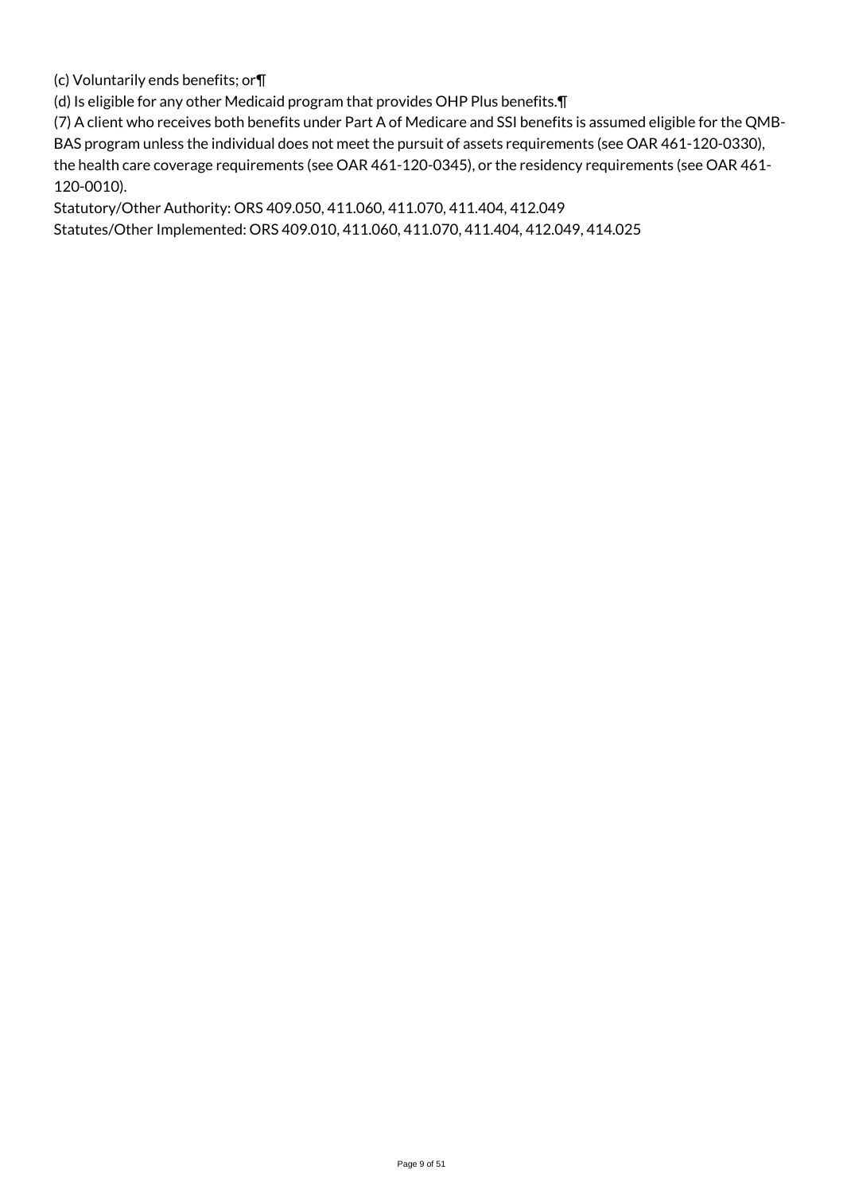(c) Voluntarily ends benefits; or¶

(d) Is eligible for any other Medicaid program that provides OHP Plus benefits.¶

(7) A client who receives both benefits under Part A of Medicare and SSI benefits is assumed eligible for the QMB-BAS program unless the individual does not meet the pursuit of assets requirements (see OAR 461-120-0330), the health care coverage requirements (see OAR 461-120-0345), or the residency requirements (see OAR 461-120-0010).

Statutory/Other Authority: ORS 409.050, 411.060, 411.070, 411.404, 412.049

Statutes/Other Implemented: ORS 409.010, 411.060, 411.070, 411.404, 412.049, 414.025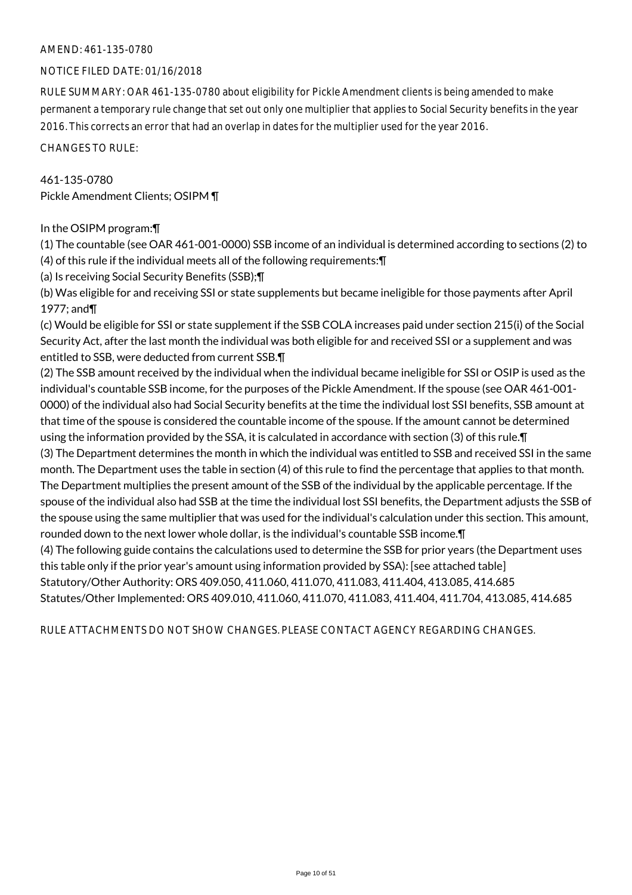AMEND: 461-135-0780

NOTICE FILED DATE: 01/16/2018

RULE SUMMARY: OAR 461-135-0780 about eligibility for Pickle Amendment clients is being amended to make permanent a temporary rule change that set out only one multiplier that applies to Social Security benefits in the year 2016. This corrects an error that had an overlap in dates for the multiplier used for the year 2016.

CHANGES TO RULE:

461-135-0780
Pickle Amendment Clients; OSIPM ¶

In the OSIPM program:¶
(1) The countable (see OAR 461-001-0000) SSB income of an individual is determined according to sections (2) to (4) of this rule if the individual meets all of the following requirements:¶
(a) Is receiving Social Security Benefits (SSB);¶
(b) Was eligible for and receiving SSI or state supplements but became ineligible for those payments after April 1977; and¶
(c) Would be eligible for SSI or state supplement if the SSB COLA increases paid under section 215(i) of the Social Security Act, after the last month the individual was both eligible for and received SSI or a supplement and was entitled to SSB, were deducted from current SSB.¶
(2) The SSB amount received by the individual when the individual became ineligible for SSI or OSIP is used as the individual's countable SSB income, for the purposes of the Pickle Amendment. If the spouse (see OAR 461-001-0000) of the individual also had Social Security benefits at the time the individual lost SSI benefits, SSB amount at that time of the spouse is considered the countable income of the spouse. If the amount cannot be determined using the information provided by the SSA, it is calculated in accordance with section (3) of this rule.¶
(3) The Department determines the month in which the individual was entitled to SSB and received SSI in the same month. The Department uses the table in section (4) of this rule to find the percentage that applies to that month. The Department multiplies the present amount of the SSB of the individual by the applicable percentage. If the spouse of the individual also had SSB at the time the individual lost SSI benefits, the Department adjusts the SSB of the spouse using the same multiplier that was used for the individual's calculation under this section. This amount, rounded down to the next lower whole dollar, is the individual's countable SSB income.¶
(4) The following guide contains the calculations used to determine the SSB for prior years (the Department uses this table only if the prior year's amount using information provided by SSA): [see attached table]
Statutory/Other Authority: ORS 409.050, 411.060, 411.070, 411.083, 411.404, 413.085, 414.685
Statutes/Other Implemented: ORS 409.010, 411.060, 411.070, 411.083, 411.404, 411.704, 413.085, 414.685

RULE ATTACHMENTS DO NOT SHOW CHANGES. PLEASE CONTACT AGENCY REGARDING CHANGES.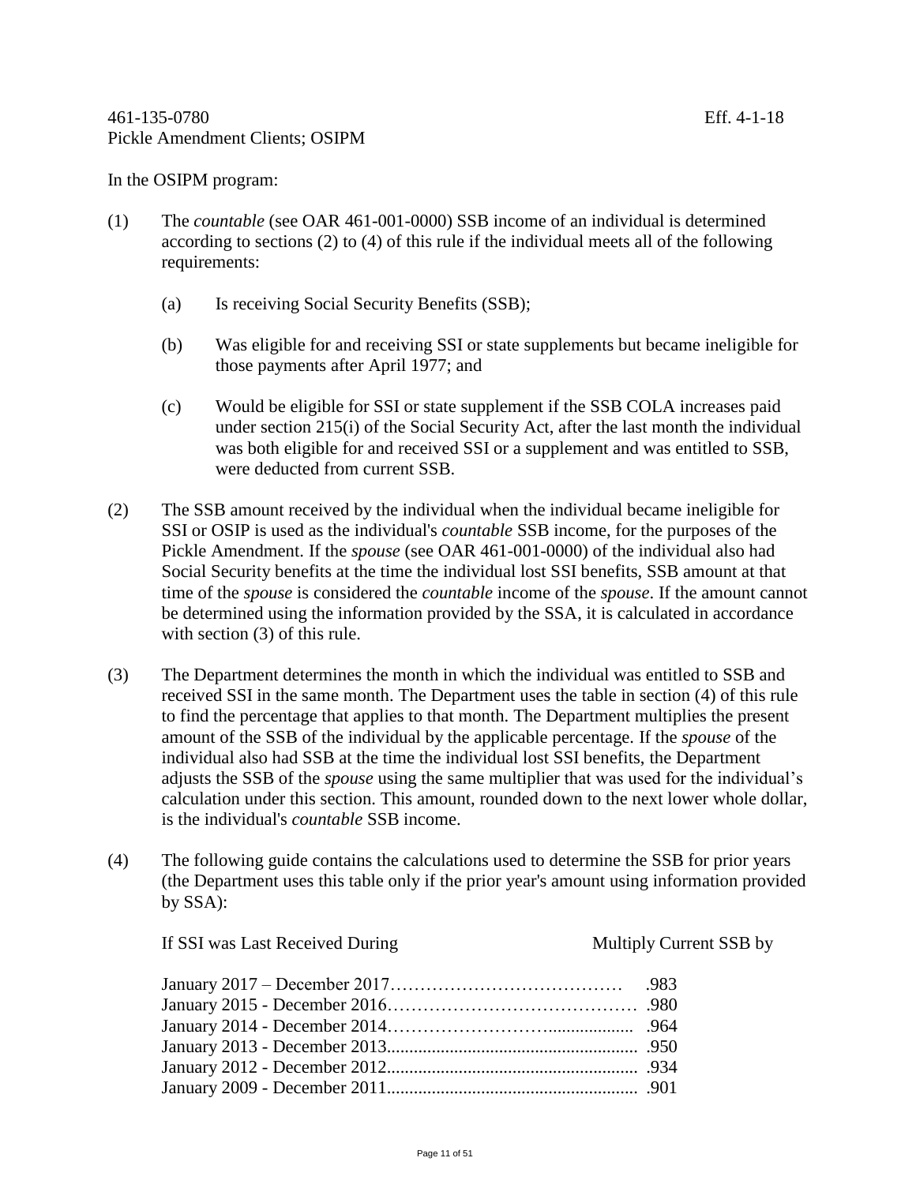461-135-0780 Eff. 4-1-18

Pickle Amendment Clients; OSIPM

In the OSIPM program:

(1) The *countable* (see OAR 461-001-0000) SSB income of an individual is determined according to sections (2) to (4) of this rule if the individual meets all of the following requirements:

(a) Is receiving Social Security Benefits (SSB);

(b) Was eligible for and receiving SSI or state supplements but became ineligible for those payments after April 1977; and

(c) Would be eligible for SSI or state supplement if the SSB COLA increases paid under section 215(i) of the Social Security Act, after the last month the individual was both eligible for and received SSI or a supplement and was entitled to SSB, were deducted from current SSB.

(2) The SSB amount received by the individual when the individual became ineligible for SSI or OSIP is used as the individual's *countable* SSB income, for the purposes of the Pickle Amendment. If the *spouse* (see OAR 461-001-0000) of the individual also had Social Security benefits at the time the individual lost SSI benefits, SSB amount at that time of the *spouse* is considered the *countable* income of the *spouse*. If the amount cannot be determined using the information provided by the SSA, it is calculated in accordance with section (3) of this rule.

(3) The Department determines the month in which the individual was entitled to SSB and received SSI in the same month. The Department uses the table in section (4) of this rule to find the percentage that applies to that month. The Department multiplies the present amount of the SSB of the individual by the applicable percentage. If the *spouse* of the individual also had SSB at the time the individual lost SSI benefits, the Department adjusts the SSB of the *spouse* using the same multiplier that was used for the individual's calculation under this section. This amount, rounded down to the next lower whole dollar, is the individual's *countable* SSB income.

(4) The following guide contains the calculations used to determine the SSB for prior years (the Department uses this table only if the prior year's amount using information provided by SSA):

| If SSI was Last Received During | Multiply Current SSB by |
|---|---|
| January 2017 – December 2017 | .983 |
| January 2015 - December 2016 | .980 |
| January 2014 - December 2014 | .964 |
| January 2013 - December 2013 | .950 |
| January 2012 - December 2012 | .934 |
| January 2009 - December 2011 | .901 |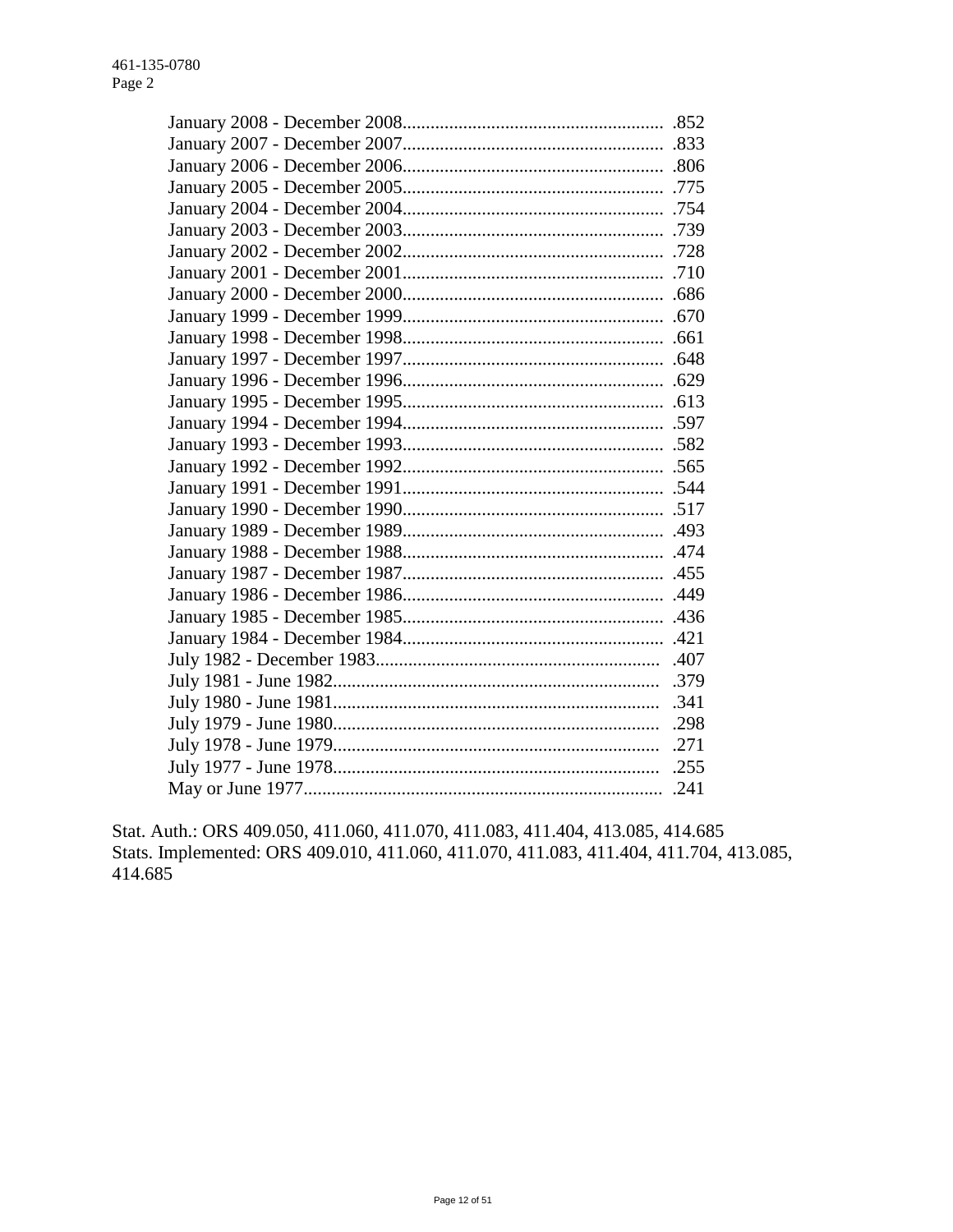| Period | Factor |
| --- | --- |
| January 2008 - December 2008 | .852 |
| January 2007 - December 2007 | .833 |
| January 2006 - December 2006 | .806 |
| January 2005 - December 2005 | .775 |
| January 2004 - December 2004 | .754 |
| January 2003 - December 2003 | .739 |
| January 2002 - December 2002 | .728 |
| January 2001 - December 2001 | .710 |
| January 2000 - December 2000 | .686 |
| January 1999 - December 1999 | .670 |
| January 1998 - December 1998 | .661 |
| January 1997 - December 1997 | .648 |
| January 1996 - December 1996 | .629 |
| January 1995 - December 1995 | .613 |
| January 1994 - December 1994 | .597 |
| January 1993 - December 1993 | .582 |
| January 1992 - December 1992 | .565 |
| January 1991 - December 1991 | .544 |
| January 1990 - December 1990 | .517 |
| January 1989 - December 1989 | .493 |
| January 1988 - December 1988 | .474 |
| January 1987 - December 1987 | .455 |
| January 1986 - December 1986 | .449 |
| January 1985 - December 1985 | .436 |
| January 1984 - December 1984 | .421 |
| July 1982 - December 1983 | .407 |
| July 1981 - June 1982 | .379 |
| July 1980 - June 1981 | .341 |
| July 1979 - June 1980 | .298 |
| July 1978 - June 1979 | .271 |
| July 1977 - June 1978 | .255 |
| May or June 1977 | .241 |

Stat. Auth.: ORS 409.050, 411.060, 411.070, 411.083, 411.404, 413.085, 414.685
Stats. Implemented: ORS 409.010, 411.060, 411.070, 411.083, 411.404, 411.704, 413.085, 414.685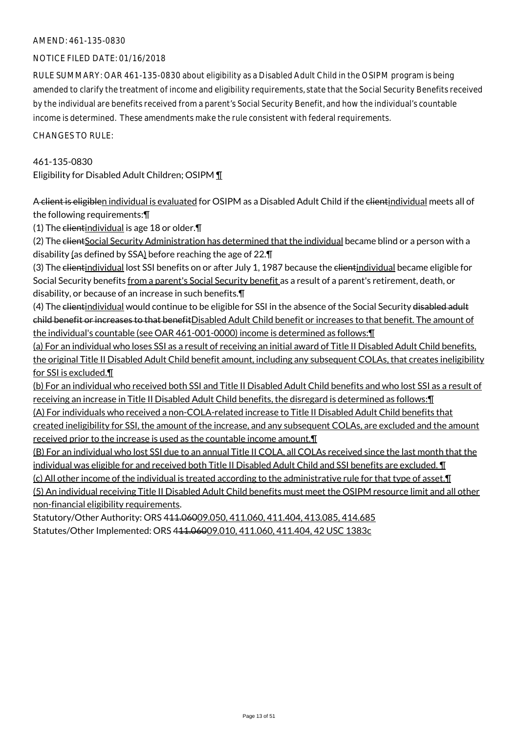AMEND: 461-135-0830

NOTICE FILED DATE: 01/16/2018

RULE SUMMARY: OAR 461-135-0830 about eligibility as a Disabled Adult Child in the OSIPM program is being amended to clarify the treatment of income and eligibility requirements, state that the Social Security Benefits received by the individual are benefits received from a parent's Social Security Benefit, and how the individual's countable income is determined. These amendments make the rule consistent with federal requirements.

CHANGES TO RULE:

461-135-0830
Eligibility for Disabled Adult Children; OSIPM <u>¶</u>

A ~~client is eligible~~<u>n individual is evaluated</u> for OSIPM as a Disabled Adult Child if the ~~client~~<u>individual</u> meets all of the following requirements:¶

(1) The ~~client~~<u>individual</u> is age 18 or older.¶

(2) The ~~client~~<u>Social Security Administration has determined that the individual</u> became blind or a person with a disability <u>(</u>as defined by SSA<u>)</u> before reaching the age of 22.¶

(3) The ~~client~~<u>individual</u> lost SSI benefits on or after July 1, 1987 because the ~~client~~<u>individual</u> became eligible for Social Security benefits <u>from a parent's Social Security benefit</u> as a result of a parent's retirement, death, or disability, or because of an increase in such benefits.¶

(4) The ~~client~~<u>individual</u> would continue to be eligible for SSI in the absence of the Social Security ~~disabled adult child benefit or increases to that benefit~~<u>Disabled Adult Child benefit or increases to that benefit. The amount of the individual's countable (see OAR 461-001-0000) income is determined as follows:¶</u>

<u>(a) For an individual who loses SSI as a result of receiving an initial award of Title II Disabled Adult Child benefits, the original Title II Disabled Adult Child benefit amount, including any subsequent COLAs, that creates ineligibility for SSI is excluded.¶</u>

<u>(b) For an individual who received both SSI and Title II Disabled Adult Child benefits and who lost SSI as a result of receiving an increase in Title II Disabled Adult Child benefits, the disregard is determined as follows:¶</u>

<u>(A) For individuals who received a non-COLA-related increase to Title II Disabled Adult Child benefits that created ineligibility for SSI, the amount of the increase, and any subsequent COLAs, are excluded and the amount received prior to the increase is used as the countable income amount.¶</u>

<u>(B) For an individual who lost SSI due to an annual Title II COLA, all COLAs received since the last month that the individual was eligible for and received both Title II Disabled Adult Child and SSI benefits are excluded. ¶</u>

<u>(c) All other income of the individual is treated according to the administrative rule for that type of asset.¶</u>

<u>(5) An individual receiving Title II Disabled Adult Child benefits must meet the OSIPM resource limit and all other non-financial eligibility requirements</u>.

Statutory/Other Authority: ORS 4~~11.060~~<u>09.050, 411.060, 411.404, 413.085, 414.685</u>
Statutes/Other Implemented: ORS 4~~11.060~~<u>09.010, 411.060, 411.404, 42 USC 1383c</u>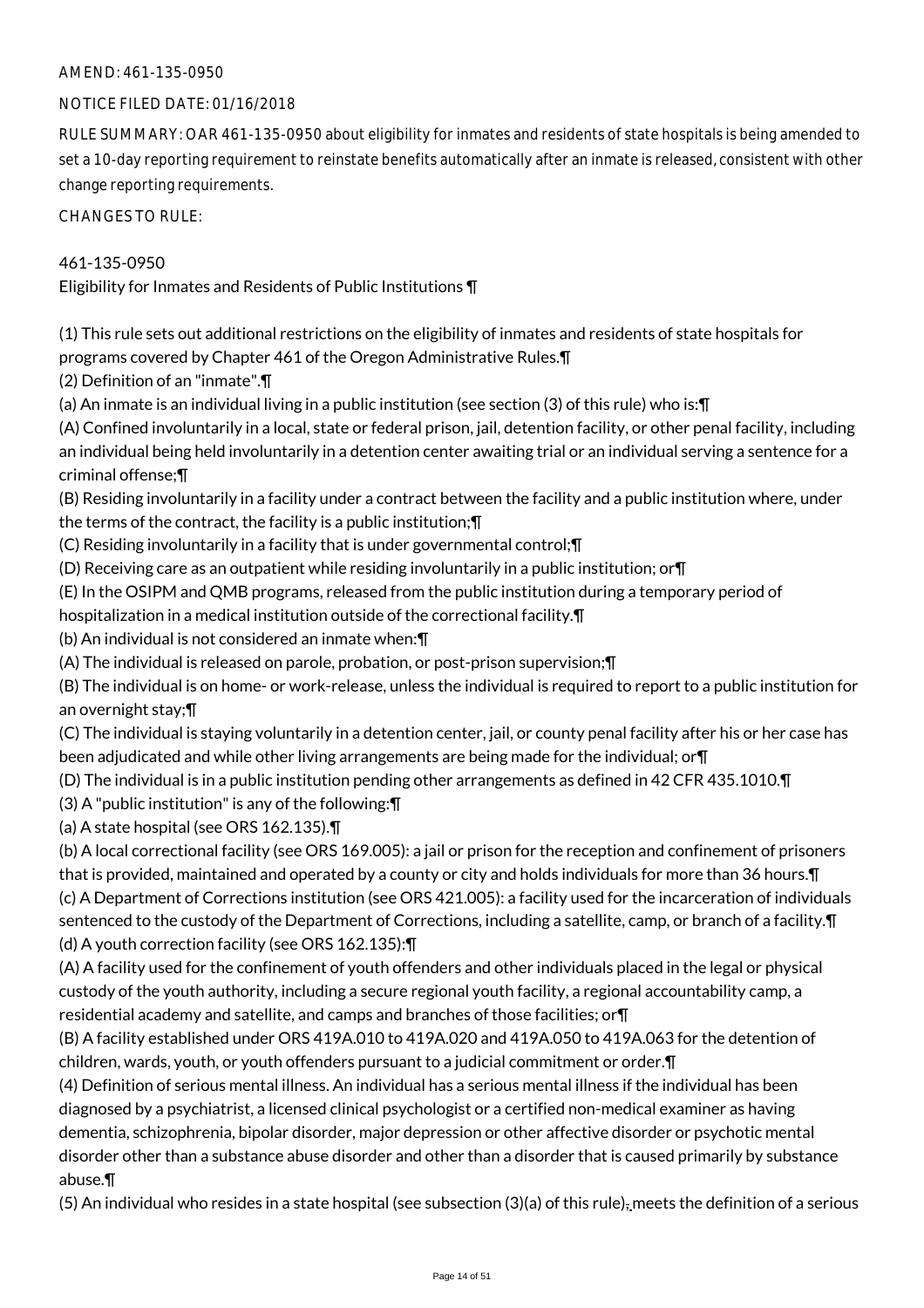AMEND: 461-135-0950

NOTICE FILED DATE: 01/16/2018

RULE SUMMARY: OAR 461-135-0950 about eligibility for inmates and residents of state hospitals is being amended to set a 10-day reporting requirement to reinstate benefits automatically after an inmate is released, consistent with other change reporting requirements.

CHANGES TO RULE:

461-135-0950

Eligibility for Inmates and Residents of Public Institutions ¶

(1) This rule sets out additional restrictions on the eligibility of inmates and residents of state hospitals for programs covered by Chapter 461 of the Oregon Administrative Rules.¶

(2) Definition of an "inmate".¶

(a) An inmate is an individual living in a public institution (see section (3) of this rule) who is:¶

(A) Confined involuntarily in a local, state or federal prison, jail, detention facility, or other penal facility, including an individual being held involuntarily in a detention center awaiting trial or an individual serving a sentence for a criminal offense;¶

(B) Residing involuntarily in a facility under a contract between the facility and a public institution where, under the terms of the contract, the facility is a public institution;¶

(C) Residing involuntarily in a facility that is under governmental control;¶

(D) Receiving care as an outpatient while residing involuntarily in a public institution; or¶

(E) In the OSIPM and QMB programs, released from the public institution during a temporary period of hospitalization in a medical institution outside of the correctional facility.¶

(b) An individual is not considered an inmate when:¶

(A) The individual is released on parole, probation, or post-prison supervision;¶

(B) The individual is on home- or work-release, unless the individual is required to report to a public institution for an overnight stay;¶

(C) The individual is staying voluntarily in a detention center, jail, or county penal facility after his or her case has been adjudicated and while other living arrangements are being made for the individual; or¶

(D) The individual is in a public institution pending other arrangements as defined in 42 CFR 435.1010.¶

(3) A "public institution" is any of the following:¶

(a) A state hospital (see ORS 162.135).¶

(b) A local correctional facility (see ORS 169.005): a jail or prison for the reception and confinement of prisoners that is provided, maintained and operated by a county or city and holds individuals for more than 36 hours.¶

(c) A Department of Corrections institution (see ORS 421.005): a facility used for the incarceration of individuals sentenced to the custody of the Department of Corrections, including a satellite, camp, or branch of a facility.¶

(d) A youth correction facility (see ORS 162.135):¶

(A) A facility used for the confinement of youth offenders and other individuals placed in the legal or physical custody of the youth authority, including a secure regional youth facility, a regional accountability camp, a residential academy and satellite, and camps and branches of those facilities; or¶

(B) A facility established under ORS 419A.010 to 419A.020 and 419A.050 to 419A.063 for the detention of children, wards, youth, or youth offenders pursuant to a judicial commitment or order.¶

(4) Definition of serious mental illness. An individual has a serious mental illness if the individual has been diagnosed by a psychiatrist, a licensed clinical psychologist or a certified non-medical examiner as having dementia, schizophrenia, bipolar disorder, major depression or other affective disorder or psychotic mental disorder other than a substance abuse disorder and other than a disorder that is caused primarily by substance abuse.¶

(5) An individual who resides in a state hospital (see subsection (3)(a) of this rule), meets the definition of a serious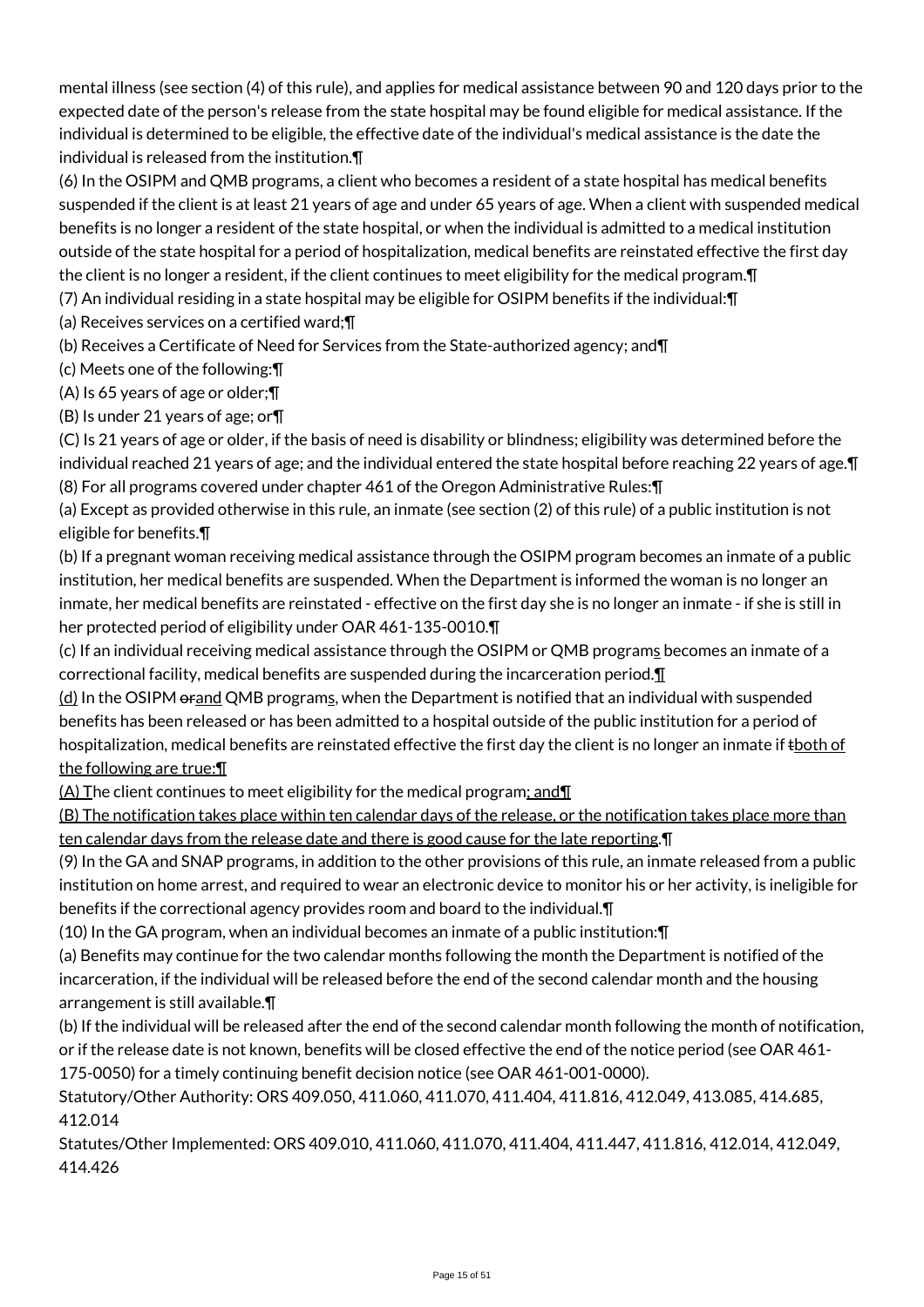mental illness (see section (4) of this rule), and applies for medical assistance between 90 and 120 days prior to the expected date of the person's release from the state hospital may be found eligible for medical assistance. If the individual is determined to be eligible, the effective date of the individual's medical assistance is the date the individual is released from the institution.¶

(6) In the OSIPM and QMB programs, a client who becomes a resident of a state hospital has medical benefits suspended if the client is at least 21 years of age and under 65 years of age. When a client with suspended medical benefits is no longer a resident of the state hospital, or when the individual is admitted to a medical institution outside of the state hospital for a period of hospitalization, medical benefits are reinstated effective the first day the client is no longer a resident, if the client continues to meet eligibility for the medical program.¶

(7) An individual residing in a state hospital may be eligible for OSIPM benefits if the individual:¶

(a) Receives services on a certified ward;¶

(b) Receives a Certificate of Need for Services from the State-authorized agency; and¶

(c) Meets one of the following:¶

(A) Is 65 years of age or older;¶

(B) Is under 21 years of age; or¶

(C) Is 21 years of age or older, if the basis of need is disability or blindness; eligibility was determined before the individual reached 21 years of age; and the individual entered the state hospital before reaching 22 years of age.¶

(8) For all programs covered under chapter 461 of the Oregon Administrative Rules:¶

(a) Except as provided otherwise in this rule, an inmate (see section (2) of this rule) of a public institution is not eligible for benefits.¶

(b) If a pregnant woman receiving medical assistance through the OSIPM program becomes an inmate of a public institution, her medical benefits are suspended. When the Department is informed the woman is no longer an inmate, her medical benefits are reinstated - effective on the first day she is no longer an inmate - if she is still in her protected period of eligibility under OAR 461-135-0010.¶

(c) If an individual receiving medical assistance through the OSIPM or QMB programs becomes an inmate of a correctional facility, medical benefits are suspended during the incarceration period.¶

(d) In the OSIPM ~~or~~and QMB programs, when the Department is notified that an individual with suspended benefits has been released or has been admitted to a hospital outside of the public institution for a period of hospitalization, medical benefits are reinstated effective the first day the client is no longer an inmate if ~~t~~both of the following are true:¶

(A) The client continues to meet eligibility for the medical program; and¶

(B) The notification takes place within ten calendar days of the release, or the notification takes place more than ten calendar days from the release date and there is good cause for the late reporting.¶

(9) In the GA and SNAP programs, in addition to the other provisions of this rule, an inmate released from a public institution on home arrest, and required to wear an electronic device to monitor his or her activity, is ineligible for benefits if the correctional agency provides room and board to the individual.¶

(10) In the GA program, when an individual becomes an inmate of a public institution:¶

(a) Benefits may continue for the two calendar months following the month the Department is notified of the incarceration, if the individual will be released before the end of the second calendar month and the housing arrangement is still available.¶

(b) If the individual will be released after the end of the second calendar month following the month of notification, or if the release date is not known, benefits will be closed effective the end of the notice period (see OAR 461-175-0050) for a timely continuing benefit decision notice (see OAR 461-001-0000).

Statutory/Other Authority: ORS 409.050, 411.060, 411.070, 411.404, 411.816, 412.049, 413.085, 414.685, 412.014

Statutes/Other Implemented: ORS 409.010, 411.060, 411.070, 411.404, 411.447, 411.816, 412.014, 412.049, 414.426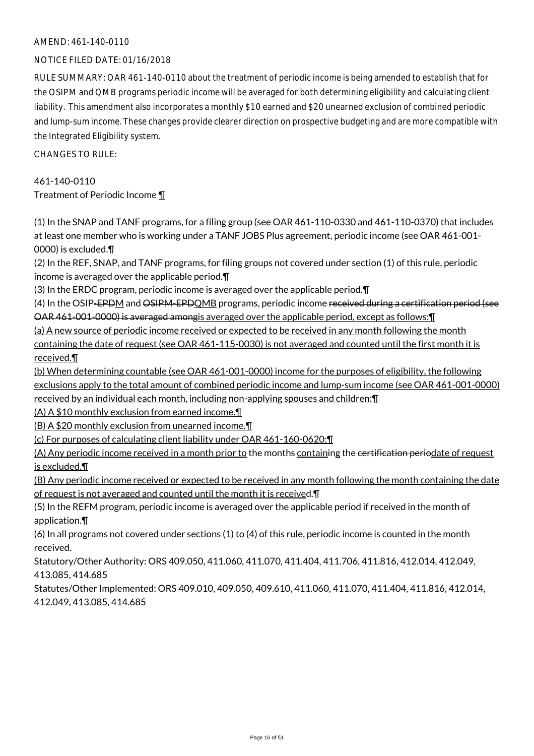AMEND: 461-140-0110

NOTICE FILED DATE: 01/16/2018

RULE SUMMARY: OAR 461-140-0110 about the treatment of periodic income is being amended to establish that for the OSIPM and QMB programs periodic income will be averaged for both determining eligibility and calculating client liability. This amendment also incorporates a monthly $10 earned and $20 unearned exclusion of combined periodic and lump-sum income. These changes provide clearer direction on prospective budgeting and are more compatible with the Integrated Eligibility system.

CHANGES TO RULE:

461-140-0110
Treatment of Periodic Income ¶

(1) In the SNAP and TANF programs, for a filing group (see OAR 461-110-0330 and 461-110-0370) that includes at least one member who is working under a TANF JOBS Plus agreement, periodic income (see OAR 461-001-0000) is excluded.¶
(2) In the REF, SNAP, and TANF programs, for filing groups not covered under section (1) of this rule, periodic income is averaged over the applicable period.¶
(3) In the ERDC program, periodic income is averaged over the applicable period.¶
(4) In the OSIP~~-EPD~~<u>M</u> and ~~OSIPM-EPD~~<u>QMB</u> programs, periodic income ~~received during a certification period (see OAR 461-001-0000) is averaged among~~<u>is averaged over the applicable period, except as follows:¶</u>
<u>(a) A new source of periodic income received or expected to be received in any month following the month containing the date of request (see OAR 461-115-0030) is not averaged and counted until the first month it is received.¶</u>
<u>(b) When determining countable (see OAR 461-001-0000) income for the purposes of eligibility, the following exclusions apply to the total amount of combined periodic income and lump-sum income (see OAR 461-001-0000) received by an individual each month, including non-applying spouses and children:¶</u>
<u>(A) A $10 monthly exclusion from earned income.¶</u>
<u>(B) A $20 monthly exclusion from unearned income.¶</u>
<u>(c) For purposes of calculating client liability under OAR 461-160-0620:¶</u>
<u>(A) Any periodic income received in a month prior to</u> the month~~s~~ <u>contain</u>ing the ~~certification perio~~<u>date of request is excluded.¶</u>
<u>(B) Any periodic income received or expected to be received in any month following the month containing the date of request is not averaged and counted until the month it is receive</u>d.¶
(5) In the REFM program, periodic income is averaged over the applicable period if received in the month of application.¶
(6) In all programs not covered under sections (1) to (4) of this rule, periodic income is counted in the month received.

Statutory/Other Authority: ORS 409.050, 411.060, 411.070, 411.404, 411.706, 411.816, 412.014, 412.049, 413.085, 414.685

Statutes/Other Implemented: ORS 409.010, 409.050, 409.610, 411.060, 411.070, 411.404, 411.816, 412.014, 412.049, 413.085, 414.685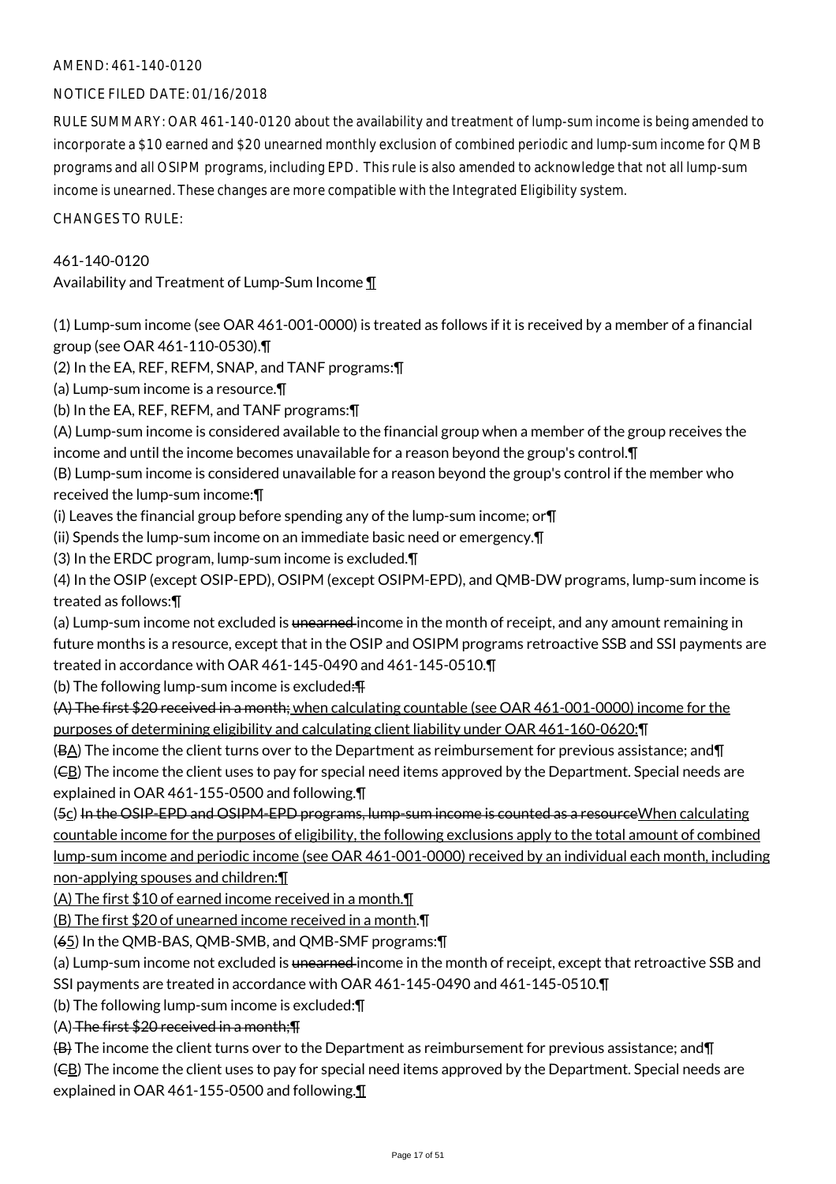AMEND: 461-140-0120

NOTICE FILED DATE: 01/16/2018

RULE SUMMARY: OAR 461-140-0120 about the availability and treatment of lump-sum income is being amended to incorporate a $10 earned and $20 unearned monthly exclusion of combined periodic and lump-sum income for QMB programs and all OSIPM programs, including EPD. This rule is also amended to acknowledge that not all lump-sum income is unearned. These changes are more compatible with the Integrated Eligibility system.

CHANGES TO RULE:

461-140-0120
Availability and Treatment of Lump-Sum Income ¶

(1) Lump-sum income (see OAR 461-001-0000) is treated as follows if it is received by a member of a financial group (see OAR 461-110-0530).¶
(2) In the EA, REF, REFM, SNAP, and TANF programs:¶
(a) Lump-sum income is a resource.¶
(b) In the EA, REF, REFM, and TANF programs:¶
(A) Lump-sum income is considered available to the financial group when a member of the group receives the income and until the income becomes unavailable for a reason beyond the group's control.¶
(B) Lump-sum income is considered unavailable for a reason beyond the group's control if the member who received the lump-sum income:¶
(i) Leaves the financial group before spending any of the lump-sum income; or¶
(ii) Spends the lump-sum income on an immediate basic need or emergency.¶
(3) In the ERDC program, lump-sum income is excluded.¶
(4) In the OSIP (except OSIP-EPD), OSIPM (except OSIPM-EPD), and QMB-DW programs, lump-sum income is treated as follows:¶
(a) Lump-sum income not excluded is ~~unearned~~ income in the month of receipt, and any amount remaining in future months is a resource, except that in the OSIP and OSIPM programs retroactive SSB and SSI payments are treated in accordance with OAR 461-145-0490 and 461-145-0510.¶
(b) The following lump-sum income is excluded~~:¶~~
~~(A) The first $20 received in a month;~~ when calculating countable (see OAR 461-001-0000) income for the purposes of determining eligibility and calculating client liability under OAR 461-160-0620:¶
(~~B~~A) The income the client turns over to the Department as reimbursement for previous assistance; and¶
(~~C~~B) The income the client uses to pay for special need items approved by the Department. Special needs are explained in OAR 461-155-0500 and following.¶
(~~5~~c) ~~In the OSIP-EPD and OSIPM-EPD programs, lump-sum income is counted as a resource~~When calculating countable income for the purposes of eligibility, the following exclusions apply to the total amount of combined lump-sum income and periodic income (see OAR 461-001-0000) received by an individual each month, including non-applying spouses and children:¶
(A) The first $10 of earned income received in a month.¶
(B) The first $20 of unearned income received in a month.¶
(~~6~~5) In the QMB-BAS, QMB-SMB, and QMB-SMF programs:¶
(a) Lump-sum income not excluded is ~~unearned~~ income in the month of receipt, except that retroactive SSB and SSI payments are treated in accordance with OAR 461-145-0490 and 461-145-0510.¶
(b) The following lump-sum income is excluded:¶
(A) ~~The first $20 received in a month;¶~~
~~(B)~~ The income the client turns over to the Department as reimbursement for previous assistance; and¶
(~~C~~B) The income the client uses to pay for special need items approved by the Department. Special needs are explained in OAR 461-155-0500 and following.¶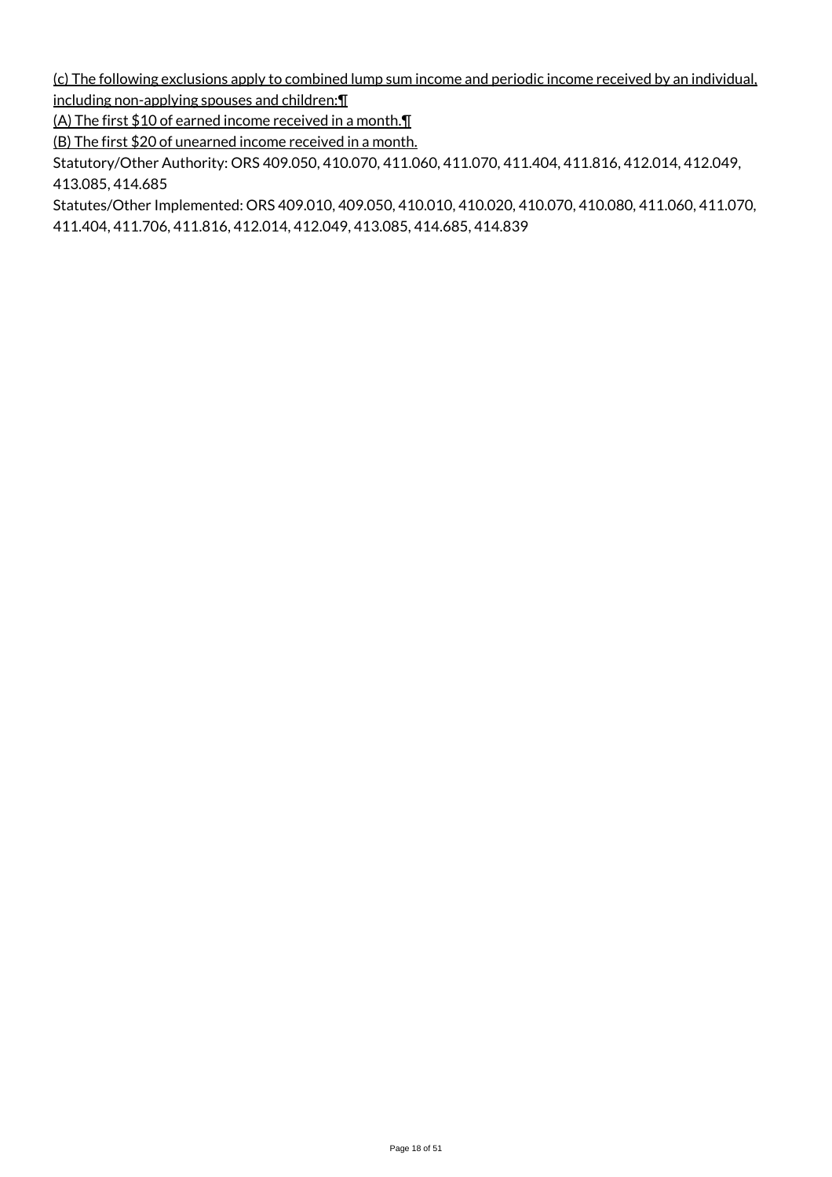(c) The following exclusions apply to combined lump sum income and periodic income received by an individual, including non-applying spouses and children:¶

(A) The first $10 of earned income received in a month.¶

(B) The first $20 of unearned income received in a month.

Statutory/Other Authority: ORS 409.050, 410.070, 411.060, 411.070, 411.404, 411.816, 412.014, 412.049, 413.085, 414.685

Statutes/Other Implemented: ORS 409.010, 409.050, 410.010, 410.020, 410.070, 410.080, 411.060, 411.070, 411.404, 411.706, 411.816, 412.014, 412.049, 413.085, 414.685, 414.839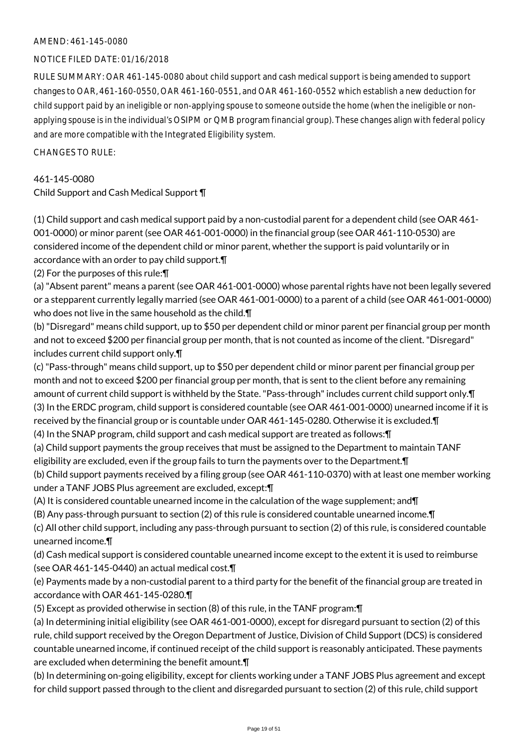AMEND: 461-145-0080

NOTICE FILED DATE: 01/16/2018

RULE SUMMARY: OAR 461-145-0080 about child support and cash medical support is being amended to support changes to OAR, 461-160-0550, OAR 461-160-0551, and OAR 461-160-0552 which establish a new deduction for child support paid by an ineligible or non-applying spouse to someone outside the home (when the ineligible or non-applying spouse is in the individual's OSIPM or QMB program financial group). These changes align with federal policy and are more compatible with the Integrated Eligibility system.

CHANGES TO RULE:

461-145-0080
Child Support and Cash Medical Support ¶

(1) Child support and cash medical support paid by a non-custodial parent for a dependent child (see OAR 461-001-0000) or minor parent (see OAR 461-001-0000) in the financial group (see OAR 461-110-0530) are considered income of the dependent child or minor parent, whether the support is paid voluntarily or in accordance with an order to pay child support.¶

(2) For the purposes of this rule:¶

(a) "Absent parent" means a parent (see OAR 461-001-0000) whose parental rights have not been legally severed or a stepparent currently legally married (see OAR 461-001-0000) to a parent of a child (see OAR 461-001-0000) who does not live in the same household as the child.¶

(b) "Disregard" means child support, up to $50 per dependent child or minor parent per financial group per month and not to exceed $200 per financial group per month, that is not counted as income of the client. "Disregard" includes current child support only.¶

(c) "Pass-through" means child support, up to $50 per dependent child or minor parent per financial group per month and not to exceed $200 per financial group per month, that is sent to the client before any remaining amount of current child support is withheld by the State. "Pass-through" includes current child support only.¶

(3) In the ERDC program, child support is considered countable (see OAR 461-001-0000) unearned income if it is received by the financial group or is countable under OAR 461-145-0280. Otherwise it is excluded.¶

(4) In the SNAP program, child support and cash medical support are treated as follows:¶

(a) Child support payments the group receives that must be assigned to the Department to maintain TANF eligibility are excluded, even if the group fails to turn the payments over to the Department.¶

(b) Child support payments received by a filing group (see OAR 461-110-0370) with at least one member working under a TANF JOBS Plus agreement are excluded, except:¶

(A) It is considered countable unearned income in the calculation of the wage supplement; and¶

(B) Any pass-through pursuant to section (2) of this rule is considered countable unearned income.¶

(c) All other child support, including any pass-through pursuant to section (2) of this rule, is considered countable unearned income.¶

(d) Cash medical support is considered countable unearned income except to the extent it is used to reimburse (see OAR 461-145-0440) an actual medical cost.¶

(e) Payments made by a non-custodial parent to a third party for the benefit of the financial group are treated in accordance with OAR 461-145-0280.¶

(5) Except as provided otherwise in section (8) of this rule, in the TANF program:¶

(a) In determining initial eligibility (see OAR 461-001-0000), except for disregard pursuant to section (2) of this rule, child support received by the Oregon Department of Justice, Division of Child Support (DCS) is considered countable unearned income, if continued receipt of the child support is reasonably anticipated. These payments are excluded when determining the benefit amount.¶

(b) In determining on-going eligibility, except for clients working under a TANF JOBS Plus agreement and except for child support passed through to the client and disregarded pursuant to section (2) of this rule, child support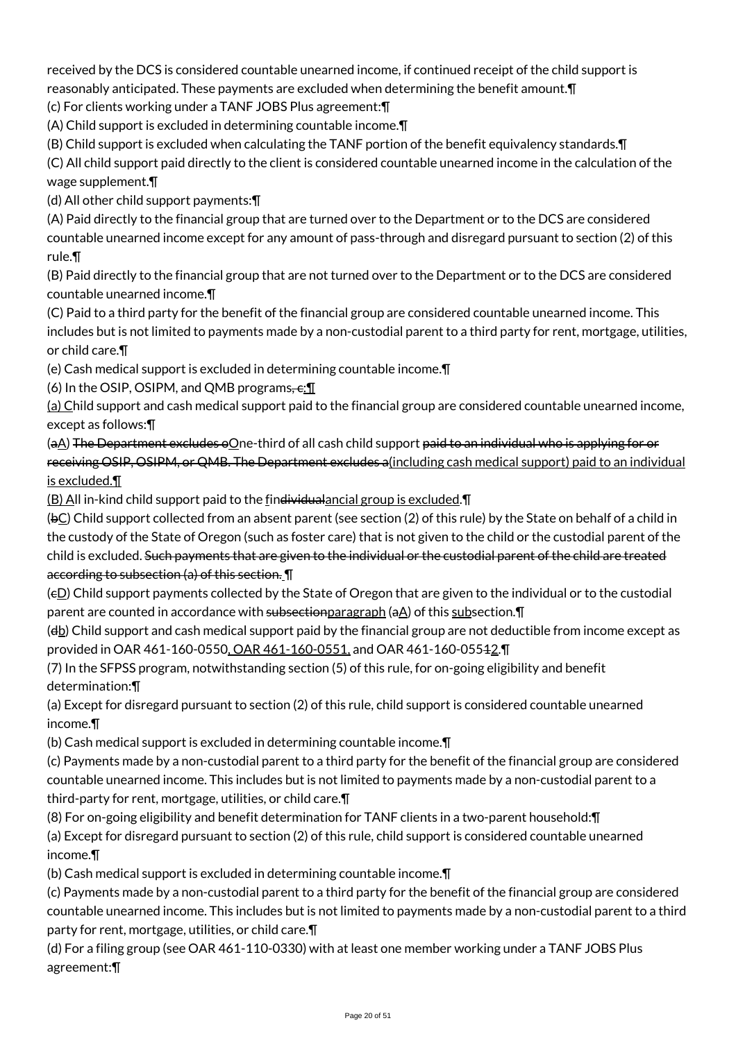received by the DCS is considered countable unearned income, if continued receipt of the child support is reasonably anticipated. These payments are excluded when determining the benefit amount.¶

(c) For clients working under a TANF JOBS Plus agreement:¶

(A) Child support is excluded in determining countable income.¶

(B) Child support is excluded when calculating the TANF portion of the benefit equivalency standards.¶

(C) All child support paid directly to the client is considered countable unearned income in the calculation of the wage supplement.¶

(d) All other child support payments:¶

(A) Paid directly to the financial group that are turned over to the Department or to the DCS are considered countable unearned income except for any amount of pass-through and disregard pursuant to section (2) of this rule.¶

(B) Paid directly to the financial group that are not turned over to the Department or to the DCS are considered countable unearned income.¶

(C) Paid to a third party for the benefit of the financial group are considered countable unearned income. This includes but is not limited to payments made by a non-custodial parent to a third party for rent, mortgage, utilities, or child care.¶

(e) Cash medical support is excluded in determining countable income.¶

(6) In the OSIP, OSIPM, and QMB programs~~, c~~<u>:¶</u>

<u>(a) C</u>hild support and cash medical support paid to the financial group are considered countable unearned income, except as follows:¶

(~~a~~<u>A</u>) ~~The Department excludes o~~<u>O</u>ne-third of all cash child support ~~paid to an individual who is applying for or receiving OSIP, OSIPM, or QMB. The Department excludes a~~<u>(including cash medical support) paid to an individual is excluded.¶</u>

<u>(B) A</u>ll in-kind child support paid to the <u>f</u>in~~dividual~~<u>ancial group is excluded</u>.¶

(~~b~~<u>C</u>) Child support collected from an absent parent (see section (2) of this rule) by the State on behalf of a child in the custody of the State of Oregon (such as foster care) that is not given to the child or the custodial parent of the child is excluded. ~~Such payments that are given to the individual or the custodial parent of the child are treated according to subsection (a) of this section.~~ ¶

(~~c~~<u>D</u>) Child support payments collected by the State of Oregon that are given to the individual or to the custodial parent are counted in accordance with ~~subsection~~<u>paragraph</u> (~~a~~<u>A</u>) of this <u>sub</u>section.¶

(~~d~~<u>b</u>) Child support and cash medical support paid by the financial group are not deductible from income except as provided in OAR 461-160-0550<u>, OAR 461-160-0551,</u> and OAR 461-160-055~~1~~<u>2</u>.¶

(7) In the SFPSS program, notwithstanding section (5) of this rule, for on-going eligibility and benefit determination:¶

(a) Except for disregard pursuant to section (2) of this rule, child support is considered countable unearned income.¶

(b) Cash medical support is excluded in determining countable income.¶

(c) Payments made by a non-custodial parent to a third party for the benefit of the financial group are considered countable unearned income. This includes but is not limited to payments made by a non-custodial parent to a third-party for rent, mortgage, utilities, or child care.¶

(8) For on-going eligibility and benefit determination for TANF clients in a two-parent household:¶

(a) Except for disregard pursuant to section (2) of this rule, child support is considered countable unearned income.¶

(b) Cash medical support is excluded in determining countable income.¶

(c) Payments made by a non-custodial parent to a third party for the benefit of the financial group are considered countable unearned income. This includes but is not limited to payments made by a non-custodial parent to a third party for rent, mortgage, utilities, or child care.¶

(d) For a filing group (see OAR 461-110-0330) with at least one member working under a TANF JOBS Plus agreement:¶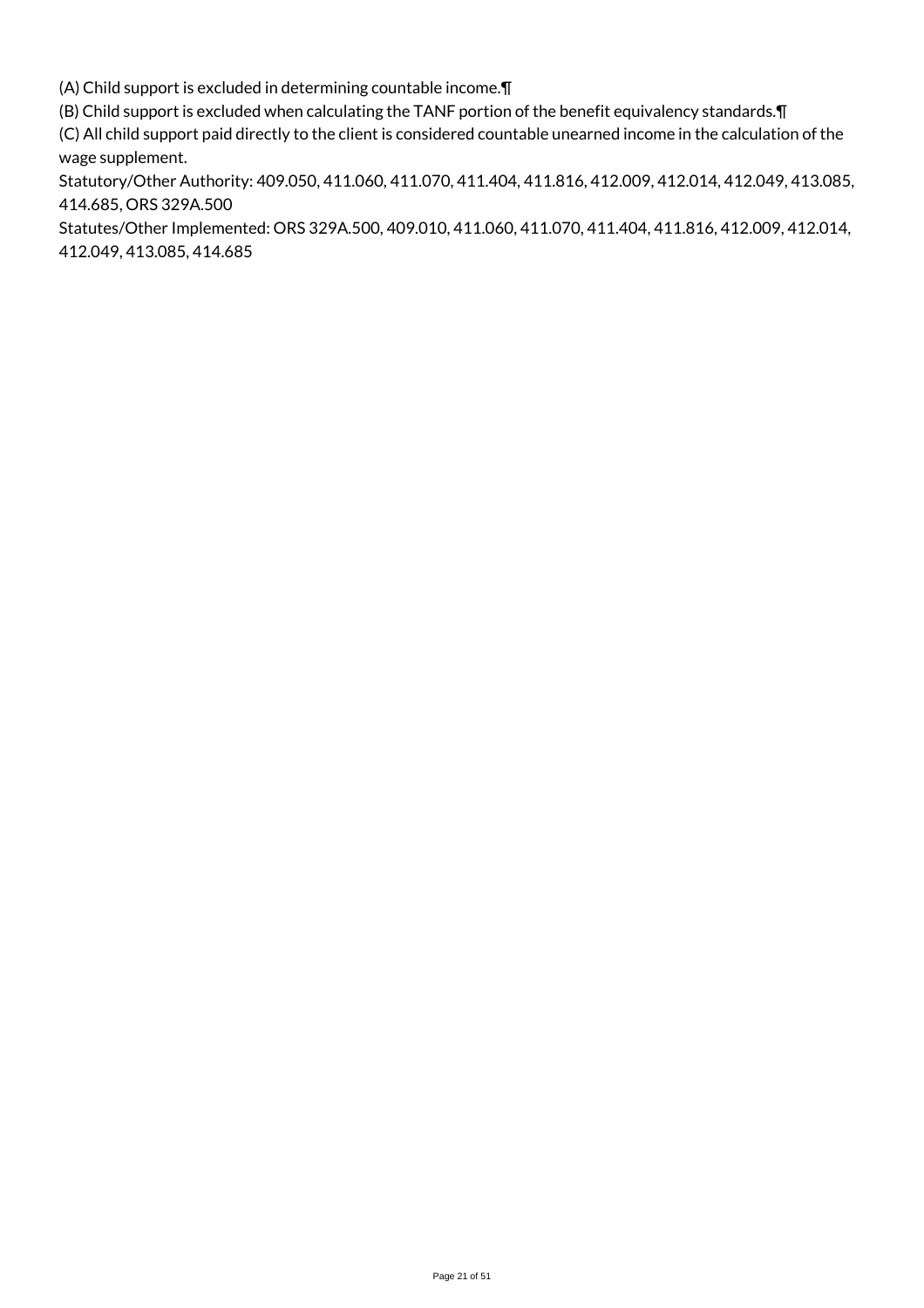(A) Child support is excluded in determining countable income.¶

(B) Child support is excluded when calculating the TANF portion of the benefit equivalency standards.¶

(C) All child support paid directly to the client is considered countable unearned income in the calculation of the wage supplement.

Statutory/Other Authority: 409.050, 411.060, 411.070, 411.404, 411.816, 412.009, 412.014, 412.049, 413.085, 414.685, ORS 329A.500

Statutes/Other Implemented: ORS 329A.500, 409.010, 411.060, 411.070, 411.404, 411.816, 412.009, 412.014, 412.049, 413.085, 414.685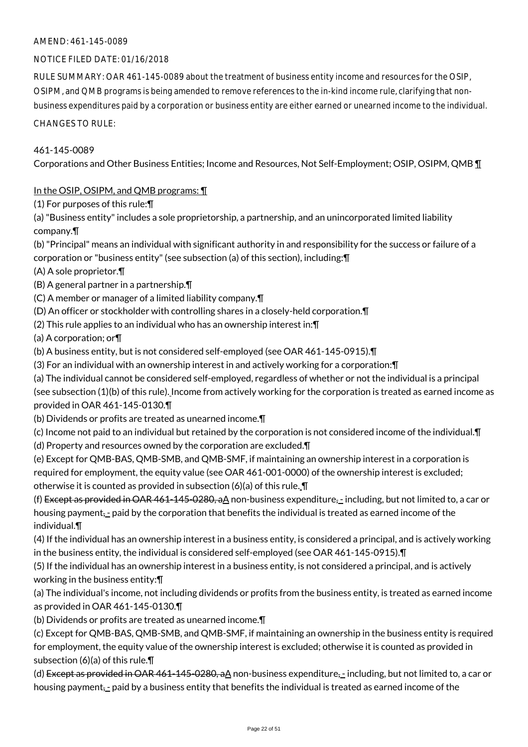AMEND: 461-145-0089

NOTICE FILED DATE: 01/16/2018

RULE SUMMARY: OAR 461-145-0089 about the treatment of business entity income and resources for the OSIP, OSIPM, and QMB programs is being amended to remove references to the in-kind income rule, clarifying that non-business expenditures paid by a corporation or business entity are either earned or unearned income to the individual.

CHANGES TO RULE:

461-145-0089

Corporations and Other Business Entities; Income and Resources, Not Self-Employment; OSIP, OSIPM, QMB ¶

In the OSIP, OSIPM, and QMB programs: ¶

(1) For purposes of this rule:¶

(a) "Business entity" includes a sole proprietorship, a partnership, and an unincorporated limited liability company.¶

(b) "Principal" means an individual with significant authority in and responsibility for the success or failure of a corporation or "business entity" (see subsection (a) of this section), including:¶

(A) A sole proprietor.¶

(B) A general partner in a partnership.¶

(C) A member or manager of a limited liability company.¶

(D) An officer or stockholder with controlling shares in a closely-held corporation.¶

(2) This rule applies to an individual who has an ownership interest in:¶

(a) A corporation; or¶

(b) A business entity, but is not considered self-employed (see OAR 461-145-0915).¶

(3) For an individual with an ownership interest in and actively working for a corporation:¶

(a) The individual cannot be considered self-employed, regardless of whether or not the individual is a principal (see subsection (1)(b) of this rule). Income from actively working for the corporation is treated as earned income as provided in OAR 461-145-0130.¶

(b) Dividends or profits are treated as unearned income.¶

(c) Income not paid to an individual but retained by the corporation is not considered income of the individual.¶

(d) Property and resources owned by the corporation are excluded.¶

(e) Except for QMB-BAS, QMB-SMB, and QMB-SMF, if maintaining an ownership interest in a corporation is required for employment, the equity value (see OAR 461-001-0000) of the ownership interest is excluded; otherwise it is counted as provided in subsection (6)(a) of this rule. ¶

(f) ~~Except as provided in OAR 461-145-0280, a~~A non-business expenditure~~,~~ - including, but not limited to, a car or housing payment~~,~~ - paid by the corporation that benefits the individual is treated as earned income of the individual.¶

(4) If the individual has an ownership interest in a business entity, is considered a principal, and is actively working in the business entity, the individual is considered self-employed (see OAR 461-145-0915).¶

(5) If the individual has an ownership interest in a business entity, is not considered a principal, and is actively working in the business entity:¶

(a) The individual's income, not including dividends or profits from the business entity, is treated as earned income as provided in OAR 461-145-0130.¶

(b) Dividends or profits are treated as unearned income.¶

(c) Except for QMB-BAS, QMB-SMB, and QMB-SMF, if maintaining an ownership in the business entity is required for employment, the equity value of the ownership interest is excluded; otherwise it is counted as provided in subsection (6)(a) of this rule.¶

(d) ~~Except as provided in OAR 461-145-0280, a~~A non-business expenditure~~,~~ - including, but not limited to, a car or housing payment~~,~~ - paid by a business entity that benefits the individual is treated as earned income of the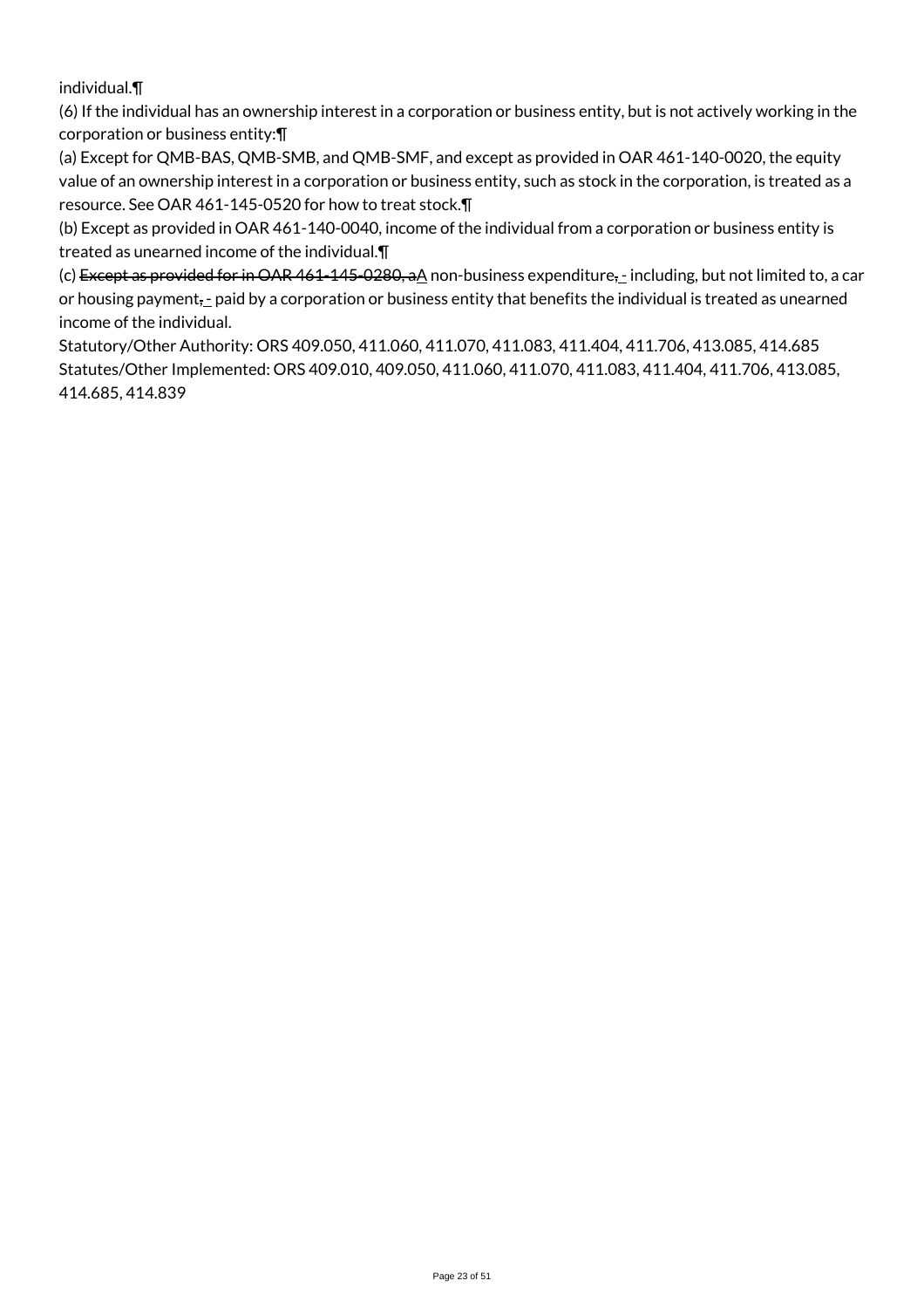individual.¶

(6) If the individual has an ownership interest in a corporation or business entity, but is not actively working in the corporation or business entity:¶

(a) Except for QMB-BAS, QMB-SMB, and QMB-SMF, and except as provided in OAR 461-140-0020, the equity value of an ownership interest in a corporation or business entity, such as stock in the corporation, is treated as a resource. See OAR 461-145-0520 for how to treat stock.¶

(b) Except as provided in OAR 461-140-0040, income of the individual from a corporation or business entity is treated as unearned income of the individual.¶

(c) ~~Except as provided for in OAR 461-145-0280, a~~A non-business expenditure~~,~~ - including, but not limited to, a car or housing payment~~,~~ - paid by a corporation or business entity that benefits the individual is treated as unearned income of the individual.

Statutory/Other Authority: ORS 409.050, 411.060, 411.070, 411.083, 411.404, 411.706, 413.085, 414.685
Statutes/Other Implemented: ORS 409.010, 409.050, 411.060, 411.070, 411.083, 411.404, 411.706, 413.085, 414.685, 414.839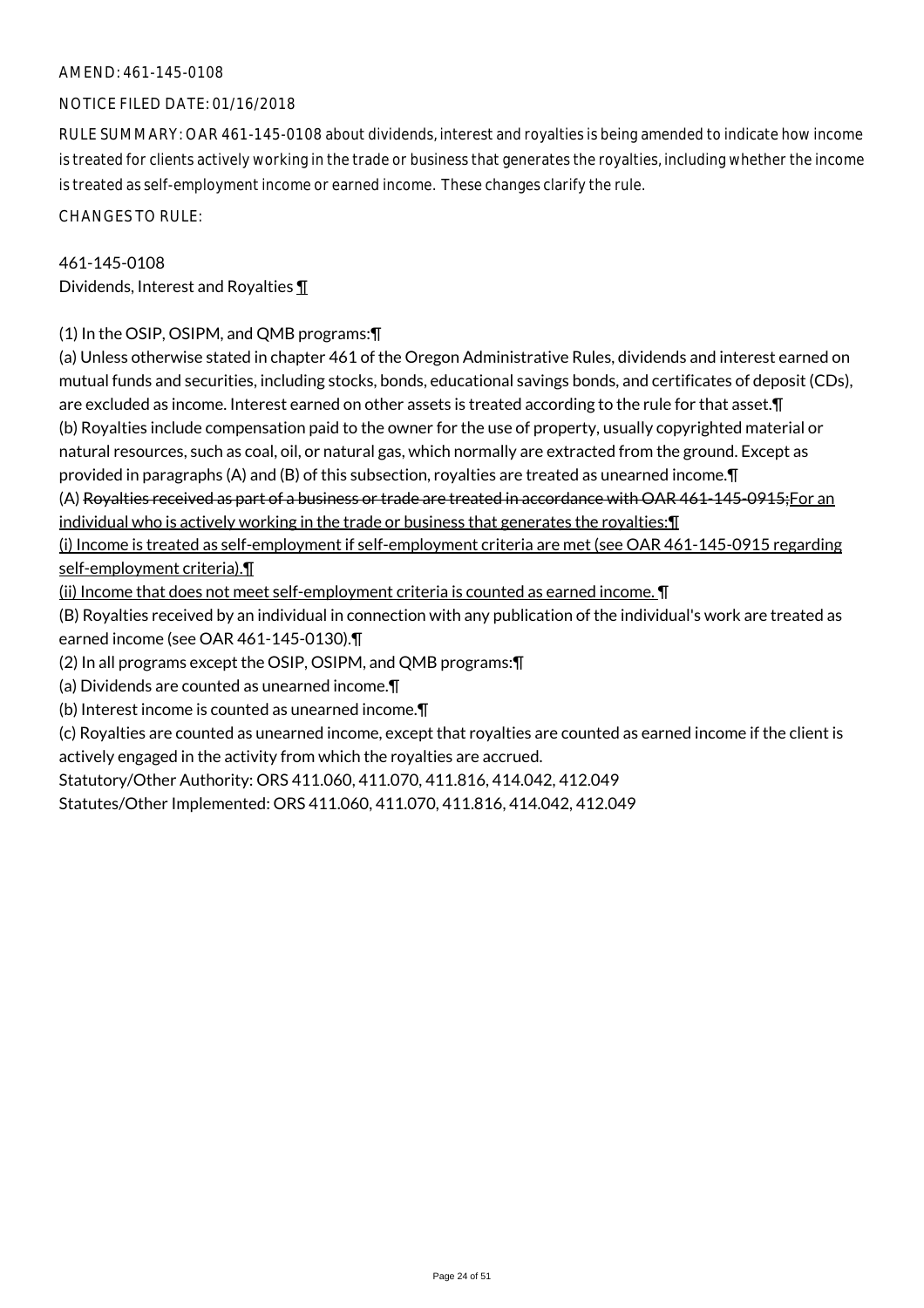AMEND: 461-145-0108

NOTICE FILED DATE: 01/16/2018

RULE SUMMARY: OAR 461-145-0108 about dividends, interest and royalties is being amended to indicate how income is treated for clients actively working in the trade or business that generates the royalties, including whether the income is treated as self-employment income or earned income. These changes clarify the rule.

CHANGES TO RULE:

461-145-0108
Dividends, Interest and Royalties ¶

(1) In the OSIP, OSIPM, and QMB programs:¶
(a) Unless otherwise stated in chapter 461 of the Oregon Administrative Rules, dividends and interest earned on mutual funds and securities, including stocks, bonds, educational savings bonds, and certificates of deposit (CDs), are excluded as income. Interest earned on other assets is treated according to the rule for that asset.¶
(b) Royalties include compensation paid to the owner for the use of property, usually copyrighted material or natural resources, such as coal, oil, or natural gas, which normally are extracted from the ground. Except as provided in paragraphs (A) and (B) of this subsection, royalties are treated as unearned income.¶
(A) ~~Royalties received as part of a business or trade are treated in accordance with OAR 461-145-0915;~~For an individual who is actively working in the trade or business that generates the royalties:¶
(i) Income is treated as self-employment if self-employment criteria are met (see OAR 461-145-0915 regarding self-employment criteria).¶
(ii) Income that does not meet self-employment criteria is counted as earned income. ¶
(B) Royalties received by an individual in connection with any publication of the individual's work are treated as earned income (see OAR 461-145-0130).¶
(2) In all programs except the OSIP, OSIPM, and QMB programs:¶
(a) Dividends are counted as unearned income.¶
(b) Interest income is counted as unearned income.¶
(c) Royalties are counted as unearned income, except that royalties are counted as earned income if the client is actively engaged in the activity from which the royalties are accrued.
Statutory/Other Authority: ORS 411.060, 411.070, 411.816, 414.042, 412.049
Statutes/Other Implemented: ORS 411.060, 411.070, 411.816, 414.042, 412.049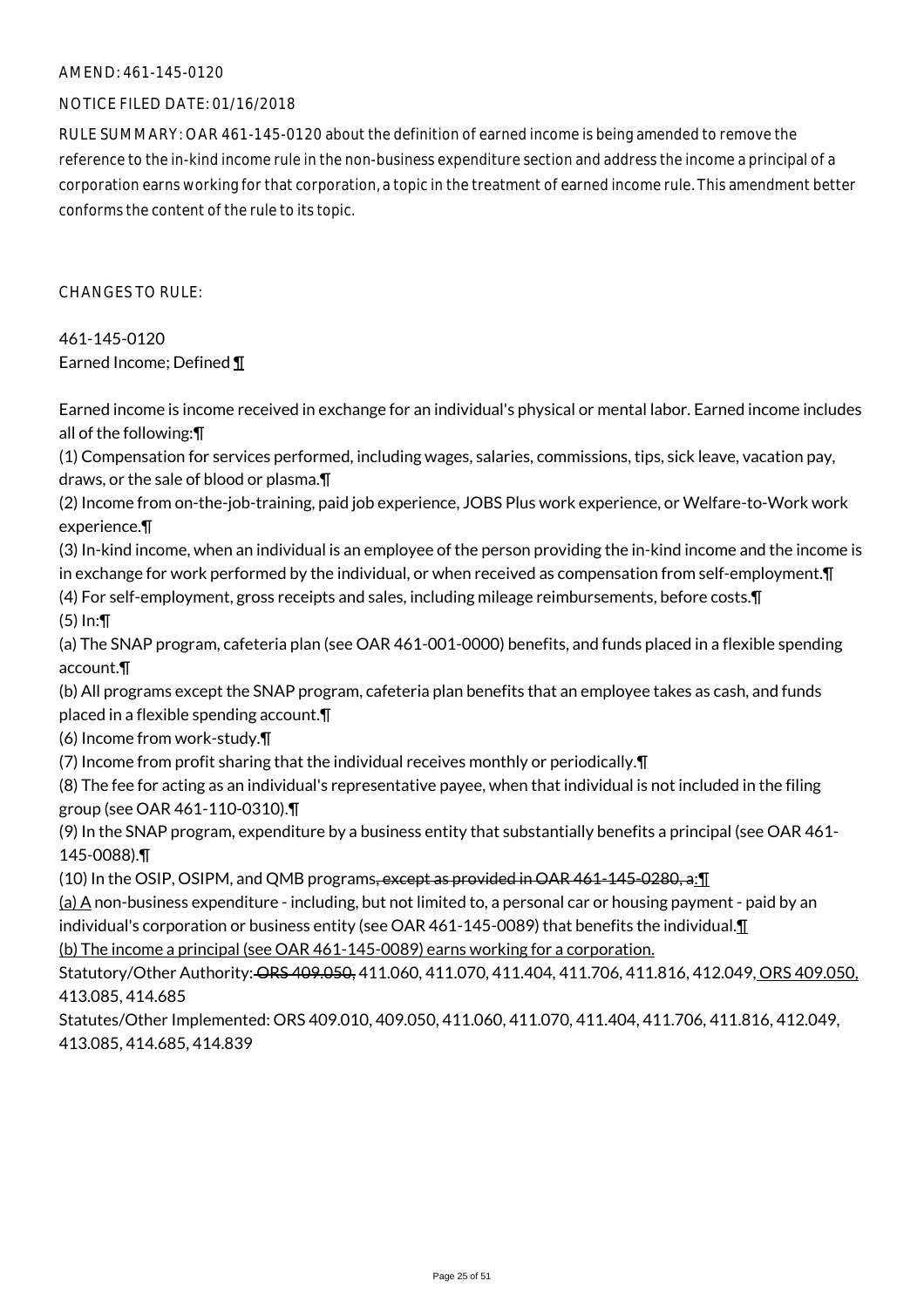AMEND: 461-145-0120

NOTICE FILED DATE: 01/16/2018

RULE SUMMARY: OAR 461-145-0120 about the definition of earned income is being amended to remove the reference to the in-kind income rule in the non-business expenditure section and address the income a principal of a corporation earns working for that corporation, a topic in the treatment of earned income rule. This amendment better conforms the content of the rule to its topic.

CHANGES TO RULE:

461-145-0120
Earned Income; Defined ¶

Earned income is income received in exchange for an individual's physical or mental labor. Earned income includes all of the following:¶
(1) Compensation for services performed, including wages, salaries, commissions, tips, sick leave, vacation pay, draws, or the sale of blood or plasma.¶
(2) Income from on-the-job-training, paid job experience, JOBS Plus work experience, or Welfare-to-Work work experience.¶
(3) In-kind income, when an individual is an employee of the person providing the in-kind income and the income is in exchange for work performed by the individual, or when received as compensation from self-employment.¶
(4) For self-employment, gross receipts and sales, including mileage reimbursements, before costs.¶
(5) In:¶
(a) The SNAP program, cafeteria plan (see OAR 461-001-0000) benefits, and funds placed in a flexible spending account.¶
(b) All programs except the SNAP program, cafeteria plan benefits that an employee takes as cash, and funds placed in a flexible spending account.¶
(6) Income from work-study.¶
(7) Income from profit sharing that the individual receives monthly or periodically.¶
(8) The fee for acting as an individual's representative payee, when that individual is not included in the filing group (see OAR 461-110-0310).¶
(9) In the SNAP program, expenditure by a business entity that substantially benefits a principal (see OAR 461-145-0088).¶
(10) In the OSIP, OSIPM, and QMB programs~~, except as provided in OAR 461-145-0280, a~~:¶
<u>(a) A</u> non-business expenditure - including, but not limited to, a personal car or housing payment - paid by an individual's corporation or business entity (see OAR 461-145-0089) that benefits the individual.<u>¶</u>
<u>(b) The income a principal (see OAR 461-145-0089) earns working for a corporation.</u>

Statutory/Other Authority: ~~ORS 409.050,~~ 411.060, 411.070, 411.404, 411.706, 411.816, 412.049, <u>ORS 409.050,</u> 413.085, 414.685
Statutes/Other Implemented: ORS 409.010, 409.050, 411.060, 411.070, 411.404, 411.706, 411.816, 412.049, 413.085, 414.685, 414.839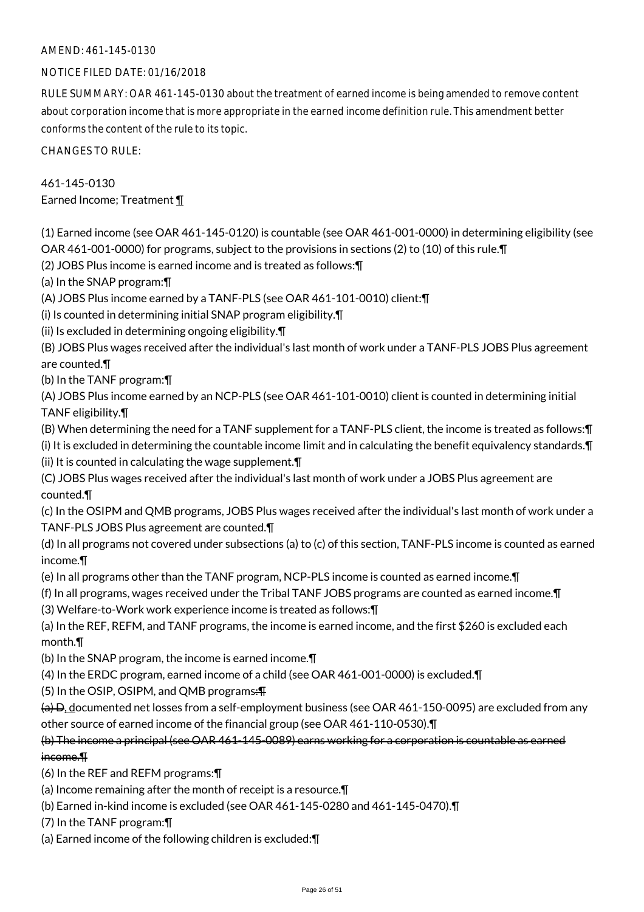AMEND: 461-145-0130

NOTICE FILED DATE: 01/16/2018

RULE SUMMARY: OAR 461-145-0130 about the treatment of earned income is being amended to remove content about corporation income that is more appropriate in the earned income definition rule. This amendment better conforms the content of the rule to its topic.

CHANGES TO RULE:

461-145-0130
Earned Income; Treatment ¶

(1) Earned income (see OAR 461-145-0120) is countable (see OAR 461-001-0000) in determining eligibility (see OAR 461-001-0000) for programs, subject to the provisions in sections (2) to (10) of this rule.¶
(2) JOBS Plus income is earned income and is treated as follows:¶
(a) In the SNAP program:¶
(A) JOBS Plus income earned by a TANF-PLS (see OAR 461-101-0010) client:¶
(i) Is counted in determining initial SNAP program eligibility.¶
(ii) Is excluded in determining ongoing eligibility.¶
(B) JOBS Plus wages received after the individual's last month of work under a TANF-PLS JOBS Plus agreement are counted.¶
(b) In the TANF program:¶
(A) JOBS Plus income earned by an NCP-PLS (see OAR 461-101-0010) client is counted in determining initial TANF eligibility.¶
(B) When determining the need for a TANF supplement for a TANF-PLS client, the income is treated as follows:¶
(i) It is excluded in determining the countable income limit and in calculating the benefit equivalency standards.¶
(ii) It is counted in calculating the wage supplement.¶
(C) JOBS Plus wages received after the individual's last month of work under a JOBS Plus agreement are counted.¶
(c) In the OSIPM and QMB programs, JOBS Plus wages received after the individual's last month of work under a TANF-PLS JOBS Plus agreement are counted.¶
(d) In all programs not covered under subsections (a) to (c) of this section, TANF-PLS income is counted as earned income.¶
(e) In all programs other than the TANF program, NCP-PLS income is counted as earned income.¶
(f) In all programs, wages received under the Tribal TANF JOBS programs are counted as earned income.¶
(3) Welfare-to-Work work experience income is treated as follows:¶
(a) In the REF, REFM, and TANF programs, the income is earned income, and the first $260 is excluded each month.¶
(b) In the SNAP program, the income is earned income.¶
(4) In the ERDC program, earned income of a child (see OAR 461-001-0000) is excluded.¶
(5) In the OSIP, OSIPM, and QMB programs~~:¶~~
~~(a) D~~, documented net losses from a self-employment business (see OAR 461-150-0095) are excluded from any other source of earned income of the financial group (see OAR 461-110-0530).¶
~~(b) The income a principal (see OAR 461-145-0089) earns working for a corporation is countable as earned income.¶~~
(6) In the REF and REFM programs:¶
(a) Income remaining after the month of receipt is a resource.¶
(b) Earned in-kind income is excluded (see OAR 461-145-0280 and 461-145-0470).¶
(7) In the TANF program:¶
(a) Earned income of the following children is excluded:¶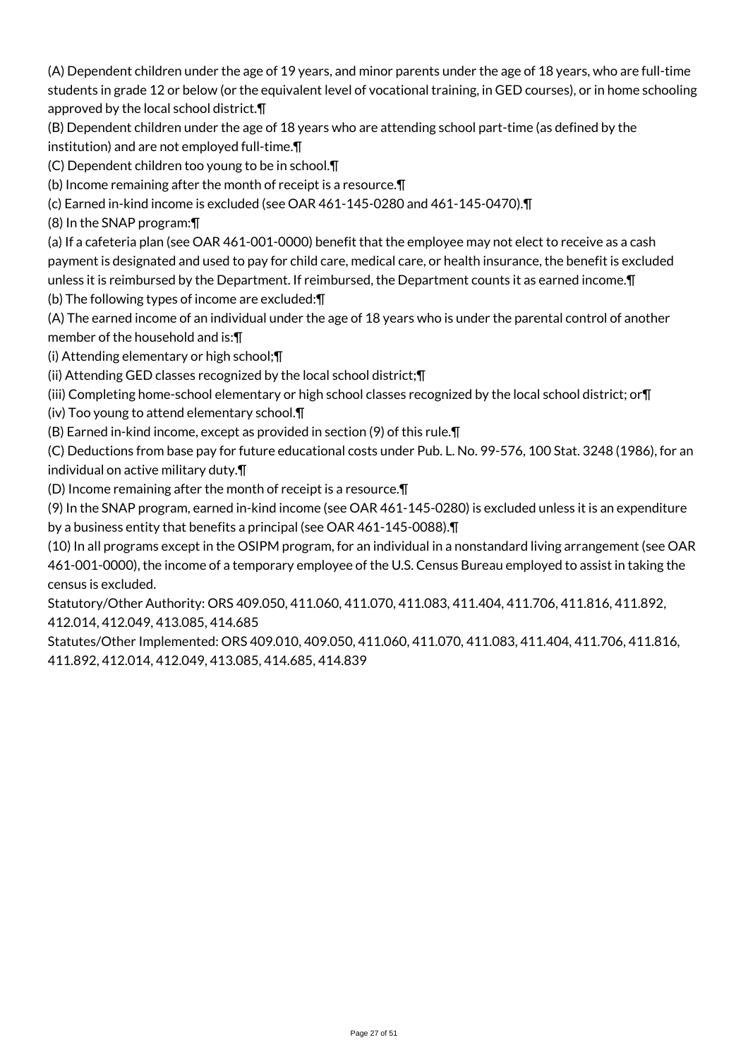(A) Dependent children under the age of 19 years, and minor parents under the age of 18 years, who are full-time students in grade 12 or below (or the equivalent level of vocational training, in GED courses), or in home schooling approved by the local school district.¶

(B) Dependent children under the age of 18 years who are attending school part-time (as defined by the institution) and are not employed full-time.¶

(C) Dependent children too young to be in school.¶

(b) Income remaining after the month of receipt is a resource.¶

(c) Earned in-kind income is excluded (see OAR 461-145-0280 and 461-145-0470).¶

(8) In the SNAP program:¶

(a) If a cafeteria plan (see OAR 461-001-0000) benefit that the employee may not elect to receive as a cash payment is designated and used to pay for child care, medical care, or health insurance, the benefit is excluded unless it is reimbursed by the Department. If reimbursed, the Department counts it as earned income.¶

(b) The following types of income are excluded:¶

(A) The earned income of an individual under the age of 18 years who is under the parental control of another member of the household and is:¶

(i) Attending elementary or high school;¶

(ii) Attending GED classes recognized by the local school district;¶

(iii) Completing home-school elementary or high school classes recognized by the local school district; or¶

(iv) Too young to attend elementary school.¶

(B) Earned in-kind income, except as provided in section (9) of this rule.¶

(C) Deductions from base pay for future educational costs under Pub. L. No. 99-576, 100 Stat. 3248 (1986), for an individual on active military duty.¶

(D) Income remaining after the month of receipt is a resource.¶

(9) In the SNAP program, earned in-kind income (see OAR 461-145-0280) is excluded unless it is an expenditure by a business entity that benefits a principal (see OAR 461-145-0088).¶

(10) In all programs except in the OSIPM program, for an individual in a nonstandard living arrangement (see OAR 461-001-0000), the income of a temporary employee of the U.S. Census Bureau employed to assist in taking the census is excluded.

Statutory/Other Authority: ORS 409.050, 411.060, 411.070, 411.083, 411.404, 411.706, 411.816, 411.892, 412.014, 412.049, 413.085, 414.685

Statutes/Other Implemented: ORS 409.010, 409.050, 411.060, 411.070, 411.083, 411.404, 411.706, 411.816, 411.892, 412.014, 412.049, 413.085, 414.685, 414.839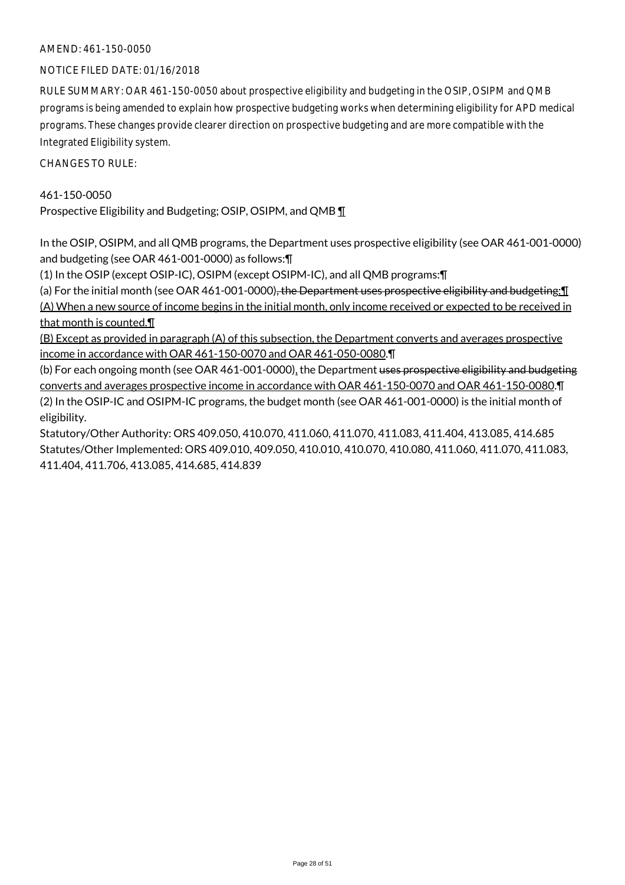AMEND: 461-150-0050

NOTICE FILED DATE: 01/16/2018

RULE SUMMARY: OAR 461-150-0050 about prospective eligibility and budgeting in the OSIP, OSIPM and QMB programs is being amended to explain how prospective budgeting works when determining eligibility for APD medical programs. These changes provide clearer direction on prospective budgeting and are more compatible with the Integrated Eligibility system.

CHANGES TO RULE:

461-150-0050
Prospective Eligibility and Budgeting; OSIP, OSIPM, and QMB ¶

In the OSIP, OSIPM, and all QMB programs, the Department uses prospective eligibility (see OAR 461-001-0000) and budgeting (see OAR 461-001-0000) as follows:¶

(1) In the OSIP (except OSIP-IC), OSIPM (except OSIPM-IC), and all QMB programs:¶

(a) For the initial month (see OAR 461-001-0000)~~, the Department uses prospective eligibility and budgeting;¶~~
<u>(A) When a new source of income begins in the initial month, only income received or expected to be received in that month is counted.¶</u>
<u>(B) Except as provided in paragraph (A) of this subsection, the Department converts and averages prospective income in accordance with OAR 461-150-0070 and OAR 461-050-0080</u>.¶

(b) For each ongoing month (see OAR 461-001-0000)<u>,</u> the Department ~~uses prospective eligibility and budgeting~~ <u>converts and averages prospective income in accordance with OAR 461-150-0070 and OAR 461-150-0080</u>.¶

(2) In the OSIP-IC and OSIPM-IC programs, the budget month (see OAR 461-001-0000) is the initial month of eligibility.

Statutory/Other Authority: ORS 409.050, 410.070, 411.060, 411.070, 411.083, 411.404, 413.085, 414.685
Statutes/Other Implemented: ORS 409.010, 409.050, 410.010, 410.070, 410.080, 411.060, 411.070, 411.083, 411.404, 411.706, 413.085, 414.685, 414.839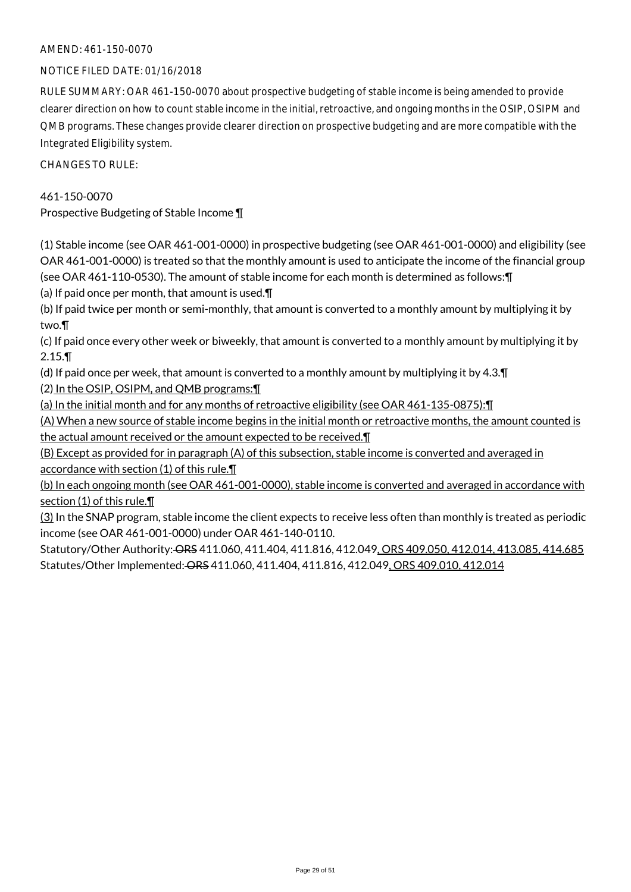AMEND: 461-150-0070

NOTICE FILED DATE: 01/16/2018

RULE SUMMARY: OAR 461-150-0070 about prospective budgeting of stable income is being amended to provide clearer direction on how to count stable income in the initial, retroactive, and ongoing months in the OSIP, OSIPM and QMB programs. These changes provide clearer direction on prospective budgeting and are more compatible with the Integrated Eligibility system.

CHANGES TO RULE:

461-150-0070
Prospective Budgeting of Stable Income ¶

(1) Stable income (see OAR 461-001-0000) in prospective budgeting (see OAR 461-001-0000) and eligibility (see OAR 461-001-0000) is treated so that the monthly amount is used to anticipate the income of the financial group (see OAR 461-110-0530). The amount of stable income for each month is determined as follows:¶
(a) If paid once per month, that amount is used.¶
(b) If paid twice per month or semi-monthly, that amount is converted to a monthly amount by multiplying it by two.¶
(c) If paid once every other week or biweekly, that amount is converted to a monthly amount by multiplying it by 2.15.¶
(d) If paid once per week, that amount is converted to a monthly amount by multiplying it by 4.3.¶
(2) In the OSIP, OSIPM, and QMB programs:¶
(a) In the initial month and for any months of retroactive eligibility (see OAR 461-135-0875):¶
(A) When a new source of stable income begins in the initial month or retroactive months, the amount counted is the actual amount received or the amount expected to be received.¶
(B) Except as provided for in paragraph (A) of this subsection, stable income is converted and averaged in accordance with section (1) of this rule.¶
(b) In each ongoing month (see OAR 461-001-0000), stable income is converted and averaged in accordance with section (1) of this rule.¶
(3) In the SNAP program, stable income the client expects to receive less often than monthly is treated as periodic income (see OAR 461-001-0000) under OAR 461-140-0110.
Statutory/Other Authority: ~~ORS~~ 411.060, 411.404, 411.816, 412.049, ORS 409.050, 412.014, 413.085, 414.685
Statutes/Other Implemented: ~~ORS~~ 411.060, 411.404, 411.816, 412.049, ORS 409.010, 412.014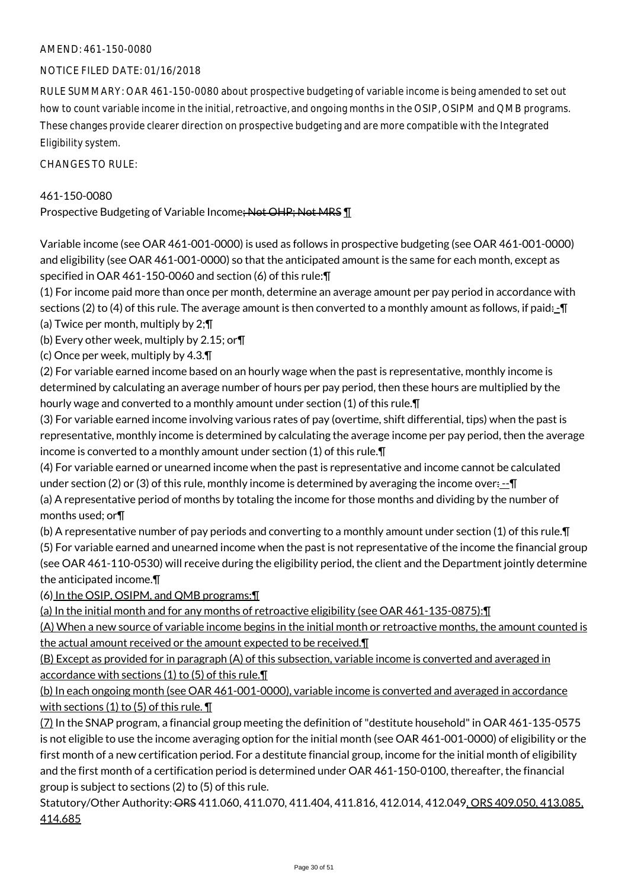AMEND: 461-150-0080

NOTICE FILED DATE: 01/16/2018

RULE SUMMARY: OAR 461-150-0080 about prospective budgeting of variable income is being amended to set out how to count variable income in the initial, retroactive, and ongoing months in the OSIP, OSIPM and QMB programs. These changes provide clearer direction on prospective budgeting and are more compatible with the Integrated Eligibility system.

CHANGES TO RULE:

461-150-0080
Prospective Budgeting of Variable Income~~; Not OHP; Not MRS~~ ¶

Variable income (see OAR 461-001-0000) is used as follows in prospective budgeting (see OAR 461-001-0000) and eligibility (see OAR 461-001-0000) so that the anticipated amount is the same for each month, except as specified in OAR 461-150-0060 and section (6) of this rule:¶
(1) For income paid more than once per month, determine an average amount per pay period in accordance with sections (2) to (4) of this rule. The average amount is then converted to a monthly amount as follows, if paid: -¶
(a) Twice per month, multiply by 2;¶
(b) Every other week, multiply by 2.15; or¶
(c) Once per week, multiply by 4.3.¶
(2) For variable earned income based on an hourly wage when the past is representative, monthly income is determined by calculating an average number of hours per pay period, then these hours are multiplied by the hourly wage and converted to a monthly amount under section (1) of this rule.¶
(3) For variable earned income involving various rates of pay (overtime, shift differential, tips) when the past is representative, monthly income is determined by calculating the average income per pay period, then the average income is converted to a monthly amount under section (1) of this rule.¶
(4) For variable earned or unearned income when the past is representative and income cannot be calculated under section (2) or (3) of this rule, monthly income is determined by averaging the income over: --¶
(a) A representative period of months by totaling the income for those months and dividing by the number of months used; or¶
(b) A representative number of pay periods and converting to a monthly amount under section (1) of this rule.¶
(5) For variable earned and unearned income when the past is not representative of the income the financial group (see OAR 461-110-0530) will receive during the eligibility period, the client and the Department jointly determine the anticipated income.¶
(6) In the OSIP, OSIPM, and QMB programs:¶
(a) In the initial month and for any months of retroactive eligibility (see OAR 461-135-0875):¶
(A) When a new source of variable income begins in the initial month or retroactive months, the amount counted is the actual amount received or the amount expected to be received.¶
(B) Except as provided for in paragraph (A) of this subsection, variable income is converted and averaged in accordance with sections (1) to (5) of this rule.¶
(b) In each ongoing month (see OAR 461-001-0000), variable income is converted and averaged in accordance with sections (1) to (5) of this rule. ¶
(7) In the SNAP program, a financial group meeting the definition of "destitute household" in OAR 461-135-0575 is not eligible to use the income averaging option for the initial month (see OAR 461-001-0000) of eligibility or the first month of a new certification period. For a destitute financial group, income for the initial month of eligibility and the first month of a certification period is determined under OAR 461-150-0100, thereafter, the financial group is subject to sections (2) to (5) of this rule.

Statutory/Other Authority: ~~ORS~~ 411.060, 411.070, 411.404, 411.816, 412.014, 412.049, ORS 409.050, 413.085, 414.685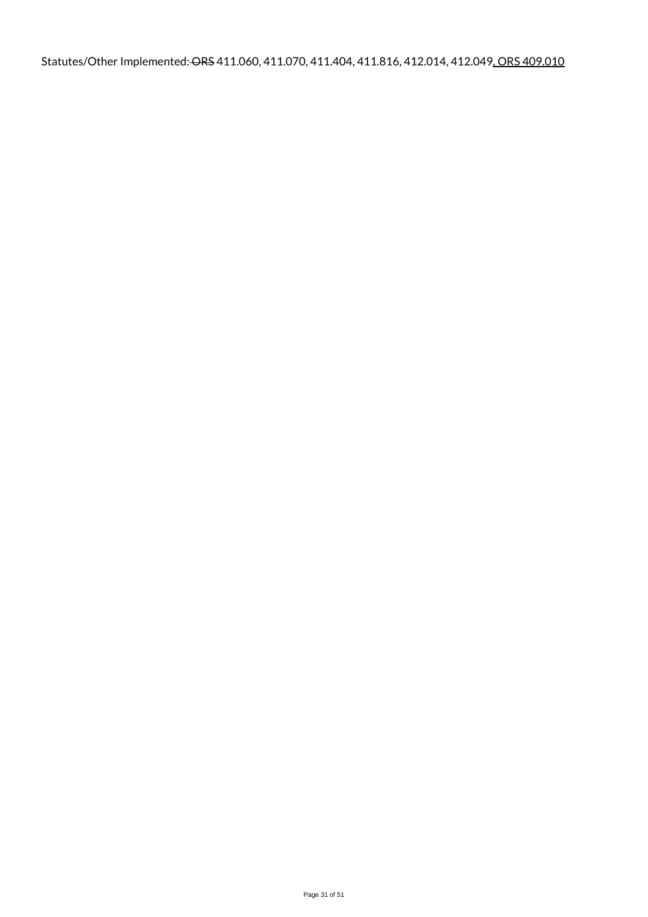Statutes/Other Implemented: ~~ORS~~ 411.060, 411.070, 411.404, 411.816, 412.014, 412.049<u>, ORS 409.010</u>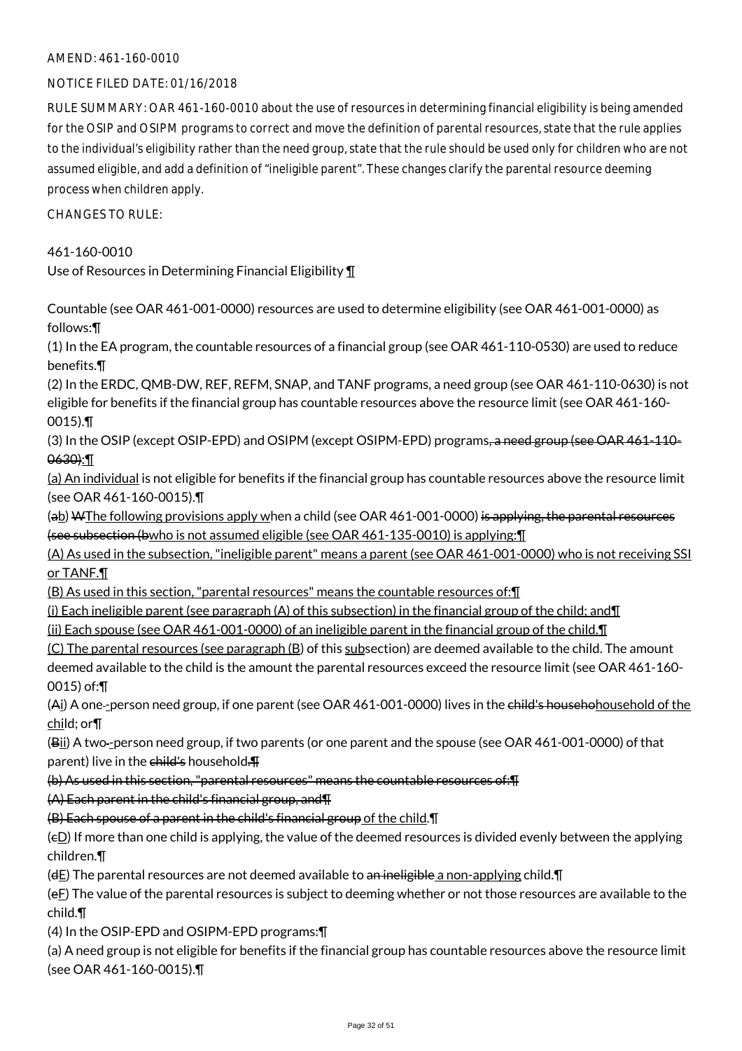AMEND: 461-160-0010

NOTICE FILED DATE: 01/16/2018

RULE SUMMARY: OAR 461-160-0010 about the use of resources in determining financial eligibility is being amended for the OSIP and OSIPM programs to correct and move the definition of parental resources, state that the rule applies to the individual's eligibility rather than the need group, state that the rule should be used only for children who are not assumed eligible, and add a definition of "ineligible parent". These changes clarify the parental resource deeming process when children apply.

CHANGES TO RULE:

461-160-0010
Use of Resources in Determining Financial Eligibility ¶

Countable (see OAR 461-001-0000) resources are used to determine eligibility (see OAR 461-001-0000) as follows:¶
(1) In the EA program, the countable resources of a financial group (see OAR 461-110-0530) are used to reduce benefits.¶
(2) In the ERDC, QMB-DW, REF, REFM, SNAP, and TANF programs, a need group (see OAR 461-110-0630) is not eligible for benefits if the financial group has countable resources above the resource limit (see OAR 461-160-0015).¶
(3) In the OSIP (except OSIP-EPD) and OSIPM (except OSIPM-EPD) programs~~, a need group (see OAR 461-110-0630)~~:¶
(a) An individual is not eligible for benefits if the financial group has countable resources above the resource limit (see OAR 461-160-0015).¶
(~~a~~b) ~~W~~The following provisions apply when a child (see OAR 461-001-0000) ~~is applying, the parental resources (see subsection (b~~who is not assumed eligible (see OAR 461-135-0010) is applying:¶
(A) As used in the subsection, "ineligible parent" means a parent (see OAR 461-001-0000) who is not receiving SSI or TANF.¶
(B) As used in this section, "parental resources" means the countable resources of:¶
(i) Each ineligible parent (see paragraph (A) of this subsection) in the financial group of the child; and¶
(ii) Each spouse (see OAR 461-001-0000) of an ineligible parent in the financial group of the child.¶
(C) The parental resources (see paragraph (B) of this subsection) are deemed available to the child. The amount deemed available to the child is the amount the parental resources exceed the resource limit (see OAR 461-160-0015) of:¶
(~~A~~i) A one-~~-~~person need group, if one parent (see OAR 461-001-0000) lives in the ~~child's househo~~household of the child; or¶
(~~B~~ii) A two-~~-~~person need group, if two parents (or one parent and the spouse (see OAR 461-001-0000) of that parent) live in the ~~child's~~ household.~~¶~~
~~(b) As used in this section, "parental resources" means the countable resources of:¶~~
~~(A) Each parent in the child's financial group, and¶~~
~~(B) Each spouse of a parent in the child's financial group~~ of the child.¶
(~~c~~D) If more than one child is applying, the value of the deemed resources is divided evenly between the applying children.¶
(~~d~~E) The parental resources are not deemed available to ~~an ineligible~~ a non-applying child.¶
(~~e~~F) The value of the parental resources is subject to deeming whether or not those resources are available to the child.¶
(4) In the OSIP-EPD and OSIPM-EPD programs:¶
(a) A need group is not eligible for benefits if the financial group has countable resources above the resource limit (see OAR 461-160-0015).¶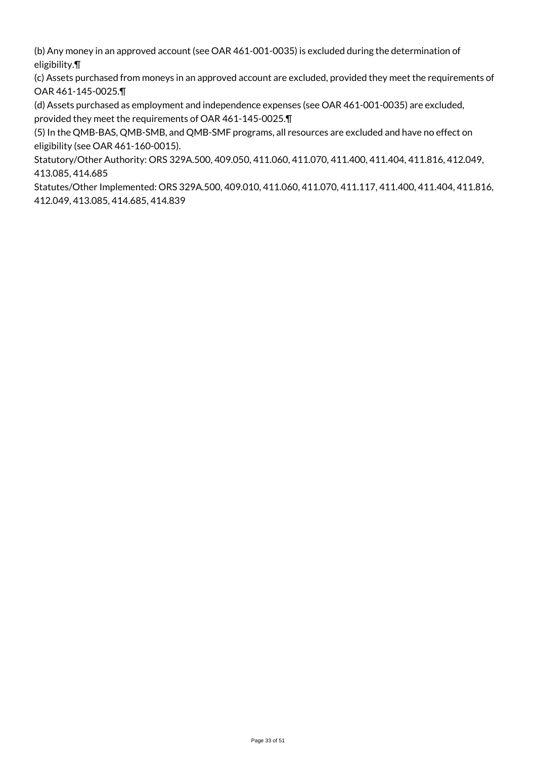(b) Any money in an approved account (see OAR 461-001-0035) is excluded during the determination of eligibility.¶

(c) Assets purchased from moneys in an approved account are excluded, provided they meet the requirements of OAR 461-145-0025.¶

(d) Assets purchased as employment and independence expenses (see OAR 461-001-0035) are excluded, provided they meet the requirements of OAR 461-145-0025.¶

(5) In the QMB-BAS, QMB-SMB, and QMB-SMF programs, all resources are excluded and have no effect on eligibility (see OAR 461-160-0015).

Statutory/Other Authority: ORS 329A.500, 409.050, 411.060, 411.070, 411.400, 411.404, 411.816, 412.049, 413.085, 414.685

Statutes/Other Implemented: ORS 329A.500, 409.010, 411.060, 411.070, 411.117, 411.400, 411.404, 411.816, 412.049, 413.085, 414.685, 414.839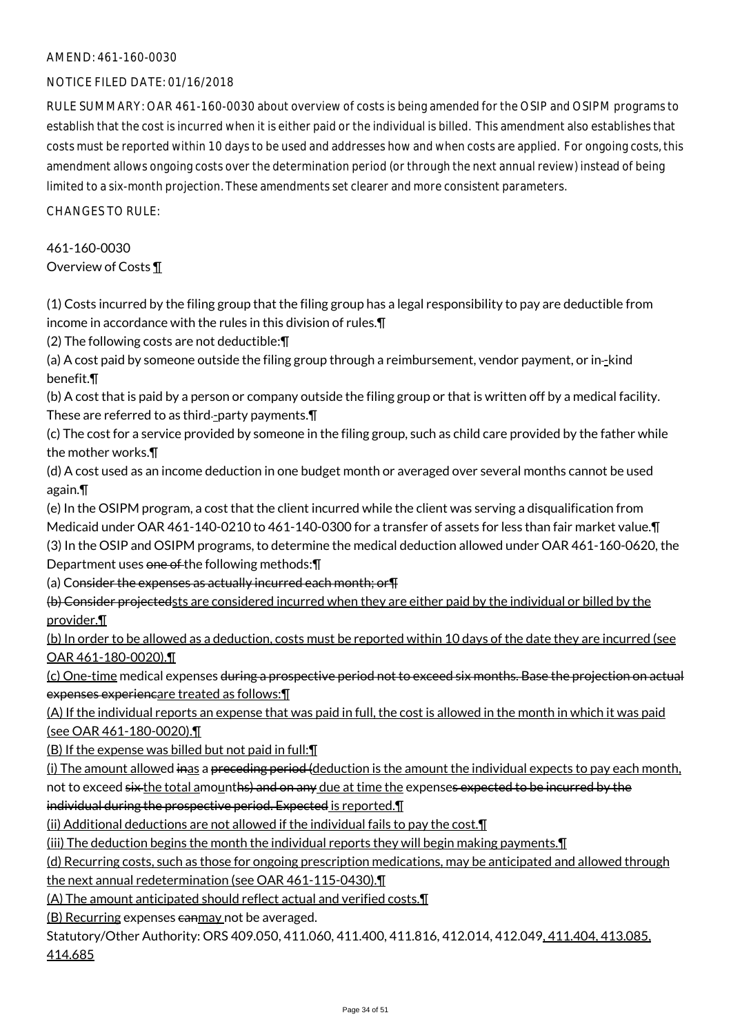AMEND: 461-160-0030

NOTICE FILED DATE: 01/16/2018

RULE SUMMARY: OAR 461-160-0030 about overview of costs is being amended for the OSIP and OSIPM programs to establish that the cost is incurred when it is either paid or the individual is billed. This amendment also establishes that costs must be reported within 10 days to be used and addresses how and when costs are applied. For ongoing costs, this amendment allows ongoing costs over the determination period (or through the next annual review) instead of being limited to a six-month projection. These amendments set clearer and more consistent parameters.

CHANGES TO RULE:

461-160-0030
Overview of Costs ¶

(1) Costs incurred by the filing group that the filing group has a legal responsibility to pay are deductible from income in accordance with the rules in this division of rules.¶
(2) The following costs are not deductible:¶
(a) A cost paid by someone outside the filing group through a reimbursement, vendor payment, or in--kind benefit.¶
(b) A cost that is paid by a person or company outside the filing group or that is written off by a medical facility. These are referred to as third--party payments.¶
(c) The cost for a service provided by someone in the filing group, such as child care provided by the father while the mother works.¶
(d) A cost used as an income deduction in one budget month or averaged over several months cannot be used again.¶
(e) In the OSIPM program, a cost that the client incurred while the client was serving a disqualification from Medicaid under OAR 461-140-0210 to 461-140-0300 for a transfer of assets for less than fair market value.¶
(3) In the OSIP and OSIPM programs, to determine the medical deduction allowed under OAR 461-160-0620, the Department uses ~~one of~~ the following methods:¶
(a) C~~onsider the expenses as actually incurred each month; or¶~~
~~(b) Consider projected~~<u>sts are considered incurred when they are either paid by the individual or billed by the provider.¶</u>
<u>(b) In order to be allowed as a deduction, costs must be reported within 10 days of the date they are incurred (see OAR 461-180-0020).¶</u>
<u>(c) One-time</u> medical expenses ~~during a prospective period not to exceed six months. Base the projection on actual expenses experienc~~<u>are treated as follows:¶</u>
<u>(A) If the individual reports an expense that was paid in full, the cost is allowed in the month in which it was paid (see OAR 461-180-0020).¶</u>
<u>(B) If the expense was billed but not paid in full:¶</u>
<u>(i) The amount allow</u>ed ~~in~~<u>as</u> a ~~preceding period (~~<u>deduction is the amount the individual expects to pay each month, not to exceed</u> ~~six~~ <u>the total am</u>o<u>u</u>nt~~hs) and on any~~ <u>due at time the</u> expense~~s expected to be incurred by the individual during the prospective period. Expected~~ is reported.¶
<u>(ii) Additional deductions are not allowed if the individual fails to pay the cost.¶</u>
<u>(iii) The deduction begins the month the individual reports they will begin making payments.¶</u>
<u>(d) Recurring costs, such as those for ongoing prescription medications, may be anticipated and allowed through the next annual redetermination (see OAR 461-115-0430).¶</u>
<u>(A) The amount anticipated should reflect actual and verified costs.¶</u>
<u>(B) Recurring</u> expenses ~~can~~<u>may</u> not be averaged.

Statutory/Other Authority: ORS 409.050, 411.060, 411.400, 411.816, 412.014, 412.049<u>, 411.404, 413.085, 414.685</u>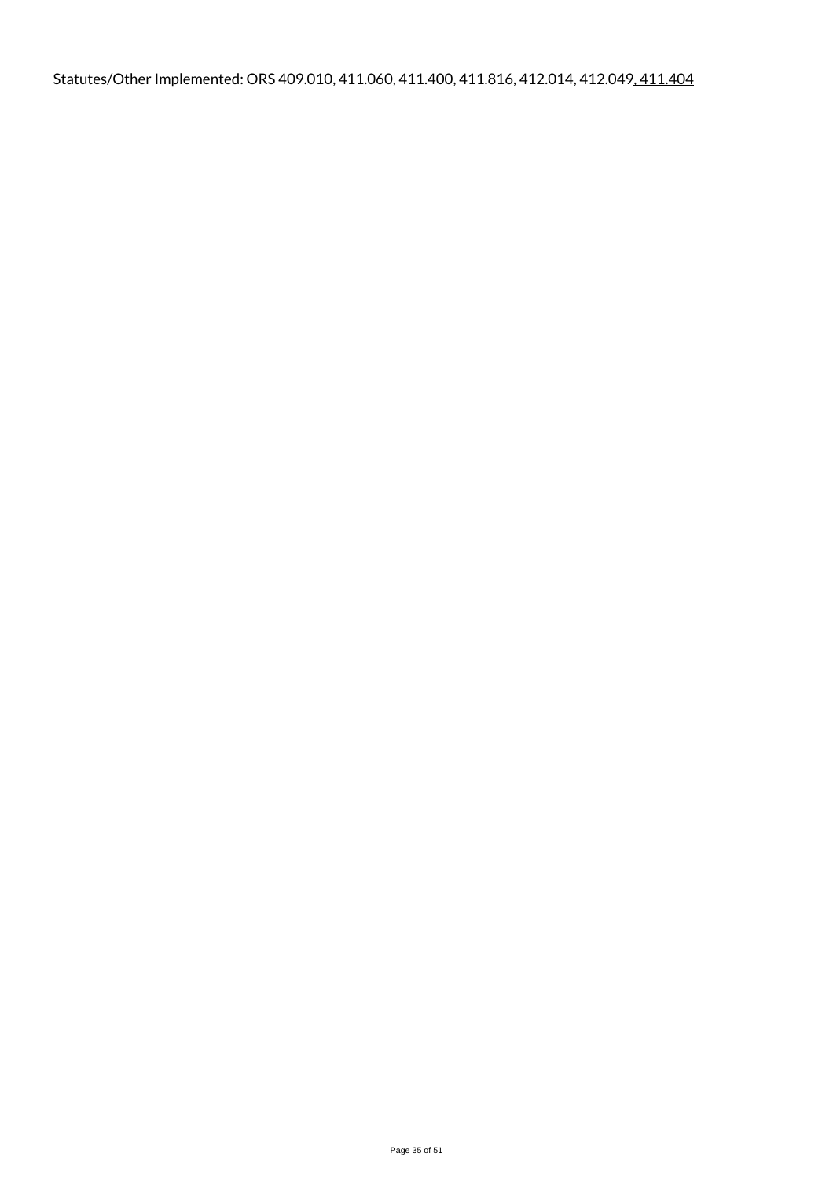Statutes/Other Implemented: ORS 409.010, 411.060, 411.400, 411.816, 412.014, 412.049, 411.404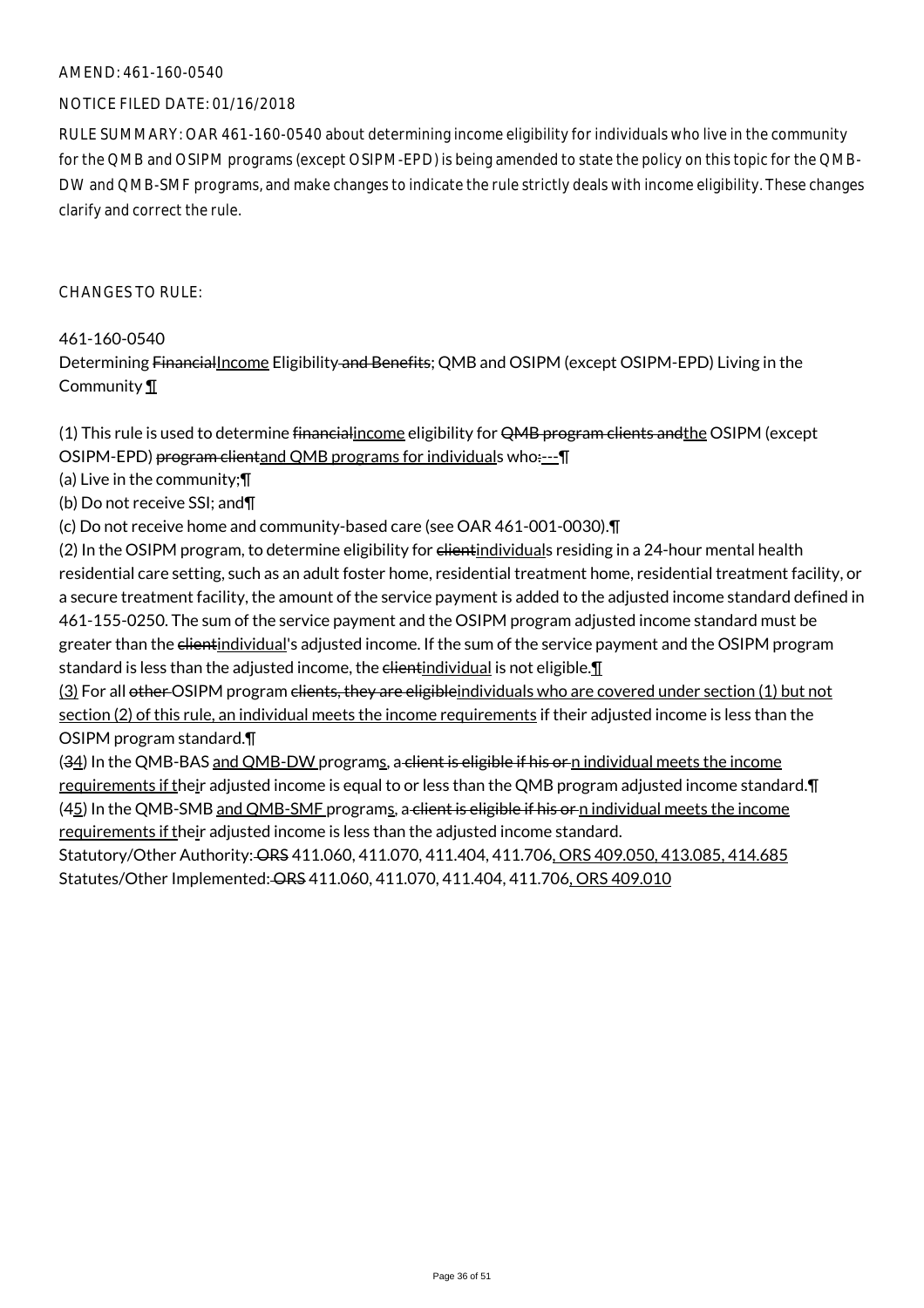AMEND: 461-160-0540

NOTICE FILED DATE: 01/16/2018

RULE SUMMARY: OAR 461-160-0540 about determining income eligibility for individuals who live in the community for the QMB and OSIPM programs (except OSIPM-EPD) is being amended to state the policy on this topic for the QMB-DW and QMB-SMF programs, and make changes to indicate the rule strictly deals with income eligibility. These changes clarify and correct the rule.

CHANGES TO RULE:

461-160-0540

Determining FinancialIncome Eligibility and Benefits; QMB and OSIPM (except OSIPM-EPD) Living in the Community ¶

(1) This rule is used to determine financialincome eligibility for QMB program clients andthe OSIPM (except OSIPM-EPD) program clientand QMB programs for individuals who:---¶

(a) Live in the community;¶

(b) Do not receive SSI; and¶

(c) Do not receive home and community-based care (see OAR 461-001-0030).¶

(2) In the OSIPM program, to determine eligibility for clientindividuals residing in a 24-hour mental health residential care setting, such as an adult foster home, residential treatment home, residential treatment facility, or a secure treatment facility, the amount of the service payment is added to the adjusted income standard defined in 461-155-0250. The sum of the service payment and the OSIPM program adjusted income standard must be greater than the clientindividual's adjusted income. If the sum of the service payment and the OSIPM program standard is less than the adjusted income, the clientindividual is not eligible.¶

(3) For all other OSIPM program clients, they are eligibleindividuals who are covered under section (1) but not section (2) of this rule, an individual meets the income requirements if their adjusted income is less than the OSIPM program standard.¶

(34) In the QMB-BAS and QMB-DW programs, a client is eligible if his or n individual meets the income requirements if their adjusted income is equal to or less than the QMB program adjusted income standard.¶

(45) In the QMB-SMB and QMB-SMF programs, a client is eligible if his or n individual meets the income requirements if their adjusted income is less than the adjusted income standard.

Statutory/Other Authority: ORS 411.060, 411.070, 411.404, 411.706, ORS 409.050, 413.085, 414.685

Statutes/Other Implemented: ORS 411.060, 411.070, 411.404, 411.706, ORS 409.010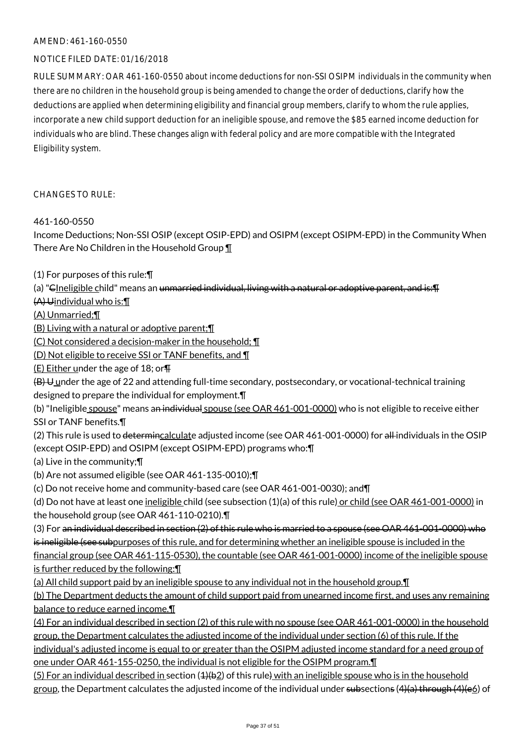AMEND: 461-160-0550

NOTICE FILED DATE: 01/16/2018

RULE SUMMARY: OAR 461-160-0550 about income deductions for non-SSI OSIPM individuals in the community when there are no children in the household group is being amended to change the order of deductions, clarify how the deductions are applied when determining eligibility and financial group members, clarify to whom the rule applies, incorporate a new child support deduction for an ineligible spouse, and remove the $85 earned income deduction for individuals who are blind. These changes align with federal policy and are more compatible with the Integrated Eligibility system.

CHANGES TO RULE:

461-160-0550
Income Deductions; Non-SSI OSIP (except OSIP-EPD) and OSIPM (except OSIPM-EPD) in the Community When There Are No Children in the Household Group ¶

(1) For purposes of this rule:¶
(a) "~~C~~Ineligible child" means an ~~unmarried individual, living with a natural or adoptive parent, and is:¶~~
~~(A) U~~individual who is:¶
(A) Unmarried;¶
(B) Living with a natural or adoptive parent;¶
(C) Not considered a decision-maker in the household; ¶
(D) Not eligible to receive SSI or TANF benefits, and ¶
(E) Either under the age of 18; or~~¶~~
~~(B) U~~ under the age of 22 and attending full-time secondary, postsecondary, or vocational-technical training designed to prepare the individual for employment.¶
(b) "Ineligible spouse" means ~~an individual~~ spouse (see OAR 461-001-0000) who is not eligible to receive either SSI or TANF benefits.¶
(2) This rule is used to ~~determin~~calculate adjusted income (see OAR 461-001-0000) for ~~all~~ individuals in the OSIP (except OSIP-EPD) and OSIPM (except OSIPM-EPD) programs who:¶
(a) Live in the community;¶
(b) Are not assumed eligible (see OAR 461-135-0010);¶
(c) Do not receive home and community-based care (see OAR 461-001-0030); and¶
(d) Do not have at least one ineligible child (see subsection (1)(a) of this rule) or child (see OAR 461-001-0000) in the household group (see OAR 461-110-0210).¶
(3) For ~~an individual described in section (2) of this rule who is married to a spouse (see OAR 461-001-0000) who is ineligible (see sub~~purposes of this rule, and for determining whether an ineligible spouse is included in the financial group (see OAR 461-115-0530), the countable (see OAR 461-001-0000) income of the ineligible spouse is further reduced by the following:¶
(a) All child support paid by an ineligible spouse to any individual not in the household group.¶
(b) The Department deducts the amount of child support paid from unearned income first, and uses any remaining balance to reduce earned income.¶
(4) For an individual described in section (2) of this rule with no spouse (see OAR 461-001-0000) in the household group, the Department calculates the adjusted income of the individual under section (6) of this rule. If the individual's adjusted income is equal to or greater than the OSIPM adjusted income standard for a need group of one under OAR 461-155-0250, the individual is not eligible for the OSIPM program.¶
(5) For an individual described in section (~~1)(b~~2) of this rule~~)~~ with an ineligible spouse who is in the household group, the Department calculates the adjusted income of the individual under ~~sub~~sections ~~(4)(a) through (4)(e~~6) of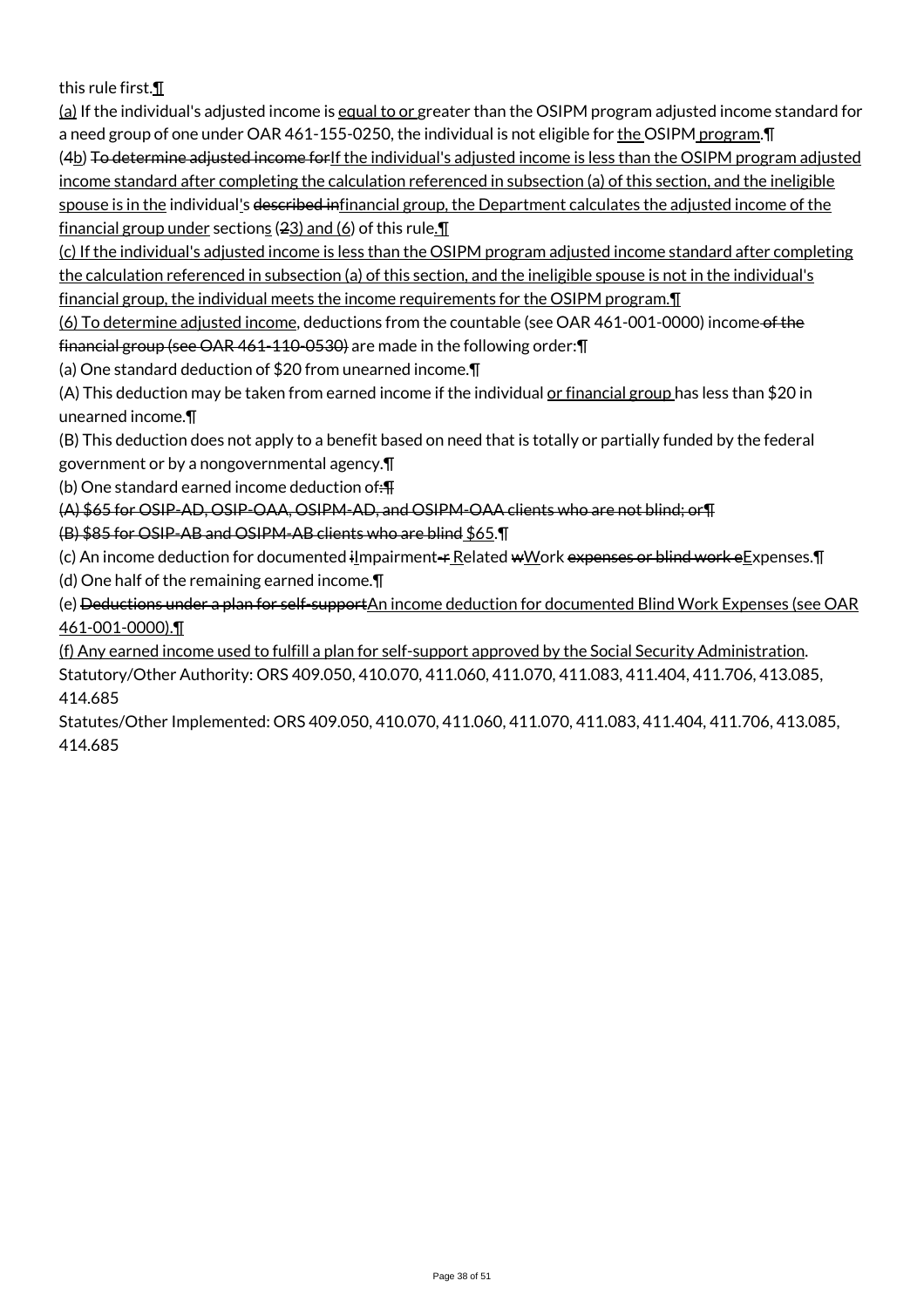this rule first.¶

(a) If the individual's adjusted income is equal to or greater than the OSIPM program adjusted income standard for a need group of one under OAR 461-155-0250, the individual is not eligible for the OSIPM program.¶

(4b) To determine adjusted income forIf the individual's adjusted income is less than the OSIPM program adjusted income standard after completing the calculation referenced in subsection (a) of this section, and the ineligible spouse is in the individual's described infinancial group, the Department calculates the adjusted income of the financial group under sections (23) and (6) of this rule.¶

(c) If the individual's adjusted income is less than the OSIPM program adjusted income standard after completing the calculation referenced in subsection (a) of this section, and the ineligible spouse is not in the individual's financial group, the individual meets the income requirements for the OSIPM program.¶

(6) To determine adjusted income, deductions from the countable (see OAR 461-001-0000) income of the financial group (see OAR 461-110-0530) are made in the following order:¶

(a) One standard deduction of $20 from unearned income.¶

(A) This deduction may be taken from earned income if the individual or financial group has less than $20 in unearned income.¶

(B) This deduction does not apply to a benefit based on need that is totally or partially funded by the federal government or by a nongovernmental agency.¶

(b) One standard earned income deduction of:¶

(A) $65 for OSIP-AD, OSIP-OAA, OSIPM-AD, and OSIPM-OAA clients who are not blind; or¶

(B) $85 for OSIP-AB and OSIPM-AB clients who are blind $65.¶

(c) An income deduction for documented iImpairment-r Related wWork expenses or blind work eExpenses.¶

(d) One half of the remaining earned income.¶

(e) Deductions under a plan for self-supportAn income deduction for documented Blind Work Expenses (see OAR 461-001-0000).¶

(f) Any earned income used to fulfill a plan for self-support approved by the Social Security Administration.

Statutory/Other Authority: ORS 409.050, 410.070, 411.060, 411.070, 411.083, 411.404, 411.706, 413.085, 414.685

Statutes/Other Implemented: ORS 409.050, 410.070, 411.060, 411.070, 411.083, 411.404, 411.706, 413.085, 414.685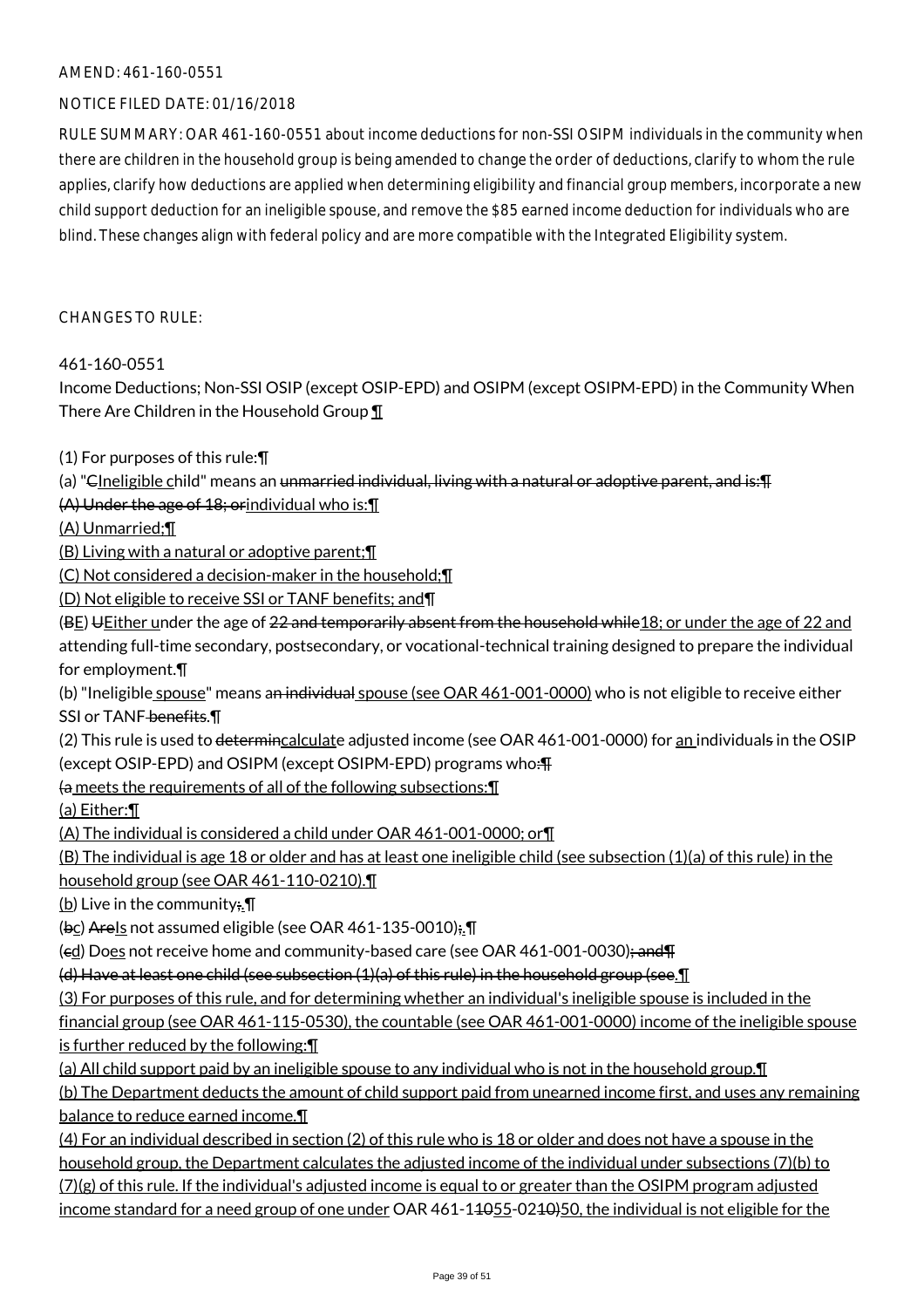AMEND: 461-160-0551

NOTICE FILED DATE: 01/16/2018

RULE SUMMARY: OAR 461-160-0551 about income deductions for non-SSI OSIPM individuals in the community when there are children in the household group is being amended to change the order of deductions, clarify to whom the rule applies, clarify how deductions are applied when determining eligibility and financial group members, incorporate a new child support deduction for an ineligible spouse, and remove the $85 earned income deduction for individuals who are blind. These changes align with federal policy and are more compatible with the Integrated Eligibility system.

CHANGES TO RULE:

461-160-0551
Income Deductions; Non-SSI OSIP (except OSIP-EPD) and OSIPM (except OSIPM-EPD) in the Community When There Are Children in the Household Group ¶

(1) For purposes of this rule:¶
(a) "CIneligible child" means an unmarried individual, living with a natural or adoptive parent, and is:¶
(A) Under the age of 18; orindividual who is:¶
(A) Unmarried;¶
(B) Living with a natural or adoptive parent;¶
(C) Not considered a decision-maker in the household;¶
(D) Not eligible to receive SSI or TANF benefits; and¶
(BE) UEither under the age of 22 and temporarily absent from the household while18; or under the age of 22 and attending full-time secondary, postsecondary, or vocational-technical training designed to prepare the individual for employment.¶
(b) "Ineligible spouse" means an individual spouse (see OAR 461-001-0000) who is not eligible to receive either SSI or TANF benefits.¶
(2) This rule is used to determincalculate adjusted income (see OAR 461-001-0000) for an individuals in the OSIP (except OSIP-EPD) and OSIPM (except OSIPM-EPD) programs who:¶
(a meets the requirements of all of the following subsections:¶
(a) Either:¶
(A) The individual is considered a child under OAR 461-001-0000; or¶
(B) The individual is age 18 or older and has at least one ineligible child (see subsection (1)(a) of this rule) in the household group (see OAR 461-110-0210).¶
(b) Live in the community;.¶
(bc) AreIs not assumed eligible (see OAR 461-135-0010);.¶
(cd) Does not receive home and community-based care (see OAR 461-001-0030); and¶
(d) Have at least one child (see subsection (1)(a) of this rule) in the household group (see.¶
(3) For purposes of this rule, and for determining whether an individual's ineligible spouse is included in the financial group (see OAR 461-115-0530), the countable (see OAR 461-001-0000) income of the ineligible spouse is further reduced by the following:¶
(a) All child support paid by an ineligible spouse to any individual who is not in the household group.¶
(b) The Department deducts the amount of child support paid from unearned income first, and uses any remaining balance to reduce earned income.¶
(4) For an individual described in section (2) of this rule who is 18 or older and does not have a spouse in the household group, the Department calculates the adjusted income of the individual under subsections (7)(b) to (7)(g) of this rule. If the individual's adjusted income is equal to or greater than the OSIPM program adjusted income standard for a need group of one under OAR 461-11055-02110)50, the individual is not eligible for the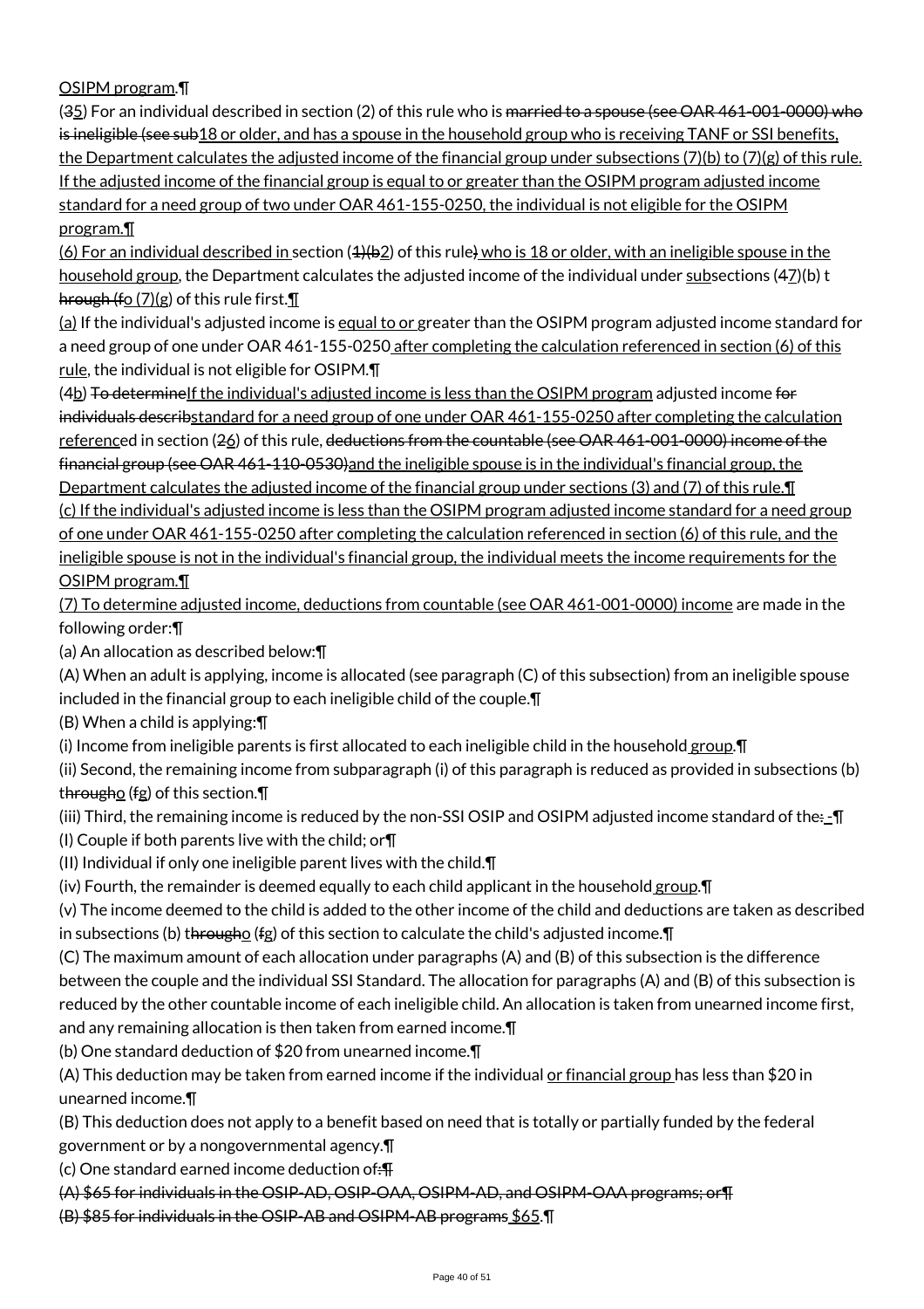OSIPM program.¶

(35) For an individual described in section (2) of this rule who is married to a spouse (see OAR 461-001-0000) who is ineligible (see sub18 or older, and has a spouse in the household group who is receiving TANF or SSI benefits, the Department calculates the adjusted income of the financial group under subsections (7)(b) to (7)(g) of this rule. If the adjusted income of the financial group is equal to or greater than the OSIPM program adjusted income standard for a need group of two under OAR 461-155-0250, the individual is not eligible for the OSIPM program.¶

(6) For an individual described in section (1)(b2) of this rule) who is 18 or older, with an ineligible spouse in the household group, the Department calculates the adjusted income of the individual under subsections (47)(b) through (fo (7)(g) of this rule first.¶

(a) If the individual's adjusted income is equal to or greater than the OSIPM program adjusted income standard for a need group of one under OAR 461-155-0250 after completing the calculation referenced in section (6) of this rule, the individual is not eligible for OSIPM.¶

(4b) To determineIf the individual's adjusted income is less than the OSIPM program adjusted income for individuals describstandard for a need group of one under OAR 461-155-0250 after completing the calculation referenced in section (26) of this rule, deductions from the countable (see OAR 461-001-0000) income of the financial group (see OAR 461-110-0530)and the ineligible spouse is in the individual's financial group, the Department calculates the adjusted income of the financial group under sections (3) and (7) of this rule.¶

(c) If the individual's adjusted income is less than the OSIPM program adjusted income standard for a need group of one under OAR 461-155-0250 after completing the calculation referenced in section (6) of this rule, and the ineligible spouse is not in the individual's financial group, the individual meets the income requirements for the OSIPM program.¶

(7) To determine adjusted income, deductions from countable (see OAR 461-001-0000) income are made in the following order:¶

(a) An allocation as described below:¶

(A) When an adult is applying, income is allocated (see paragraph (C) of this subsection) from an ineligible spouse included in the financial group to each ineligible child of the couple.¶

(B) When a child is applying:¶

(i) Income from ineligible parents is first allocated to each ineligible child in the household group.¶

(ii) Second, the remaining income from subparagraph (i) of this paragraph is reduced as provided in subsections (b) througho (fg) of this section.¶

(iii) Third, the remaining income is reduced by the non-SSI OSIP and OSIPM adjusted income standard of the: -¶

(I) Couple if both parents live with the child; or¶

(II) Individual if only one ineligible parent lives with the child.¶

(iv) Fourth, the remainder is deemed equally to each child applicant in the household group.¶

(v) The income deemed to the child is added to the other income of the child and deductions are taken as described in subsections (b) througho (fg) of this section to calculate the child's adjusted income.¶

(C) The maximum amount of each allocation under paragraphs (A) and (B) of this subsection is the difference between the couple and the individual SSI Standard. The allocation for paragraphs (A) and (B) of this subsection is reduced by the other countable income of each ineligible child. An allocation is taken from unearned income first, and any remaining allocation is then taken from earned income.¶

(b) One standard deduction of $20 from unearned income.¶

(A) This deduction may be taken from earned income if the individual or financial group has less than $20 in unearned income.¶

(B) This deduction does not apply to a benefit based on need that is totally or partially funded by the federal government or by a nongovernmental agency.¶

(c) One standard earned income deduction of:¶

(A) $65 for individuals in the OSIP-AD, OSIP-OAA, OSIPM-AD, and OSIPM-OAA programs; or¶

(B) $85 for individuals in the OSIP-AB and OSIPM-AB programs $65.¶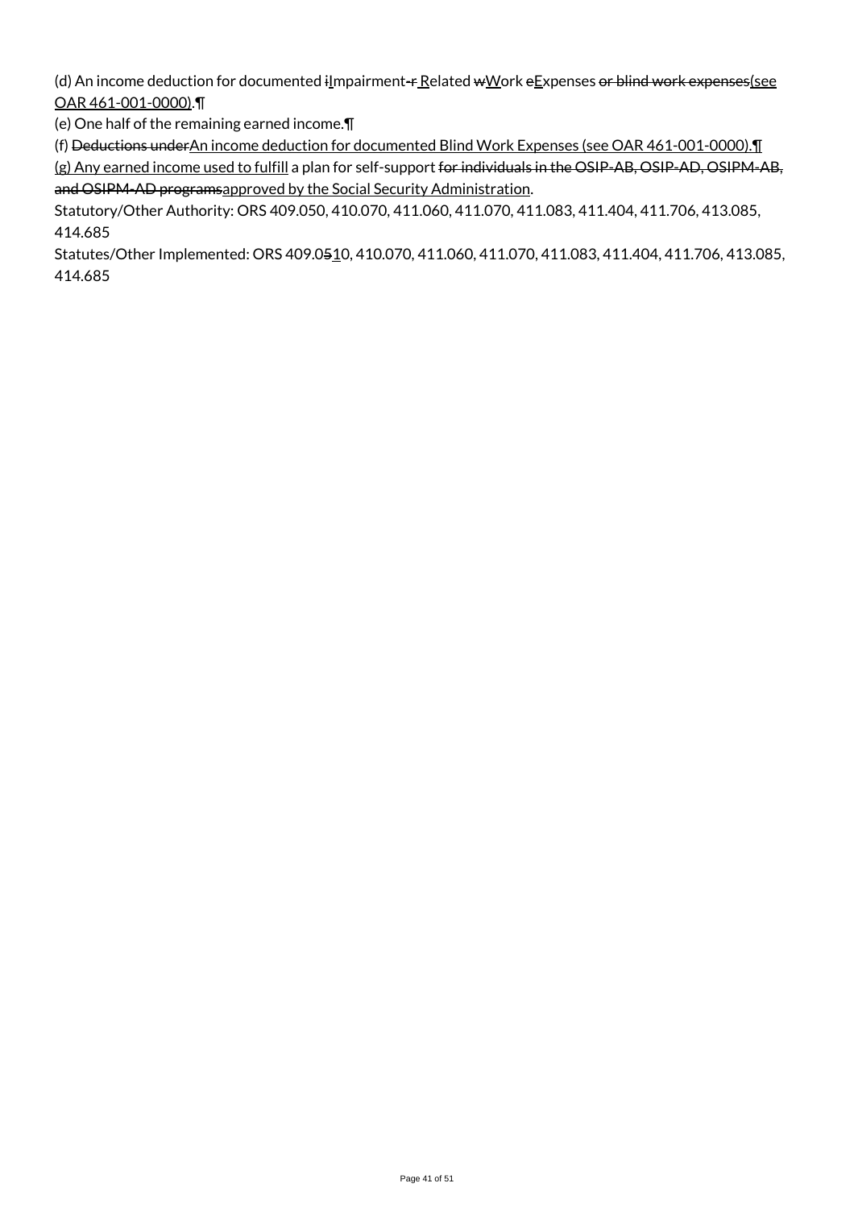(d) An income deduction for documented ~~i~~Impairment~~-r~~ Related ~~w~~Work ~~e~~Expenses ~~or blind work expenses~~(see OAR 461-001-0000).¶

(e) One half of the remaining earned income.¶

(f) ~~Deductions under~~An income deduction for documented Blind Work Expenses (see OAR 461-001-0000).¶

(g) Any earned income used to fulfill a plan for self-support ~~for individuals in the OSIP-AB, OSIP-AD, OSIPM-AB, and OSIPM-AD programs~~approved by the Social Security Administration.

Statutory/Other Authority: ORS 409.050, 410.070, 411.060, 411.070, 411.083, 411.404, 411.706, 413.085, 414.685

Statutes/Other Implemented: ORS 409.0~~5~~10, 410.070, 411.060, 411.070, 411.083, 411.404, 411.706, 413.085, 414.685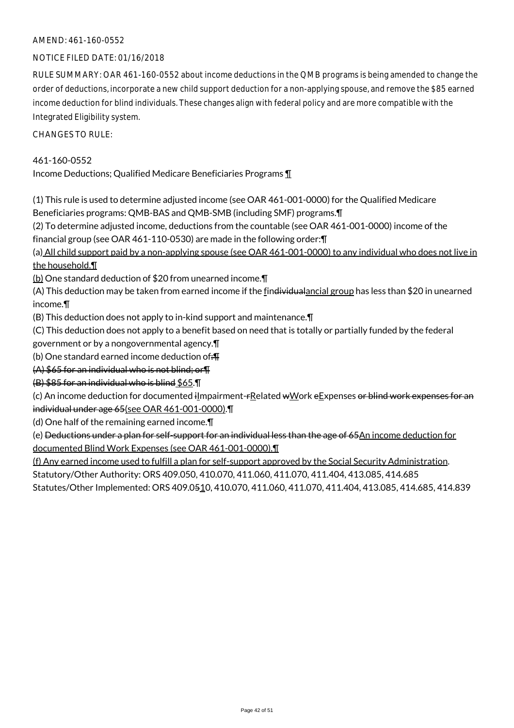AMEND: 461-160-0552

NOTICE FILED DATE: 01/16/2018

RULE SUMMARY: OAR 461-160-0552 about income deductions in the QMB programs is being amended to change the order of deductions, incorporate a new child support deduction for a non-applying spouse, and remove the $85 earned income deduction for blind individuals. These changes align with federal policy and are more compatible with the Integrated Eligibility system.

CHANGES TO RULE:

461-160-0552
Income Deductions; Qualified Medicare Beneficiaries Programs ¶

(1) This rule is used to determine adjusted income (see OAR 461-001-0000) for the Qualified Medicare Beneficiaries programs: QMB-BAS and QMB-SMB (including SMF) programs.¶
(2) To determine adjusted income, deductions from the countable (see OAR 461-001-0000) income of the financial group (see OAR 461-110-0530) are made in the following order:¶
(a) All child support paid by a non-applying spouse (see OAR 461-001-0000) to any individual who does not live in the household.¶
(b) One standard deduction of $20 from unearned income.¶
(A) This deduction may be taken from earned income if the findividualancial group has less than $20 in unearned income.¶
(B) This deduction does not apply to in-kind support and maintenance.¶
(C) This deduction does not apply to a benefit based on need that is totally or partially funded by the federal government or by a nongovernmental agency.¶
(b) One standard earned income deduction of:¶
(A) $65 for an individual who is not blind; or¶
(B) $85 for an individual who is blind $65.¶
(c) An income deduction for documented iImpairment-rRelated wWork eExpenses or blind work expenses for an individual under age 65(see OAR 461-001-0000).¶
(d) One half of the remaining earned income.¶
(e) Deductions under a plan for self-support for an individual less than the age of 65An income deduction for documented Blind Work Expenses (see OAR 461-001-0000).¶
(f) Any earned income used to fulfill a plan for self-support approved by the Social Security Administration.
Statutory/Other Authority: ORS 409.050, 410.070, 411.060, 411.070, 411.404, 413.085, 414.685
Statutes/Other Implemented: ORS 409.0510, 410.070, 411.060, 411.070, 411.404, 413.085, 414.685, 414.839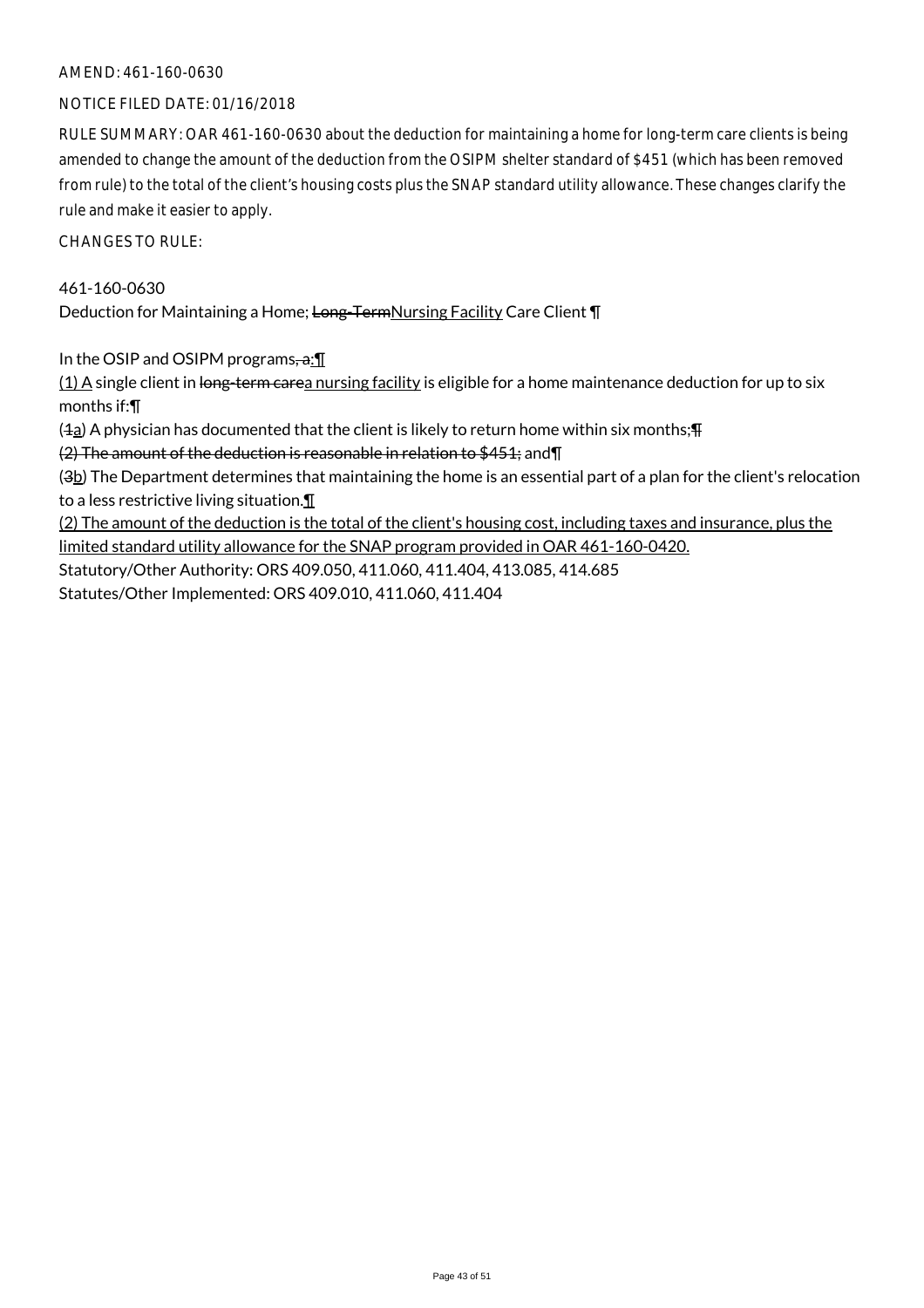AMEND: 461-160-0630

NOTICE FILED DATE: 01/16/2018

RULE SUMMARY: OAR 461-160-0630 about the deduction for maintaining a home for long-term care clients is being amended to change the amount of the deduction from the OSIPM shelter standard of $451 (which has been removed from rule) to the total of the client's housing costs plus the SNAP standard utility allowance. These changes clarify the rule and make it easier to apply.

CHANGES TO RULE:

461-160-0630

Deduction for Maintaining a Home; ~~Long-Term~~Nursing Facility Care Client ¶

In the OSIP and OSIPM programs~~, a~~:¶

(1) A single client in ~~long-term care~~a nursing facility is eligible for a home maintenance deduction for up to six months if:¶

(~~1~~a) A physician has documented that the client is likely to return home within six months;¶

~~(2) The amount of the deduction is reasonable in relation to $451;~~ and¶

(~~3~~b) The Department determines that maintaining the home is an essential part of a plan for the client's relocation to a less restrictive living situation.¶

(2) The amount of the deduction is the total of the client's housing cost, including taxes and insurance, plus the limited standard utility allowance for the SNAP program provided in OAR 461-160-0420.

Statutory/Other Authority: ORS 409.050, 411.060, 411.404, 413.085, 414.685

Statutes/Other Implemented: ORS 409.010, 411.060, 411.404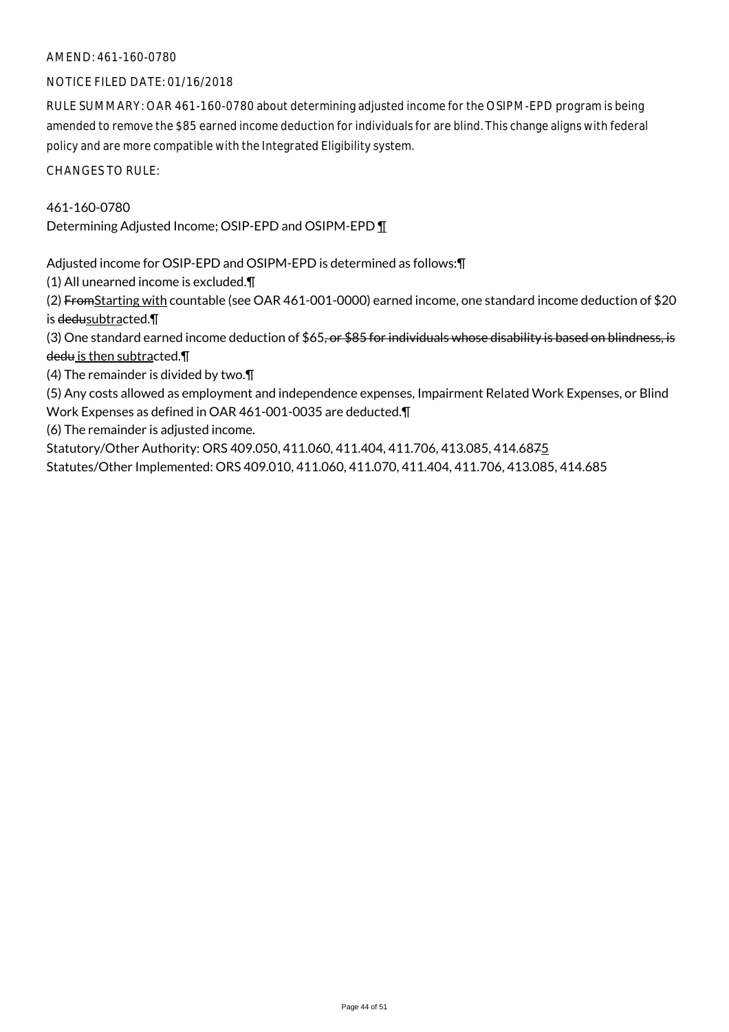AMEND: 461-160-0780

NOTICE FILED DATE: 01/16/2018

RULE SUMMARY: OAR 461-160-0780 about determining adjusted income for the OSIPM-EPD program is being amended to remove the $85 earned income deduction for individuals for are blind. This change aligns with federal policy and are more compatible with the Integrated Eligibility system.

CHANGES TO RULE:

461-160-0780
Determining Adjusted Income; OSIP-EPD and OSIPM-EPD ¶

Adjusted income for OSIP-EPD and OSIPM-EPD is determined as follows:¶

(1) All unearned income is excluded.¶

(2) ~~From~~Starting with countable (see OAR 461-001-0000) earned income, one standard income deduction of $20 is ~~dedu~~subtracted.¶

(3) One standard earned income deduction of $65~~, or $85 for individuals whose disability is based on blindness, is dedu~~ is then subtracted.¶

(4) The remainder is divided by two.¶

(5) Any costs allowed as employment and independence expenses, Impairment Related Work Expenses, or Blind Work Expenses as defined in OAR 461-001-0035 are deducted.¶

(6) The remainder is adjusted income.

Statutory/Other Authority: ORS 409.050, 411.060, 411.404, 411.706, 413.085, 414.68~~7~~5

Statutes/Other Implemented: ORS 409.010, 411.060, 411.070, 411.404, 411.706, 413.085, 414.685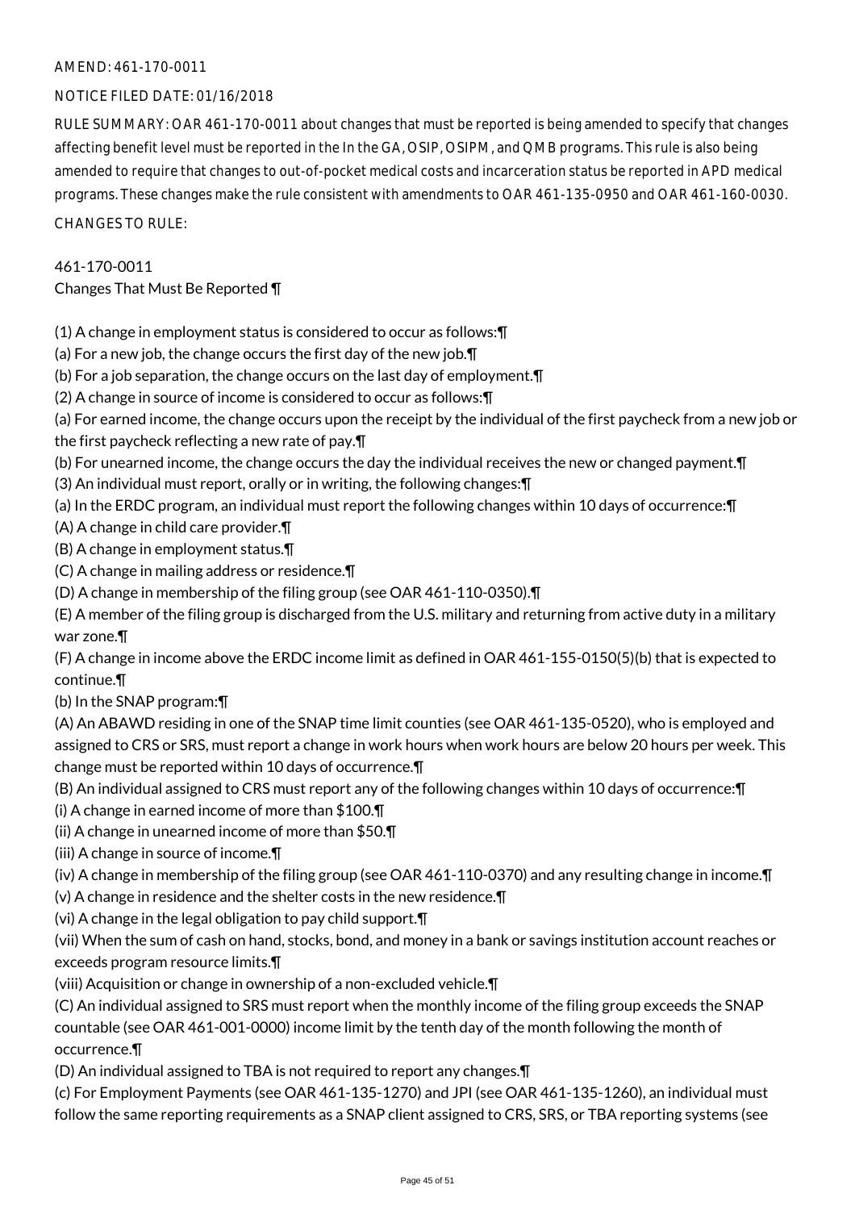AMEND: 461-170-0011

NOTICE FILED DATE: 01/16/2018

RULE SUMMARY: OAR 461-170-0011 about changes that must be reported is being amended to specify that changes affecting benefit level must be reported in the In the GA, OSIP, OSIPM, and QMB programs. This rule is also being amended to require that changes to out-of-pocket medical costs and incarceration status be reported in APD medical programs. These changes make the rule consistent with amendments to OAR 461-135-0950 and OAR 461-160-0030.

CHANGES TO RULE:

461-170-0011
Changes That Must Be Reported ¶

(1) A change in employment status is considered to occur as follows:¶
(a) For a new job, the change occurs the first day of the new job.¶
(b) For a job separation, the change occurs on the last day of employment.¶
(2) A change in source of income is considered to occur as follows:¶
(a) For earned income, the change occurs upon the receipt by the individual of the first paycheck from a new job or the first paycheck reflecting a new rate of pay.¶
(b) For unearned income, the change occurs the day the individual receives the new or changed payment.¶
(3) An individual must report, orally or in writing, the following changes:¶
(a) In the ERDC program, an individual must report the following changes within 10 days of occurrence:¶
(A) A change in child care provider.¶
(B) A change in employment status.¶
(C) A change in mailing address or residence.¶
(D) A change in membership of the filing group (see OAR 461-110-0350).¶
(E) A member of the filing group is discharged from the U.S. military and returning from active duty in a military war zone.¶
(F) A change in income above the ERDC income limit as defined in OAR 461-155-0150(5)(b) that is expected to continue.¶
(b) In the SNAP program:¶
(A) An ABAWD residing in one of the SNAP time limit counties (see OAR 461-135-0520), who is employed and assigned to CRS or SRS, must report a change in work hours when work hours are below 20 hours per week. This change must be reported within 10 days of occurrence.¶
(B) An individual assigned to CRS must report any of the following changes within 10 days of occurrence:¶
(i) A change in earned income of more than $100.¶
(ii) A change in unearned income of more than $50.¶
(iii) A change in source of income.¶
(iv) A change in membership of the filing group (see OAR 461-110-0370) and any resulting change in income.¶
(v) A change in residence and the shelter costs in the new residence.¶
(vi) A change in the legal obligation to pay child support.¶
(vii) When the sum of cash on hand, stocks, bond, and money in a bank or savings institution account reaches or exceeds program resource limits.¶
(viii) Acquisition or change in ownership of a non-excluded vehicle.¶
(C) An individual assigned to SRS must report when the monthly income of the filing group exceeds the SNAP countable (see OAR 461-001-0000) income limit by the tenth day of the month following the month of occurrence.¶
(D) An individual assigned to TBA is not required to report any changes.¶
(c) For Employment Payments (see OAR 461-135-1270) and JPI (see OAR 461-135-1260), an individual must follow the same reporting requirements as a SNAP client assigned to CRS, SRS, or TBA reporting systems (see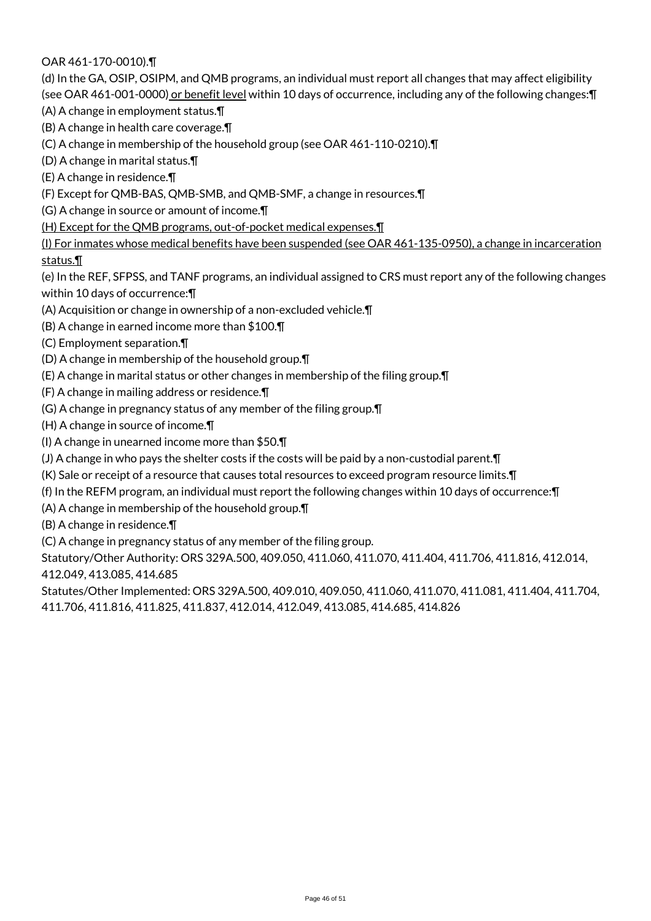OAR 461-170-0010).¶

(d) In the GA, OSIP, OSIPM, and QMB programs, an individual must report all changes that may affect eligibility (see OAR 461-001-0000) <u>or benefit level</u> within 10 days of occurrence, including any of the following changes:¶

(A) A change in employment status.¶

(B) A change in health care coverage.¶

(C) A change in membership of the household group (see OAR 461-110-0210).¶

(D) A change in marital status.¶

(E) A change in residence.¶

(F) Except for QMB-BAS, QMB-SMB, and QMB-SMF, a change in resources.¶

(G) A change in source or amount of income.¶

<u>(H) Except for the QMB programs, out-of-pocket medical expenses.¶</u>

<u>(I) For inmates whose medical benefits have been suspended (see OAR 461-135-0950), a change in incarceration status.¶</u>

(e) In the REF, SFPSS, and TANF programs, an individual assigned to CRS must report any of the following changes within 10 days of occurrence:¶

(A) Acquisition or change in ownership of a non-excluded vehicle.¶

(B) A change in earned income more than $100.¶

(C) Employment separation.¶

(D) A change in membership of the household group.¶

(E) A change in marital status or other changes in membership of the filing group.¶

(F) A change in mailing address or residence.¶

(G) A change in pregnancy status of any member of the filing group.¶

(H) A change in source of income.¶

(I) A change in unearned income more than $50.¶

(J) A change in who pays the shelter costs if the costs will be paid by a non-custodial parent.¶

(K) Sale or receipt of a resource that causes total resources to exceed program resource limits.¶

(f) In the REFM program, an individual must report the following changes within 10 days of occurrence:¶

(A) A change in membership of the household group.¶

(B) A change in residence.¶

(C) A change in pregnancy status of any member of the filing group.

Statutory/Other Authority: ORS 329A.500, 409.050, 411.060, 411.070, 411.404, 411.706, 411.816, 412.014, 412.049, 413.085, 414.685

Statutes/Other Implemented: ORS 329A.500, 409.010, 409.050, 411.060, 411.070, 411.081, 411.404, 411.704, 411.706, 411.816, 411.825, 411.837, 412.014, 412.049, 413.085, 414.685, 414.826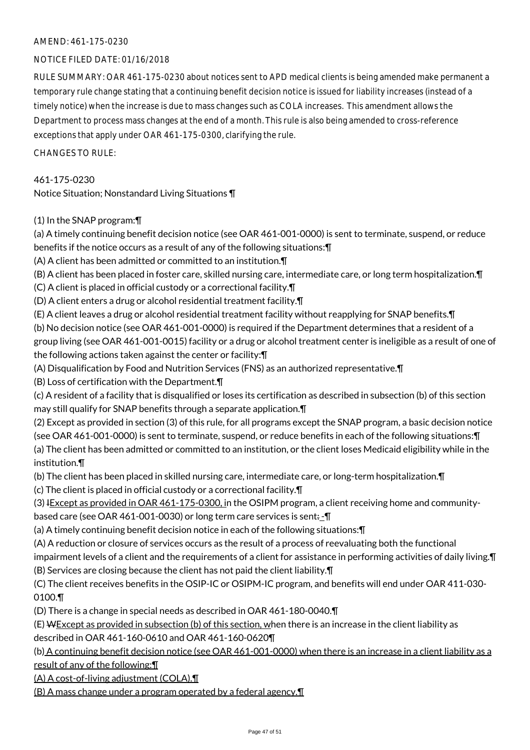AMEND: 461-175-0230

NOTICE FILED DATE: 01/16/2018

RULE SUMMARY: OAR 461-175-0230 about notices sent to APD medical clients is being amended make permanent a temporary rule change stating that a continuing benefit decision notice is issued for liability increases (instead of a timely notice) when the increase is due to mass changes such as COLA increases. This amendment allows the Department to process mass changes at the end of a month. This rule is also being amended to cross-reference exceptions that apply under OAR 461-175-0300, clarifying the rule.

CHANGES TO RULE:

461-175-0230
Notice Situation; Nonstandard Living Situations ¶

(1) In the SNAP program:¶

(a) A timely continuing benefit decision notice (see OAR 461-001-0000) is sent to terminate, suspend, or reduce benefits if the notice occurs as a result of any of the following situations:¶

(A) A client has been admitted or committed to an institution.¶

(B) A client has been placed in foster care, skilled nursing care, intermediate care, or long term hospitalization.¶

(C) A client is placed in official custody or a correctional facility.¶

(D) A client enters a drug or alcohol residential treatment facility.¶

(E) A client leaves a drug or alcohol residential treatment facility without reapplying for SNAP benefits.¶

(b) No decision notice (see OAR 461-001-0000) is required if the Department determines that a resident of a group living (see OAR 461-001-0015) facility or a drug or alcohol treatment center is ineligible as a result of one of the following actions taken against the center or facility:¶

(A) Disqualification by Food and Nutrition Services (FNS) as an authorized representative.¶

(B) Loss of certification with the Department.¶

(c) A resident of a facility that is disqualified or loses its certification as described in subsection (b) of this section may still qualify for SNAP benefits through a separate application.¶

(2) Except as provided in section (3) of this rule, for all programs except the SNAP program, a basic decision notice (see OAR 461-001-0000) is sent to terminate, suspend, or reduce benefits in each of the following situations:¶

(a) The client has been admitted or committed to an institution, or the client loses Medicaid eligibility while in the institution.¶

(b) The client has been placed in skilled nursing care, intermediate care, or long-term hospitalization.¶

(c) The client is placed in official custody or a correctional facility.¶

(3) ~~I~~Except as provided in OAR 461-175-0300, in the OSIPM program, a client receiving home and community-based care (see OAR 461-001-0030) or long term care services is sent~~:~~ -¶

(a) A timely continuing benefit decision notice in each of the following situations:¶

(A) A reduction or closure of services occurs as the result of a process of reevaluating both the functional impairment levels of a client and the requirements of a client for assistance in performing activities of daily living.¶

(B) Services are closing because the client has not paid the client liability.¶

(C) The client receives benefits in the OSIP-IC or OSIPM-IC program, and benefits will end under OAR 411-030-0100.¶

(D) There is a change in special needs as described in OAR 461-180-0040.¶

(E) ~~W~~Except as provided in subsection (b) of this section, when there is an increase in the client liability as described in OAR 461-160-0610 and OAR 461-160-0620¶

(b) A continuing benefit decision notice (see OAR 461-001-0000) when there is an increase in a client liability as a result of any of the following:¶

(A) A cost-of-living adjustment (COLA).¶

(B) A mass change under a program operated by a federal agency.¶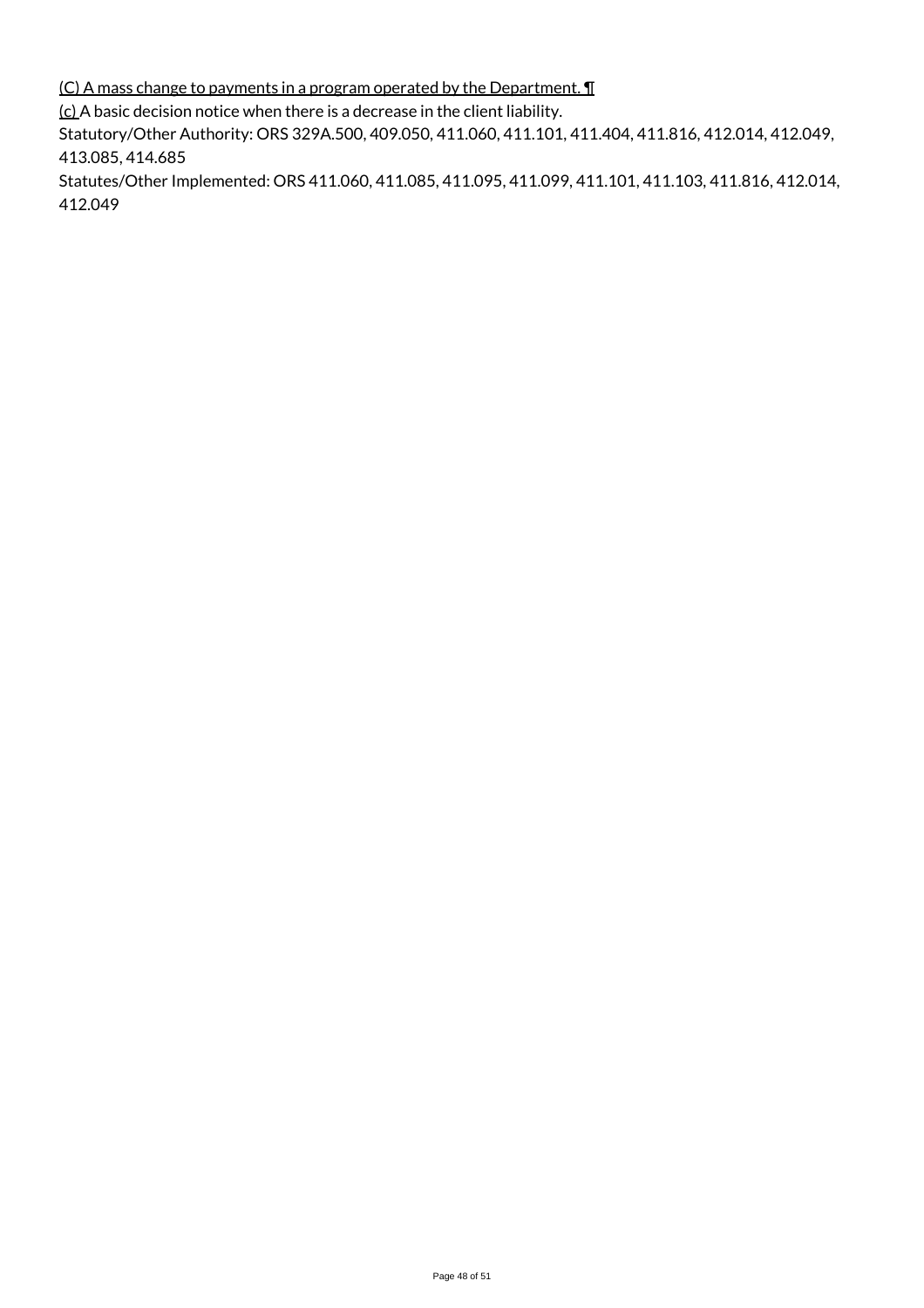(C) A mass change to payments in a program operated by the Department. ¶

(c) A basic decision notice when there is a decrease in the client liability.

Statutory/Other Authority: ORS 329A.500, 409.050, 411.060, 411.101, 411.404, 411.816, 412.014, 412.049, 413.085, 414.685

Statutes/Other Implemented: ORS 411.060, 411.085, 411.095, 411.099, 411.101, 411.103, 411.816, 412.014, 412.049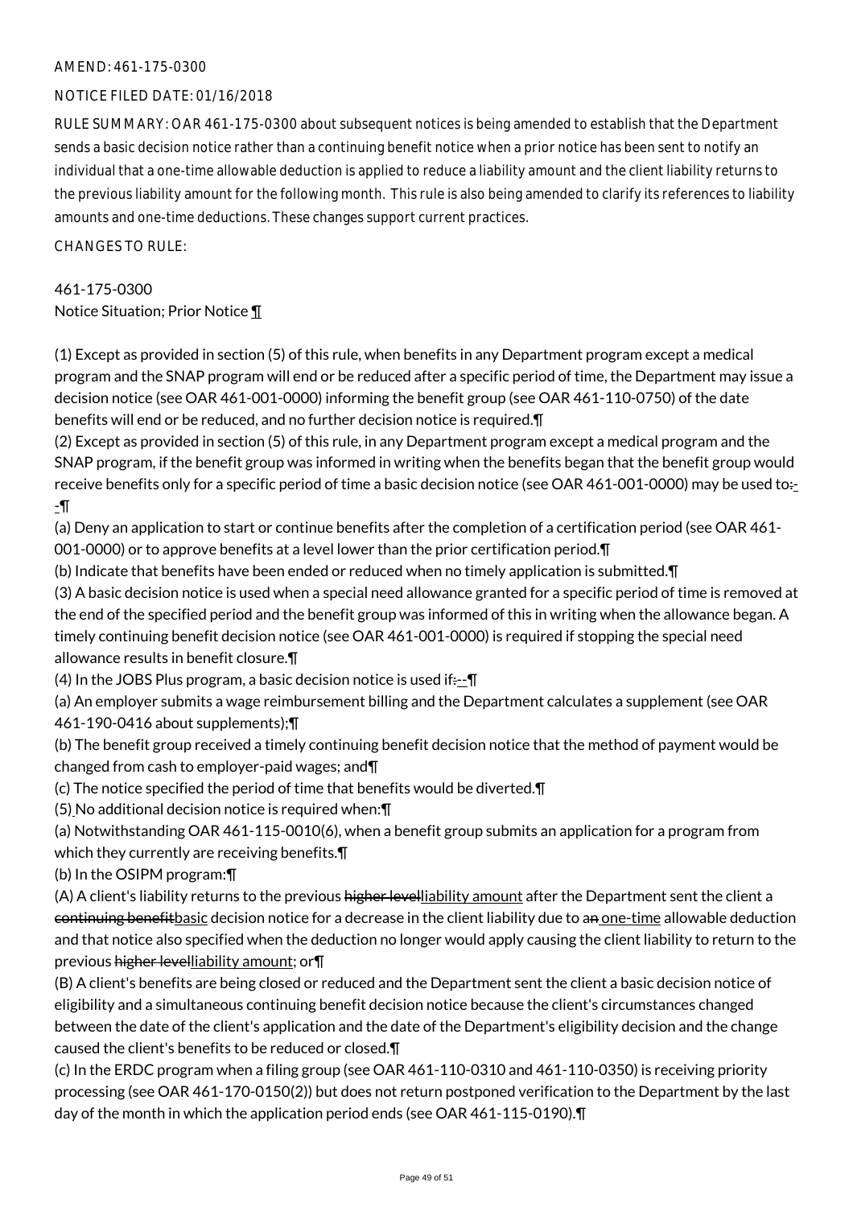AMEND: 461-175-0300

NOTICE FILED DATE: 01/16/2018

RULE SUMMARY: OAR 461-175-0300 about subsequent notices is being amended to establish that the Department sends a basic decision notice rather than a continuing benefit notice when a prior notice has been sent to notify an individual that a one-time allowable deduction is applied to reduce a liability amount and the client liability returns to the previous liability amount for the following month. This rule is also being amended to clarify its references to liability amounts and one-time deductions. These changes support current practices.

CHANGES TO RULE:

461-175-0300
Notice Situation; Prior Notice ¶

(1) Except as provided in section (5) of this rule, when benefits in any Department program except a medical program and the SNAP program will end or be reduced after a specific period of time, the Department may issue a decision notice (see OAR 461-001-0000) informing the benefit group (see OAR 461-110-0750) of the date benefits will end or be reduced, and no further decision notice is required.¶
(2) Except as provided in section (5) of this rule, in any Department program except a medical program and the SNAP program, if the benefit group was informed in writing when the benefits began that the benefit group would receive benefits only for a specific period of time a basic decision notice (see OAR 461-001-0000) may be used to:--¶
(a) Deny an application to start or continue benefits after the completion of a certification period (see OAR 461-001-0000) or to approve benefits at a level lower than the prior certification period.¶
(b) Indicate that benefits have been ended or reduced when no timely application is submitted.¶
(3) A basic decision notice is used when a special need allowance granted for a specific period of time is removed at the end of the specified period and the benefit group was informed of this in writing when the allowance began. A timely continuing benefit decision notice (see OAR 461-001-0000) is required if stopping the special need allowance results in benefit closure.¶
(4) In the JOBS Plus program, a basic decision notice is used if:--¶
(a) An employer submits a wage reimbursement billing and the Department calculates a supplement (see OAR 461-190-0416 about supplements);¶
(b) The benefit group received a timely continuing benefit decision notice that the method of payment would be changed from cash to employer-paid wages; and¶
(c) The notice specified the period of time that benefits would be diverted.¶
(5) No additional decision notice is required when:¶
(a) Notwithstanding OAR 461-115-0010(6), when a benefit group submits an application for a program from which they currently are receiving benefits.¶
(b) In the OSIPM program:¶
(A) A client's liability returns to the previous ~~higher level~~liability amount after the Department sent the client a ~~continuing benefit~~basic decision notice for a decrease in the client liability due to ~~an~~ one-time allowable deduction and that notice also specified when the deduction no longer would apply causing the client liability to return to the previous ~~higher level~~liability amount; or¶
(B) A client's benefits are being closed or reduced and the Department sent the client a basic decision notice of eligibility and a simultaneous continuing benefit decision notice because the client's circumstances changed between the date of the client's application and the date of the Department's eligibility decision and the change caused the client's benefits to be reduced or closed.¶
(c) In the ERDC program when a filing group (see OAR 461-110-0310 and 461-110-0350) is receiving priority processing (see OAR 461-170-0150(2)) but does not return postponed verification to the Department by the last day of the month in which the application period ends (see OAR 461-115-0190).¶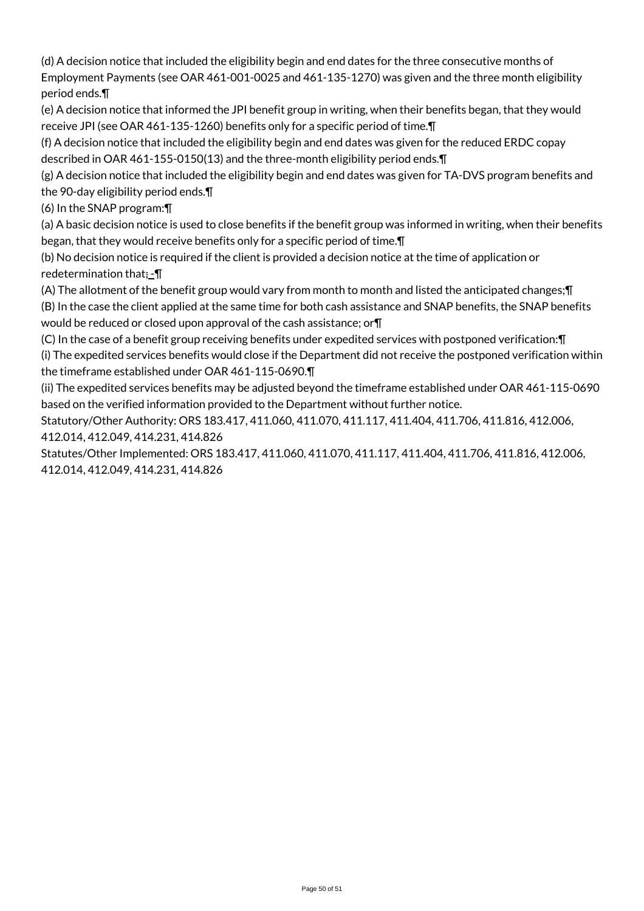(d) A decision notice that included the eligibility begin and end dates for the three consecutive months of Employment Payments (see OAR 461-001-0025 and 461-135-1270) was given and the three month eligibility period ends.¶

(e) A decision notice that informed the JPI benefit group in writing, when their benefits began, that they would receive JPI (see OAR 461-135-1260) benefits only for a specific period of time.¶

(f) A decision notice that included the eligibility begin and end dates was given for the reduced ERDC copay described in OAR 461-155-0150(13) and the three-month eligibility period ends.¶

(g) A decision notice that included the eligibility begin and end dates was given for TA-DVS program benefits and the 90-day eligibility period ends.¶

(6) In the SNAP program:¶

(a) A basic decision notice is used to close benefits if the benefit group was informed in writing, when their benefits began, that they would receive benefits only for a specific period of time.¶

(b) No decision notice is required if the client is provided a decision notice at the time of application or redetermination that: ¶

(A) The allotment of the benefit group would vary from month to month and listed the anticipated changes;¶

(B) In the case the client applied at the same time for both cash assistance and SNAP benefits, the SNAP benefits would be reduced or closed upon approval of the cash assistance; or¶

(C) In the case of a benefit group receiving benefits under expedited services with postponed verification:¶

(i) The expedited services benefits would close if the Department did not receive the postponed verification within the timeframe established under OAR 461-115-0690.¶

(ii) The expedited services benefits may be adjusted beyond the timeframe established under OAR 461-115-0690 based on the verified information provided to the Department without further notice.

Statutory/Other Authority: ORS 183.417, 411.060, 411.070, 411.117, 411.404, 411.706, 411.816, 412.006, 412.014, 412.049, 414.231, 414.826

Statutes/Other Implemented: ORS 183.417, 411.060, 411.070, 411.117, 411.404, 411.706, 411.816, 412.006, 412.014, 412.049, 414.231, 414.826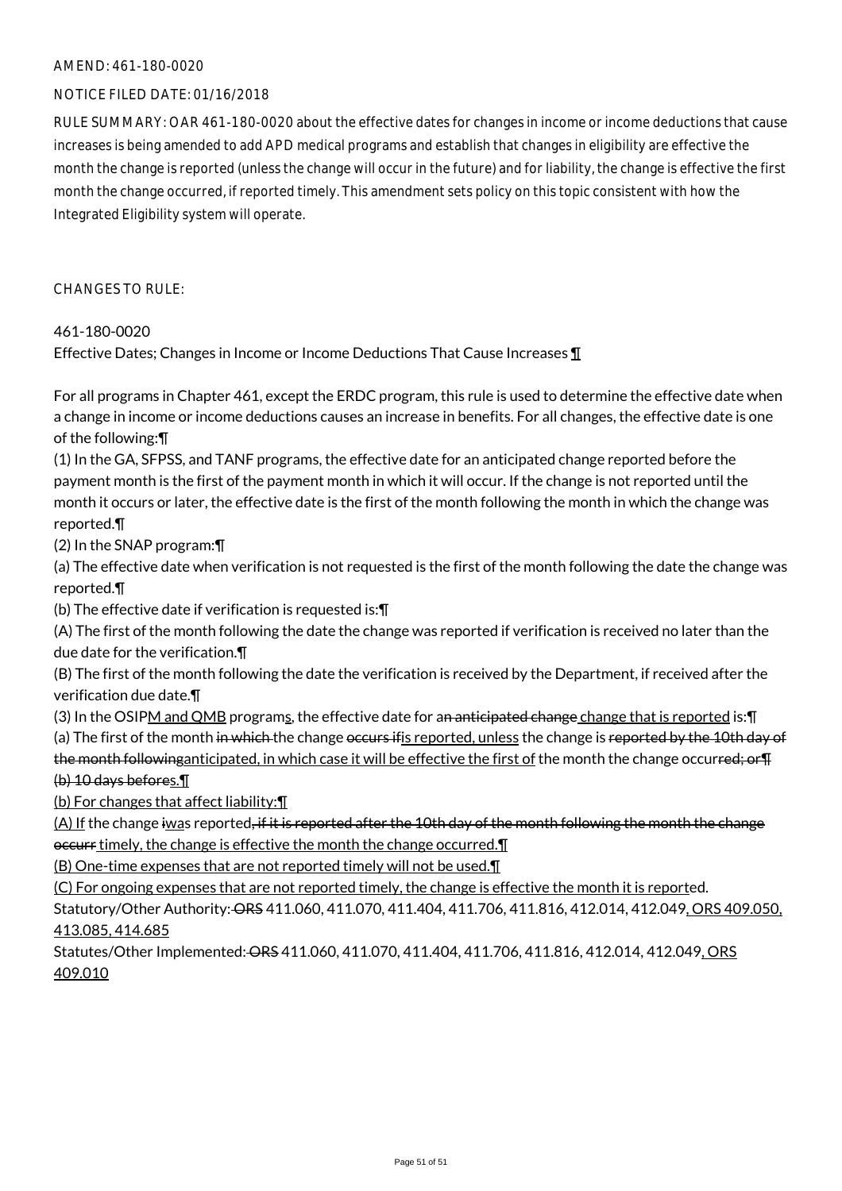AMEND: 461-180-0020

NOTICE FILED DATE: 01/16/2018

RULE SUMMARY: OAR 461-180-0020 about the effective dates for changes in income or income deductions that cause increases is being amended to add APD medical programs and establish that changes in eligibility are effective the month the change is reported (unless the change will occur in the future) and for liability, the change is effective the first month the change occurred, if reported timely. This amendment sets policy on this topic consistent with how the Integrated Eligibility system will operate.

CHANGES TO RULE:

461-180-0020
Effective Dates; Changes in Income or Income Deductions That Cause Increases ¶

For all programs in Chapter 461, except the ERDC program, this rule is used to determine the effective date when a change in income or income deductions causes an increase in benefits. For all changes, the effective date is one of the following:¶
(1) In the GA, SFPSS, and TANF programs, the effective date for an anticipated change reported before the payment month is the first of the payment month in which it will occur. If the change is not reported until the month it occurs or later, the effective date is the first of the month following the month in which the change was reported.¶
(2) In the SNAP program:¶
(a) The effective date when verification is not requested is the first of the month following the date the change was reported.¶
(b) The effective date if verification is requested is:¶
(A) The first of the month following the date the change was reported if verification is received no later than the due date for the verification.¶
(B) The first of the month following the date the verification is received by the Department, if received after the verification due date.¶
(3) In the OSIP~~M and QMB~~ program~~s~~, the effective date for a~~n anticipated change~~ change that is reported is:¶
(a) The first of the month ~~in which~~ the change ~~occurs if~~is reported, unless the change is ~~reported by the 10th day of the month following~~anticipated, in which case it will be effective the first of the month the change occur~~red; or¶
(b) 10 days before~~s.¶
(b) For changes that affect liability:¶
(A) If the change ~~i~~was reported~~, if it is reported after the 10th day of the month following the month the change occurr~~ timely, the change is effective the month the change occurred.¶
(B) One-time expenses that are not reported timely will not be used.¶
(C) For ongoing expenses that are not reported timely, the change is effective the month it is reported.
Statutory/Other Authority: ~~ORS~~ 411.060, 411.070, 411.404, 411.706, 411.816, 412.014, 412.049, ORS 409.050, 413.085, 414.685
Statutes/Other Implemented: ~~ORS~~ 411.060, 411.070, 411.404, 411.706, 411.816, 412.014, 412.049, ORS 409.010